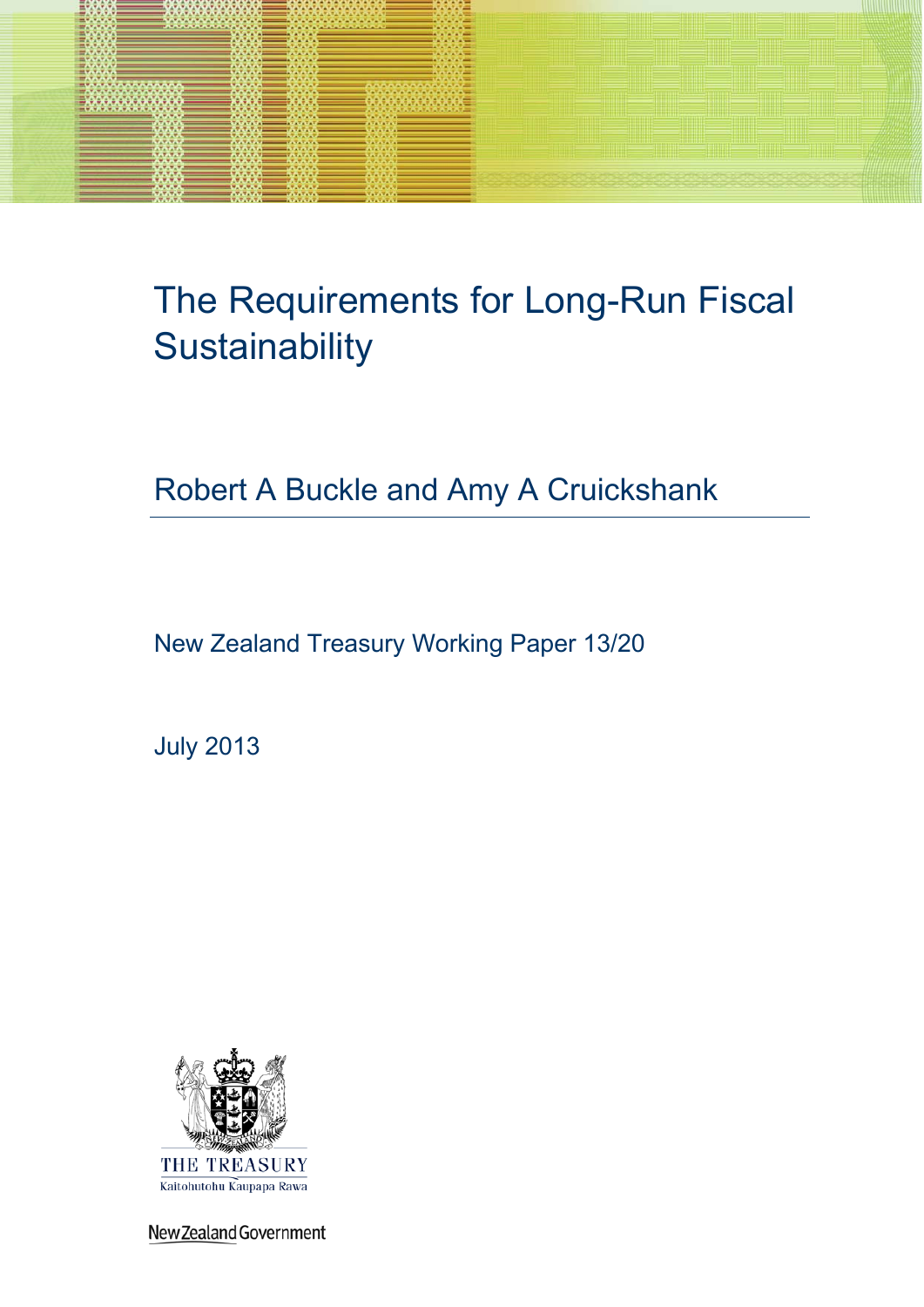# The Requirements for Long-Run Fiscal Sustainability

## Robert A Buckle and Amy A Cruickshank

New Zealand Treasury Working Paper 13/20

July 2013

THE TREASURY
Kaitohutohu Kaupapa Rawa

New Zealand Government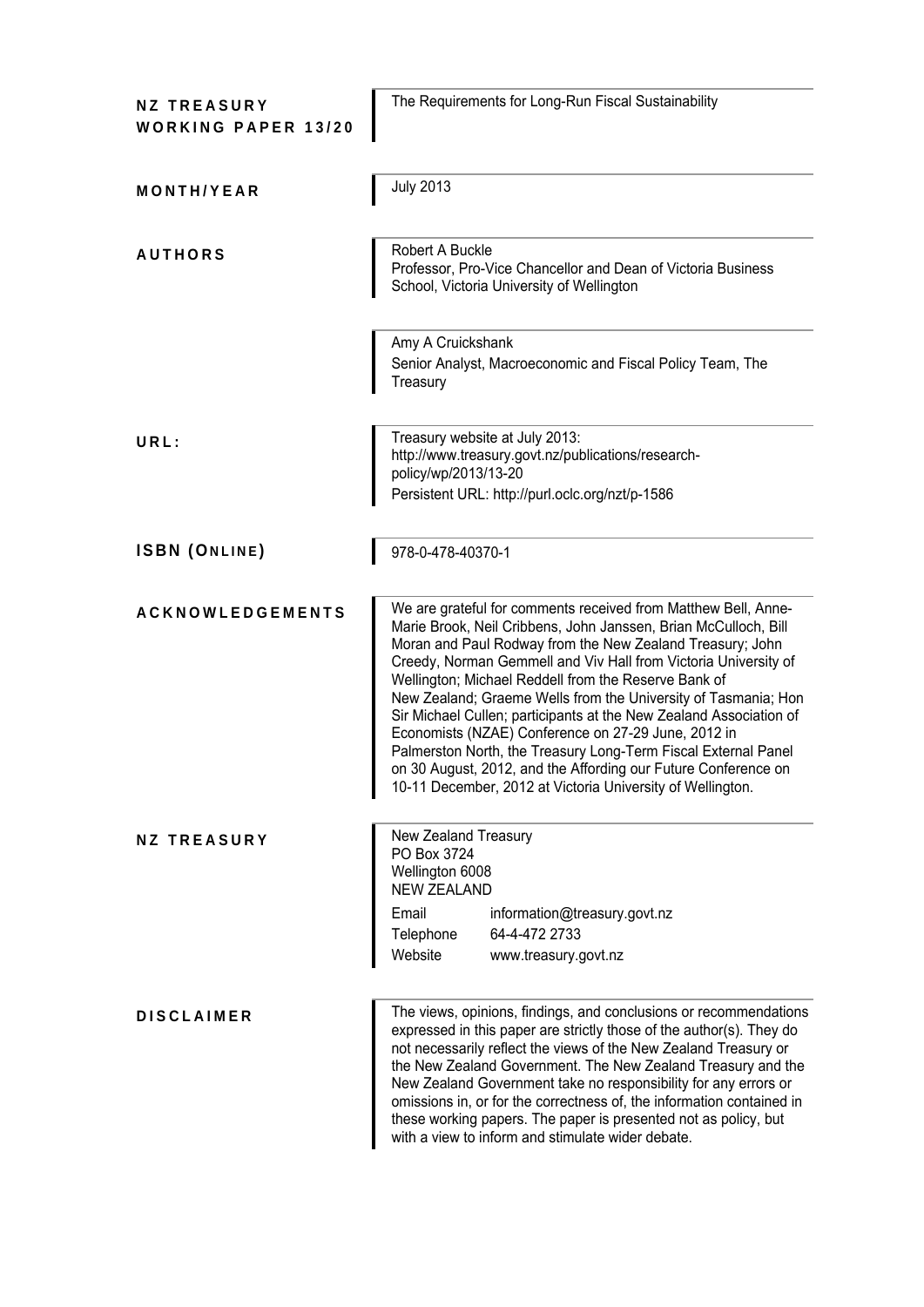**NZ TREASURY WORKING PAPER 13/20**

The Requirements for Long-Run Fiscal Sustainability

**MONTH/YEAR**

July 2013

**AUTHORS**

Robert A Buckle
Professor, Pro-Vice Chancellor and Dean of Victoria Business School, Victoria University of Wellington

Amy A Cruickshank
Senior Analyst, Macroeconomic and Fiscal Policy Team, The Treasury

**URL:**

Treasury website at July 2013:
http://www.treasury.govt.nz/publications/research-policy/wp/2013/13-20
Persistent URL: http://purl.oclc.org/nzt/p-1586

**ISBN (ONLINE)**

978-0-478-40370-1

**ACKNOWLEDGEMENTS**

We are grateful for comments received from Matthew Bell, Anne-Marie Brook, Neil Cribbens, John Janssen, Brian McCulloch, Bill Moran and Paul Rodway from the New Zealand Treasury; John Creedy, Norman Gemmell and Viv Hall from Victoria University of Wellington; Michael Reddell from the Reserve Bank of New Zealand; Graeme Wells from the University of Tasmania; Hon Sir Michael Cullen; participants at the New Zealand Association of Economists (NZAE) Conference on 27-29 June, 2012 in Palmerston North, the Treasury Long-Term Fiscal External Panel on 30 August, 2012, and the Affording our Future Conference on 10-11 December, 2012 at Victoria University of Wellington.

**NZ TREASURY**

New Zealand Treasury
PO Box 3724
Wellington 6008
NEW ZEALAND

| | |
|---|---|
| Email | information@treasury.govt.nz |
| Telephone | 64-4-472 2733 |
| Website | www.treasury.govt.nz |

**DISCLAIMER**

The views, opinions, findings, and conclusions or recommendations expressed in this paper are strictly those of the author(s). They do not necessarily reflect the views of the New Zealand Treasury or the New Zealand Government. The New Zealand Treasury and the New Zealand Government take no responsibility for any errors or omissions in, or for the correctness of, the information contained in these working papers. The paper is presented not as policy, but with a view to inform and stimulate wider debate.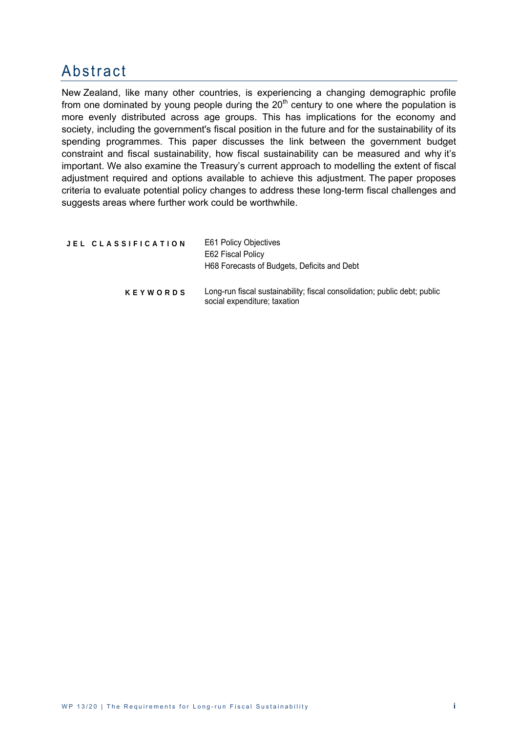# Abstract

New Zealand, like many other countries, is experiencing a changing demographic profile from one dominated by young people during the 20$^{th}$ century to one where the population is more evenly distributed across age groups. This has implications for the economy and society, including the government's fiscal position in the future and for the sustainability of its spending programmes. This paper discusses the link between the government budget constraint and fiscal sustainability, how fiscal sustainability can be measured and why it's important. We also examine the Treasury's current approach to modelling the extent of fiscal adjustment required and options available to achieve this adjustment. The paper proposes criteria to evaluate potential policy changes to address these long-term fiscal challenges and suggests areas where further work could be worthwhile.

**JEL CLASSIFICATION**
E61 Policy Objectives
E62 Fiscal Policy
H68 Forecasts of Budgets, Deficits and Debt

**KEYWORDS**
Long-run fiscal sustainability; fiscal consolidation; public debt; public social expenditure; taxation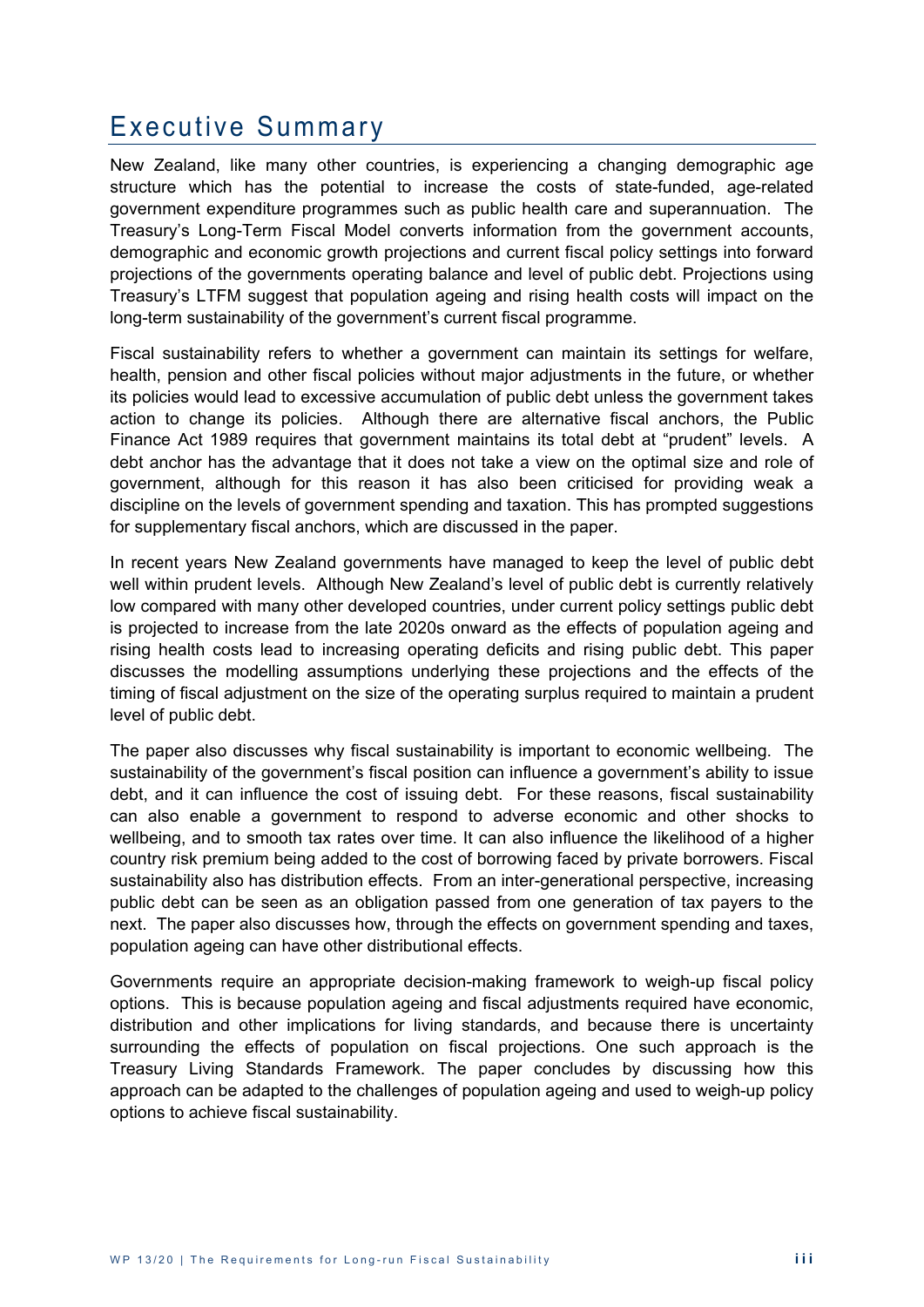# Executive Summary

New Zealand, like many other countries, is experiencing a changing demographic age structure which has the potential to increase the costs of state-funded, age-related government expenditure programmes such as public health care and superannuation. The Treasury's Long-Term Fiscal Model converts information from the government accounts, demographic and economic growth projections and current fiscal policy settings into forward projections of the governments operating balance and level of public debt. Projections using Treasury's LTFM suggest that population ageing and rising health costs will impact on the long-term sustainability of the government's current fiscal programme.

Fiscal sustainability refers to whether a government can maintain its settings for welfare, health, pension and other fiscal policies without major adjustments in the future, or whether its policies would lead to excessive accumulation of public debt unless the government takes action to change its policies. Although there are alternative fiscal anchors, the Public Finance Act 1989 requires that government maintains its total debt at "prudent" levels. A debt anchor has the advantage that it does not take a view on the optimal size and role of government, although for this reason it has also been criticised for providing weak a discipline on the levels of government spending and taxation. This has prompted suggestions for supplementary fiscal anchors, which are discussed in the paper.

In recent years New Zealand governments have managed to keep the level of public debt well within prudent levels. Although New Zealand's level of public debt is currently relatively low compared with many other developed countries, under current policy settings public debt is projected to increase from the late 2020s onward as the effects of population ageing and rising health costs lead to increasing operating deficits and rising public debt. This paper discusses the modelling assumptions underlying these projections and the effects of the timing of fiscal adjustment on the size of the operating surplus required to maintain a prudent level of public debt.

The paper also discusses why fiscal sustainability is important to economic wellbeing. The sustainability of the government's fiscal position can influence a government's ability to issue debt, and it can influence the cost of issuing debt. For these reasons, fiscal sustainability can also enable a government to respond to adverse economic and other shocks to wellbeing, and to smooth tax rates over time. It can also influence the likelihood of a higher country risk premium being added to the cost of borrowing faced by private borrowers. Fiscal sustainability also has distribution effects. From an inter-generational perspective, increasing public debt can be seen as an obligation passed from one generation of tax payers to the next. The paper also discusses how, through the effects on government spending and taxes, population ageing can have other distributional effects.

Governments require an appropriate decision-making framework to weigh-up fiscal policy options. This is because population ageing and fiscal adjustments required have economic, distribution and other implications for living standards, and because there is uncertainty surrounding the effects of population on fiscal projections. One such approach is the Treasury Living Standards Framework. The paper concludes by discussing how this approach can be adapted to the challenges of population ageing and used to weigh-up policy options to achieve fiscal sustainability.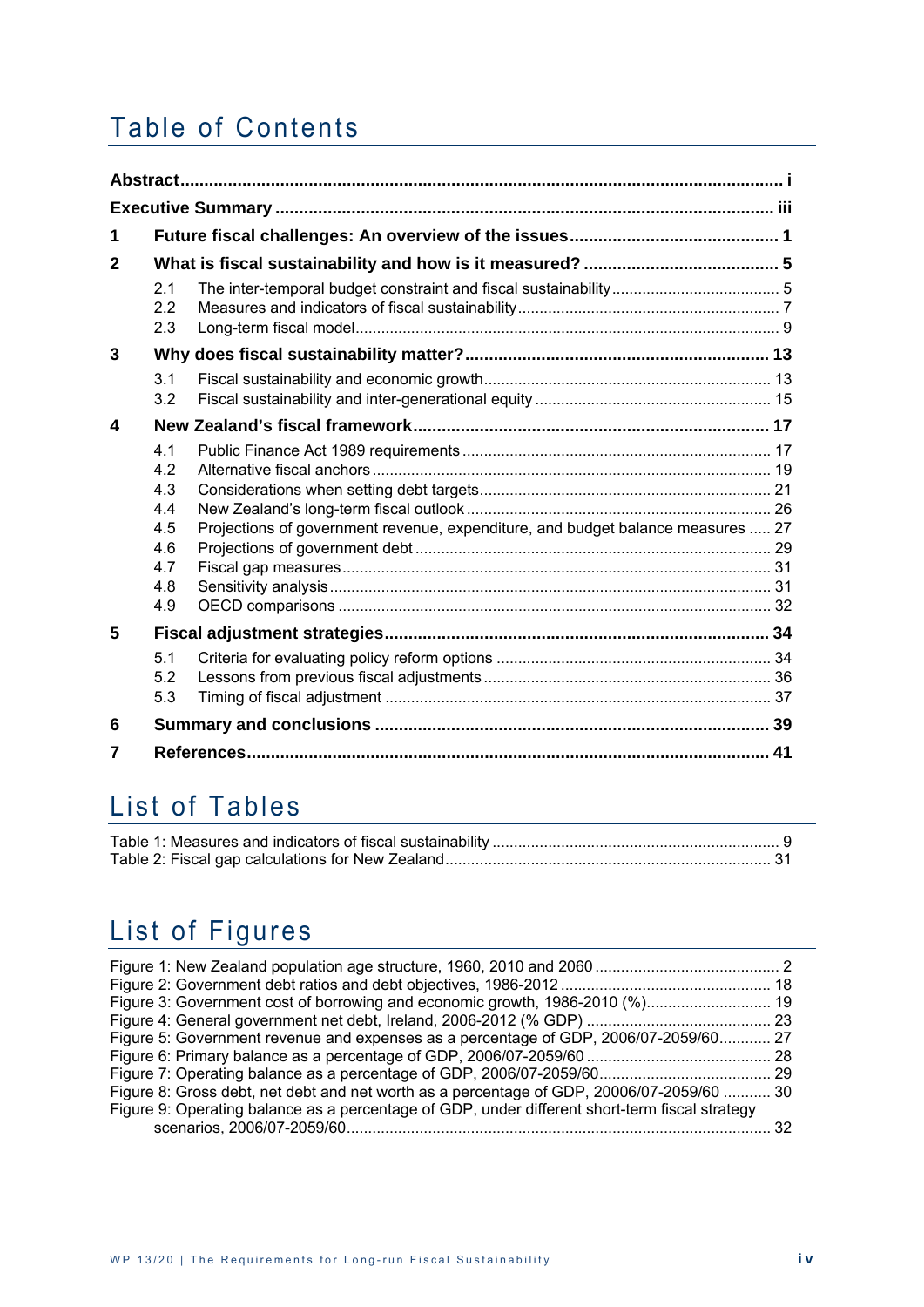# Table of Contents

**Abstract** ........................................................................................................................ i

**Executive Summary** ......................................................................................................... iii

**1 Future fiscal challenges: An overview of the issues** .......................................................... 1

**2 What is fiscal sustainability and how is it measured?** ......................................................... 5

- 2.1 The inter-temporal budget constraint and fiscal sustainability ........................................ 5
- 2.2 Measures and indicators of fiscal sustainability ............................................................. 7
- 2.3 Long-term fiscal model .................................................................................................. 9

**3 Why does fiscal sustainability matter?** ................................................................................ 13

- 3.1 Fiscal sustainability and economic growth .................................................................... 13
- 3.2 Fiscal sustainability and inter-generational equity ......................................................... 15

**4 New Zealand's fiscal framework** ........................................................................................ 17

- 4.1 Public Finance Act 1989 requirements ........................................................................... 17
- 4.2 Alternative fiscal anchors ............................................................................................... 19
- 4.3 Considerations when setting debt targets ....................................................................... 21
- 4.4 New Zealand's long-term fiscal outlook ......................................................................... 26
- 4.5 Projections of government revenue, expenditure, and budget balance measures ........... 27
- 4.6 Projections of government debt ..................................................................................... 29
- 4.7 Fiscal gap measures ...................................................................................................... 31
- 4.8 Sensitivity analysis ........................................................................................................ 31
- 4.9 OECD comparisons ....................................................................................................... 32

**5 Fiscal adjustment strategies** ............................................................................................... 34

- 5.1 Criteria for evaluating policy reform options .................................................................. 34
- 5.2 Lessons from previous fiscal adjustments ..................................................................... 36
- 5.3 Timing of fiscal adjustment ........................................................................................... 37

**6 Summary and conclusions** ................................................................................................. 39

**7 References** ........................................................................................................................ 41

# List of Tables

Table 1: Measures and indicators of fiscal sustainability ........................................................ 9
Table 2: Fiscal gap calculations for New Zealand ................................................................... 31

# List of Figures

Figure 1: New Zealand population age structure, 1960, 2010 and 2060 .................................. 2
Figure 2: Government debt ratios and debt objectives, 1986-2012 ......................................... 18
Figure 3: Government cost of borrowing and economic growth, 1986-2010 (%) ..................... 19
Figure 4: General government net debt, Ireland, 2006-2012 (% GDP) .................................... 23
Figure 5: Government revenue and expenses as a percentage of GDP, 2006/07-2059/60 ......... 27
Figure 6: Primary balance as a percentage of GDP, 2006/07-2059/60 ...................................... 28
Figure 7: Operating balance as a percentage of GDP, 2006/07-2059/60 ................................... 29
Figure 8: Gross debt, net debt and net worth as a percentage of GDP, 20006/07-2059/60 ........ 30
Figure 9: Operating balance as a percentage of GDP, under different short-term fiscal strategy scenarios, 2006/07-2059/60 ................................................................................................... 32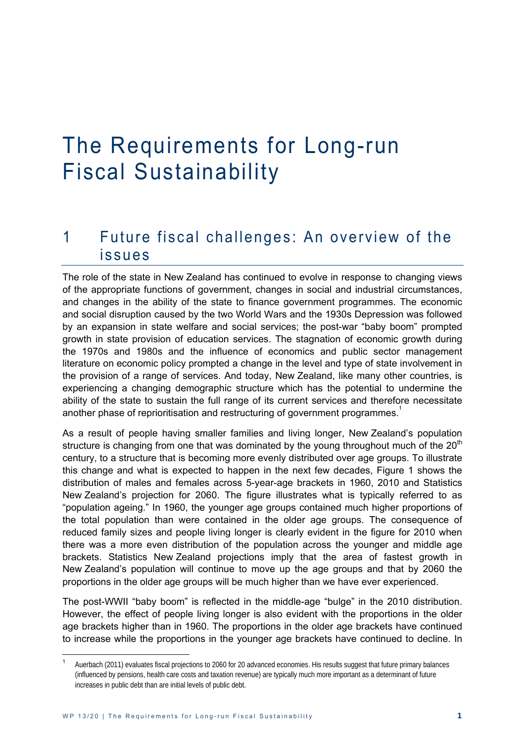# The Requirements for Long-run Fiscal Sustainability

## 1 Future fiscal challenges: An overview of the issues

The role of the state in New Zealand has continued to evolve in response to changing views of the appropriate functions of government, changes in social and industrial circumstances, and changes in the ability of the state to finance government programmes. The economic and social disruption caused by the two World Wars and the 1930s Depression was followed by an expansion in state welfare and social services; the post-war "baby boom" prompted growth in state provision of education services. The stagnation of economic growth during the 1970s and 1980s and the influence of economics and public sector management literature on economic policy prompted a change in the level and type of state involvement in the provision of a range of services. And today, New Zealand, like many other countries, is experiencing a changing demographic structure which has the potential to undermine the ability of the state to sustain the full range of its current services and therefore necessitate another phase of reprioritisation and restructuring of government programmes.[1]

As a result of people having smaller families and living longer, New Zealand's population structure is changing from one that was dominated by the young throughout much of the 20th century, to a structure that is becoming more evenly distributed over age groups. To illustrate this change and what is expected to happen in the next few decades, Figure 1 shows the distribution of males and females across 5-year-age brackets in 1960, 2010 and Statistics New Zealand's projection for 2060. The figure illustrates what is typically referred to as "population ageing." In 1960, the younger age groups contained much higher proportions of the total population than were contained in the older age groups. The consequence of reduced family sizes and people living longer is clearly evident in the figure for 2010 when there was a more even distribution of the population across the younger and middle age brackets. Statistics New Zealand projections imply that the area of fastest growth in New Zealand's population will continue to move up the age groups and that by 2060 the proportions in the older age groups will be much higher than we have ever experienced.

The post-WWII "baby boom" is reflected in the middle-age "bulge" in the 2010 distribution. However, the effect of people living longer is also evident with the proportions in the older age brackets higher than in 1960. The proportions in the older age brackets have continued to increase while the proportions in the younger age brackets have continued to decline. In

---

[1] Auerbach (2011) evaluates fiscal projections to 2060 for 20 advanced economies. His results suggest that future primary balances (influenced by pensions, health care costs and taxation revenue) are typically much more important as a determinant of future increases in public debt than are initial levels of public debt.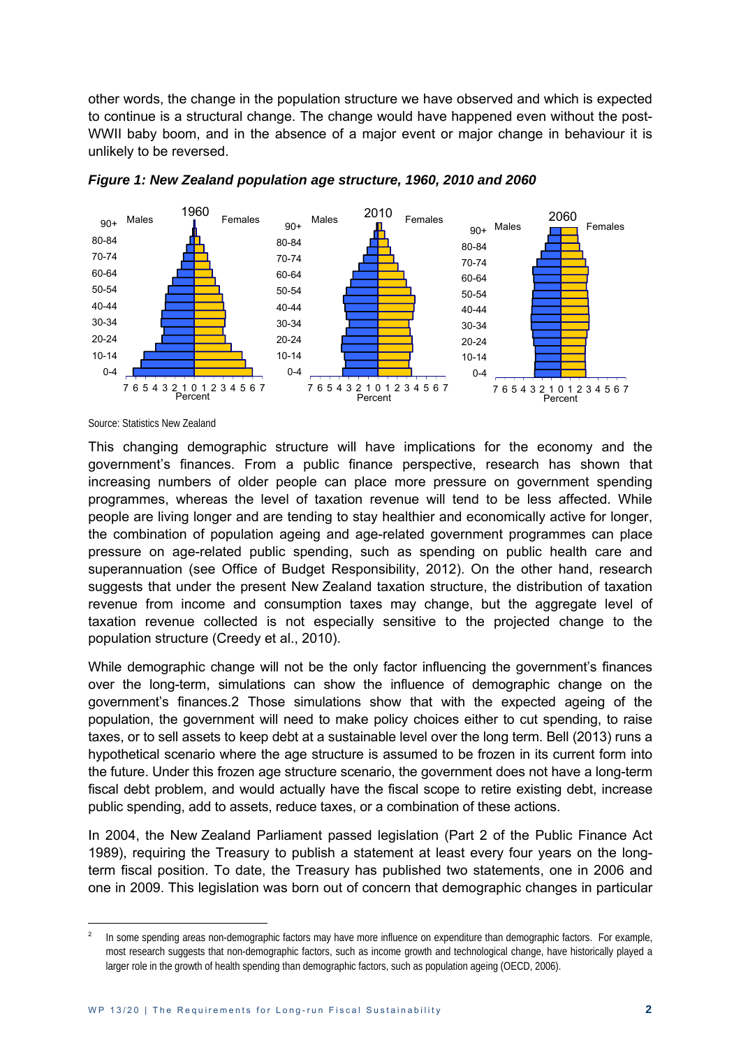other words, the change in the population structure we have observed and which is expected to continue is a structural change. The change would have happened even without the post-WWII baby boom, and in the absence of a major event or major change in behaviour it is unlikely to be reversed.

***Figure 1: New Zealand population age structure, 1960, 2010 and 2060***

Source: Statistics New Zealand

This changing demographic structure will have implications for the economy and the government's finances. From a public finance perspective, research has shown that increasing numbers of older people can place more pressure on government spending programmes, whereas the level of taxation revenue will tend to be less affected. While people are living longer and are tending to stay healthier and economically active for longer, the combination of population ageing and age-related government programmes can place pressure on age-related public spending, such as spending on public health care and superannuation (see Office of Budget Responsibility, 2012). On the other hand, research suggests that under the present New Zealand taxation structure, the distribution of taxation revenue from income and consumption taxes may change, but the aggregate level of taxation revenue collected is not especially sensitive to the projected change to the population structure (Creedy et al., 2010).

While demographic change will not be the only factor influencing the government's finances over the long-term, simulations can show the influence of demographic change on the government's finances.[2] Those simulations show that with the expected ageing of the population, the government will need to make policy choices either to cut spending, to raise taxes, or to sell assets to keep debt at a sustainable level over the long term. Bell (2013) runs a hypothetical scenario where the age structure is assumed to be frozen in its current form into the future. Under this frozen age structure scenario, the government does not have a long-term fiscal debt problem, and would actually have the fiscal scope to retire existing debt, increase public spending, add to assets, reduce taxes, or a combination of these actions.

In 2004, the New Zealand Parliament passed legislation (Part 2 of the Public Finance Act 1989), requiring the Treasury to publish a statement at least every four years on the long-term fiscal position. To date, the Treasury has published two statements, one in 2006 and one in 2009. This legislation was born out of concern that demographic changes in particular

---

[2] In some spending areas non-demographic factors may have more influence on expenditure than demographic factors. For example, most research suggests that non-demographic factors, such as income growth and technological change, have historically played a larger role in the growth of health spending than demographic factors, such as population ageing (OECD, 2006).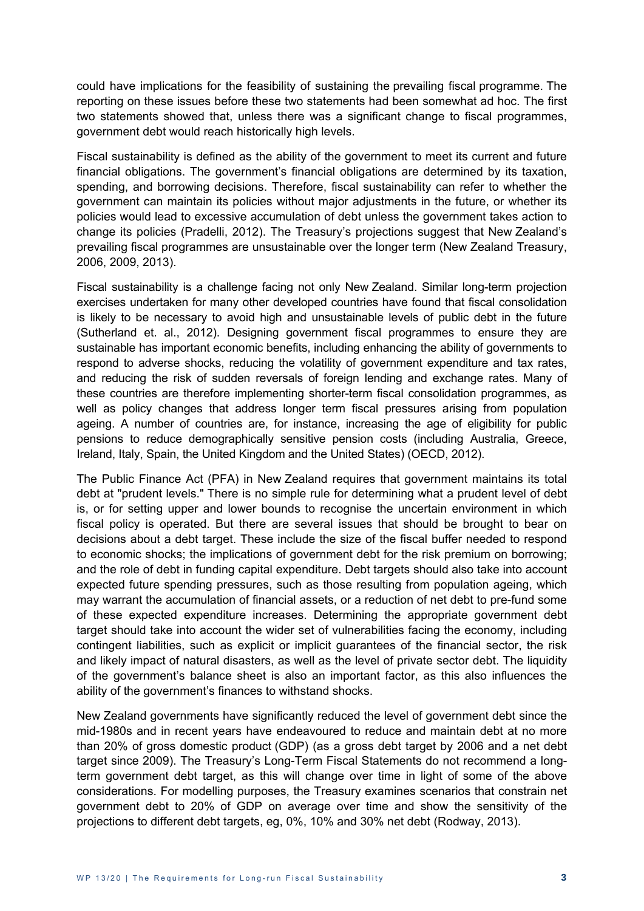could have implications for the feasibility of sustaining the prevailing fiscal programme. The reporting on these issues before these two statements had been somewhat ad hoc. The first two statements showed that, unless there was a significant change to fiscal programmes, government debt would reach historically high levels.

Fiscal sustainability is defined as the ability of the government to meet its current and future financial obligations. The government's financial obligations are determined by its taxation, spending, and borrowing decisions. Therefore, fiscal sustainability can refer to whether the government can maintain its policies without major adjustments in the future, or whether its policies would lead to excessive accumulation of debt unless the government takes action to change its policies (Pradelli, 2012). The Treasury's projections suggest that New Zealand's prevailing fiscal programmes are unsustainable over the longer term (New Zealand Treasury, 2006, 2009, 2013).

Fiscal sustainability is a challenge facing not only New Zealand. Similar long-term projection exercises undertaken for many other developed countries have found that fiscal consolidation is likely to be necessary to avoid high and unsustainable levels of public debt in the future (Sutherland et. al., 2012). Designing government fiscal programmes to ensure they are sustainable has important economic benefits, including enhancing the ability of governments to respond to adverse shocks, reducing the volatility of government expenditure and tax rates, and reducing the risk of sudden reversals of foreign lending and exchange rates. Many of these countries are therefore implementing shorter-term fiscal consolidation programmes, as well as policy changes that address longer term fiscal pressures arising from population ageing. A number of countries are, for instance, increasing the age of eligibility for public pensions to reduce demographically sensitive pension costs (including Australia, Greece, Ireland, Italy, Spain, the United Kingdom and the United States) (OECD, 2012).

The Public Finance Act (PFA) in New Zealand requires that government maintains its total debt at "prudent levels." There is no simple rule for determining what a prudent level of debt is, or for setting upper and lower bounds to recognise the uncertain environment in which fiscal policy is operated. But there are several issues that should be brought to bear on decisions about a debt target. These include the size of the fiscal buffer needed to respond to economic shocks; the implications of government debt for the risk premium on borrowing; and the role of debt in funding capital expenditure. Debt targets should also take into account expected future spending pressures, such as those resulting from population ageing, which may warrant the accumulation of financial assets, or a reduction of net debt to pre-fund some of these expected expenditure increases. Determining the appropriate government debt target should take into account the wider set of vulnerabilities facing the economy, including contingent liabilities, such as explicit or implicit guarantees of the financial sector, the risk and likely impact of natural disasters, as well as the level of private sector debt. The liquidity of the government's balance sheet is also an important factor, as this also influences the ability of the government's finances to withstand shocks.

New Zealand governments have significantly reduced the level of government debt since the mid-1980s and in recent years have endeavoured to reduce and maintain debt at no more than 20% of gross domestic product (GDP) (as a gross debt target by 2006 and a net debt target since 2009). The Treasury's Long-Term Fiscal Statements do not recommend a long-term government debt target, as this will change over time in light of some of the above considerations. For modelling purposes, the Treasury examines scenarios that constrain net government debt to 20% of GDP on average over time and show the sensitivity of the projections to different debt targets, eg, 0%, 10% and 30% net debt (Rodway, 2013).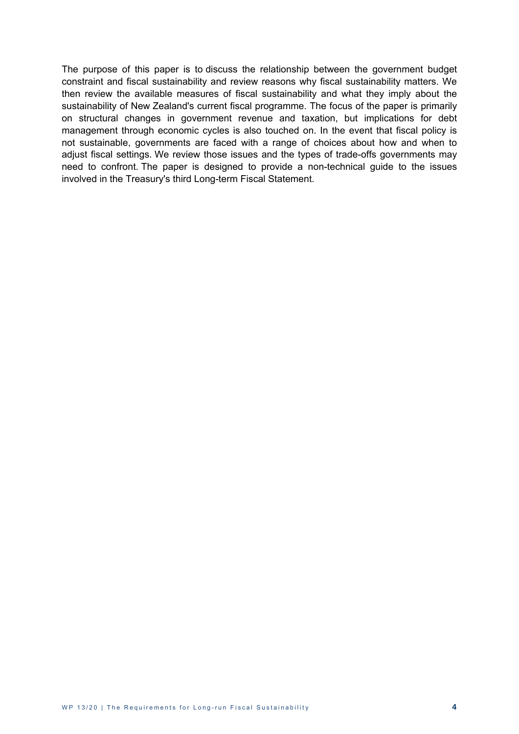The purpose of this paper is to discuss the relationship between the government budget constraint and fiscal sustainability and review reasons why fiscal sustainability matters. We then review the available measures of fiscal sustainability and what they imply about the sustainability of New Zealand's current fiscal programme. The focus of the paper is primarily on structural changes in government revenue and taxation, but implications for debt management through economic cycles is also touched on. In the event that fiscal policy is not sustainable, governments are faced with a range of choices about how and when to adjust fiscal settings. We review those issues and the types of trade-offs governments may need to confront. The paper is designed to provide a non-technical guide to the issues involved in the Treasury's third Long-term Fiscal Statement.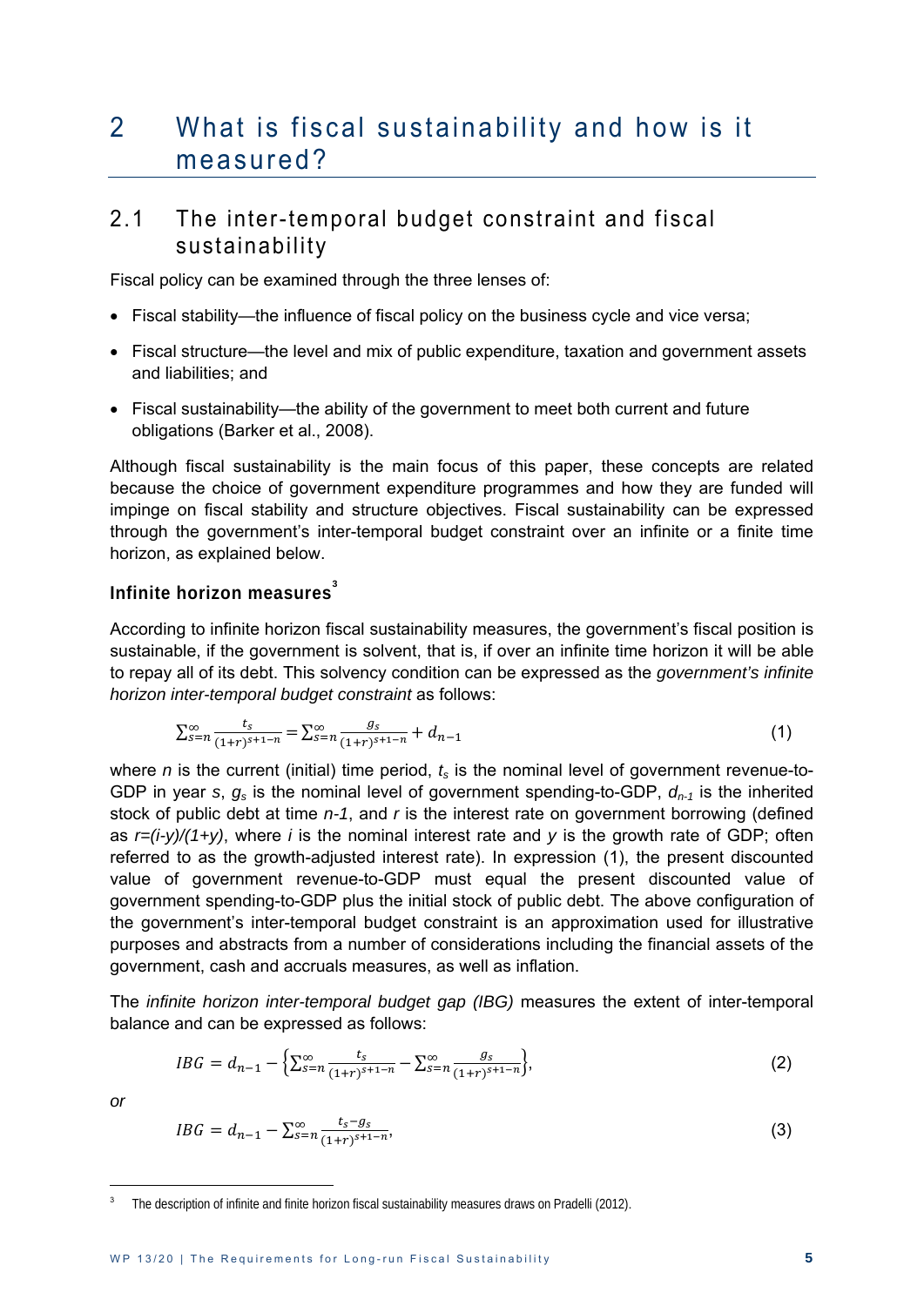# 2 What is fiscal sustainability and how is it measured?

## 2.1 The inter-temporal budget constraint and fiscal sustainability

Fiscal policy can be examined through the three lenses of:

- Fiscal stability—the influence of fiscal policy on the business cycle and vice versa;
- Fiscal structure—the level and mix of public expenditure, taxation and government assets and liabilities; and
- Fiscal sustainability—the ability of the government to meet both current and future obligations (Barker et al., 2008).

Although fiscal sustainability is the main focus of this paper, these concepts are related because the choice of government expenditure programmes and how they are funded will impinge on fiscal stability and structure objectives. Fiscal sustainability can be expressed through the government's inter-temporal budget constraint over an infinite or a finite time horizon, as explained below.

### Infinite horizon measures[3]

According to infinite horizon fiscal sustainability measures, the government's fiscal position is sustainable, if the government is solvent, that is, if over an infinite time horizon it will be able to repay all of its debt. This solvency condition can be expressed as the *government's infinite horizon inter-temporal budget constraint* as follows:

$$\sum_{s=n}^{\infty} \frac{t_s}{(1+r)^{s+1-n}} = \sum_{s=n}^{\infty} \frac{g_s}{(1+r)^{s+1-n}} + d_{n-1} \tag{1}$$

where $n$ is the current (initial) time period, $t_s$ is the nominal level of government revenue-to-GDP in year $s$, $g_s$ is the nominal level of government spending-to-GDP, $d_{n-1}$ is the inherited stock of public debt at time $n\text{-}1$, and $r$ is the interest rate on government borrowing (defined as $r=(i-y)/(1+y)$, where $i$ is the nominal interest rate and $y$ is the growth rate of GDP; often referred to as the growth-adjusted interest rate). In expression (1), the present discounted value of government revenue-to-GDP must equal the present discounted value of government spending-to-GDP plus the initial stock of public debt. The above configuration of the government's inter-temporal budget constraint is an approximation used for illustrative purposes and abstracts from a number of considerations including the financial assets of the government, cash and accruals measures, as well as inflation.

The *infinite horizon inter-temporal budget gap (IBG)* measures the extent of inter-temporal balance and can be expressed as follows:

$$IBG = d_{n-1} - \left\{ \sum_{s=n}^{\infty} \frac{t_s}{(1+r)^{s+1-n}} - \sum_{s=n}^{\infty} \frac{g_s}{(1+r)^{s+1-n}} \right\}, \tag{2}$$

*or*

$$IBG = d_{n-1} - \sum_{s=n}^{\infty} \frac{t_s - g_s}{(1+r)^{s+1-n}}, \tag{3}$$

[3] The description of infinite and finite horizon fiscal sustainability measures draws on Pradelli (2012).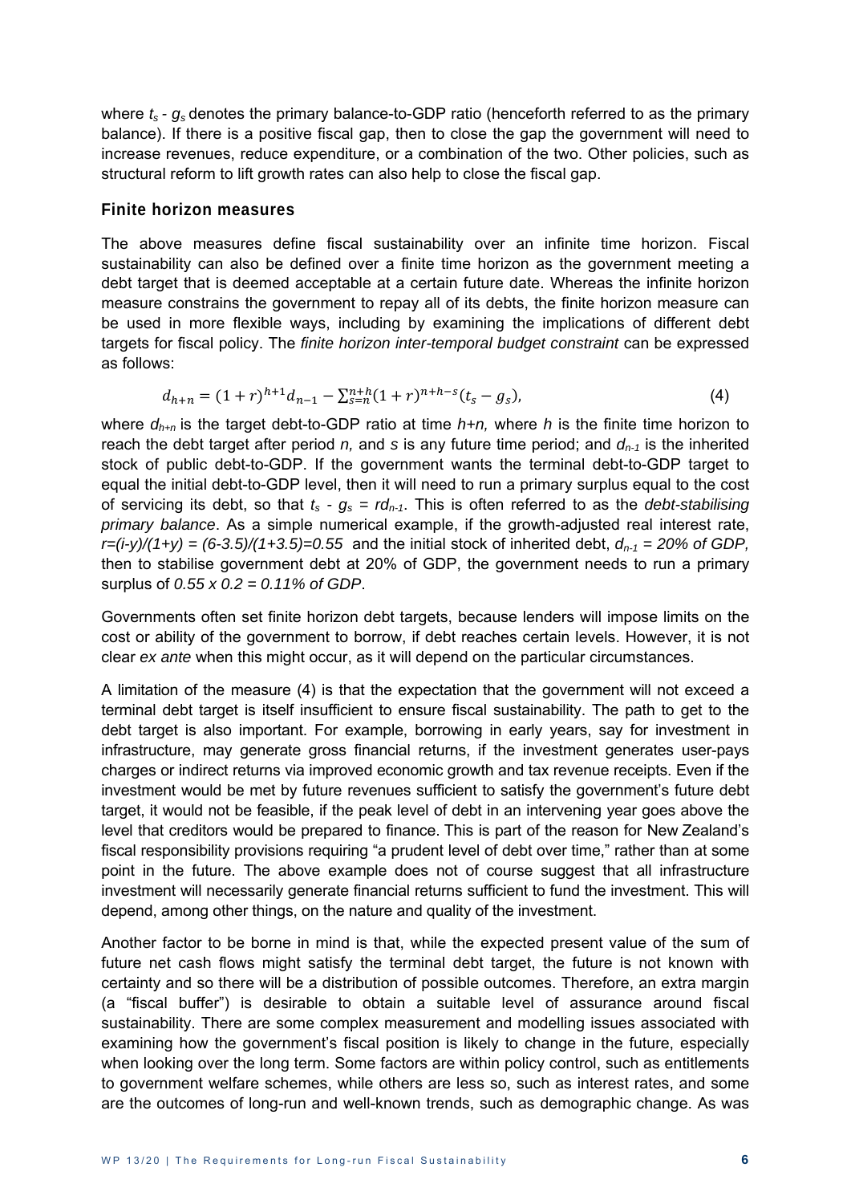where $t_s$ - $g_s$ denotes the primary balance-to-GDP ratio (henceforth referred to as the primary balance). If there is a positive fiscal gap, then to close the gap the government will need to increase revenues, reduce expenditure, or a combination of the two. Other policies, such as structural reform to lift growth rates can also help to close the fiscal gap.

### Finite horizon measures

The above measures define fiscal sustainability over an infinite time horizon. Fiscal sustainability can also be defined over a finite time horizon as the government meeting a debt target that is deemed acceptable at a certain future date. Whereas the infinite horizon measure constrains the government to repay all of its debts, the finite horizon measure can be used in more flexible ways, including by examining the implications of different debt targets for fiscal policy. The *finite horizon inter-temporal budget constraint* can be expressed as follows:

$$d_{h+n} = (1+r)^{h+1} d_{n-1} - \sum_{s=n}^{n+h} (1+r)^{n+h-s} (t_s - g_s), \tag{4}$$

where $d_{h+n}$ is the target debt-to-GDP ratio at time $h+n$, where $h$ is the finite time horizon to reach the debt target after period $n$, and $s$ is any future time period; and $d_{n-1}$ is the inherited stock of public debt-to-GDP. If the government wants the terminal debt-to-GDP target to equal the initial debt-to-GDP level, then it will need to run a primary surplus equal to the cost of servicing its debt, so that $t_s$ - $g_s$ = $rd_{n-1}$. This is often referred to as the *debt-stabilising primary balance*. As a simple numerical example, if the growth-adjusted real interest rate, $r=(i-y)/(1+y) = (6-3.5)/(1+3.5)=0.55$ and the initial stock of inherited debt, $d_{n-1}$ = *20% of GDP,* then to stabilise government debt at 20% of GDP, the government needs to run a primary surplus of *0.55 x 0.2 = 0.11% of GDP*.

Governments often set finite horizon debt targets, because lenders will impose limits on the cost or ability of the government to borrow, if debt reaches certain levels. However, it is not clear *ex ante* when this might occur, as it will depend on the particular circumstances.

A limitation of the measure (4) is that the expectation that the government will not exceed a terminal debt target is itself insufficient to ensure fiscal sustainability. The path to get to the debt target is also important. For example, borrowing in early years, say for investment in infrastructure, may generate gross financial returns, if the investment generates user-pays charges or indirect returns via improved economic growth and tax revenue receipts. Even if the investment would be met by future revenues sufficient to satisfy the government's future debt target, it would not be feasible, if the peak level of debt in an intervening year goes above the level that creditors would be prepared to finance. This is part of the reason for New Zealand's fiscal responsibility provisions requiring "a prudent level of debt over time," rather than at some point in the future. The above example does not of course suggest that all infrastructure investment will necessarily generate financial returns sufficient to fund the investment. This will depend, among other things, on the nature and quality of the investment.

Another factor to be borne in mind is that, while the expected present value of the sum of future net cash flows might satisfy the terminal debt target, the future is not known with certainty and so there will be a distribution of possible outcomes. Therefore, an extra margin (a "fiscal buffer") is desirable to obtain a suitable level of assurance around fiscal sustainability. There are some complex measurement and modelling issues associated with examining how the government's fiscal position is likely to change in the future, especially when looking over the long term. Some factors are within policy control, such as entitlements to government welfare schemes, while others are less so, such as interest rates, and some are the outcomes of long-run and well-known trends, such as demographic change. As was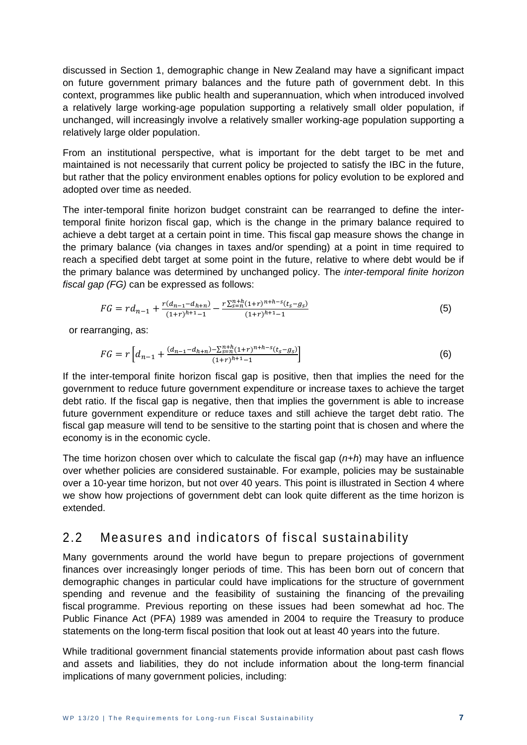discussed in Section 1, demographic change in New Zealand may have a significant impact on future government primary balances and the future path of government debt. In this context, programmes like public health and superannuation, which when introduced involved a relatively large working-age population supporting a relatively small older population, if unchanged, will increasingly involve a relatively smaller working-age population supporting a relatively large older population.

From an institutional perspective, what is important for the debt target to be met and maintained is not necessarily that current policy be projected to satisfy the IBC in the future, but rather that the policy environment enables options for policy evolution to be explored and adopted over time as needed.

The inter-temporal finite horizon budget constraint can be rearranged to define the inter-temporal finite horizon fiscal gap, which is the change in the primary balance required to achieve a debt target at a certain point in time. This fiscal gap measure shows the change in the primary balance (via changes in taxes and/or spending) at a point in time required to reach a specified debt target at some point in the future, relative to where debt would be if the primary balance was determined by unchanged policy. The *inter-temporal finite horizon fiscal gap (FG)* can be expressed as follows:

$$FG = rd_{n-1} + \frac{r(d_{n-1} - d_{h+n})}{(1+r)^{h+1} - 1} - \frac{r\sum_{s=n}^{n+h}(1+r)^{n+h-s}(t_s - g_s)}{(1+r)^{h+1} - 1} \tag{5}$$

or rearranging, as:

$$FG = r\left[d_{n-1} + \frac{(d_{n-1} - d_{h+n}) - \sum_{s=n}^{n+h}(1+r)^{n+h-s}(t_s - g_s)}{(1+r)^{h+1} - 1}\right] \tag{6}$$

If the inter-temporal finite horizon fiscal gap is positive, then that implies the need for the government to reduce future government expenditure or increase taxes to achieve the target debt ratio. If the fiscal gap is negative, then that implies the government is able to increase future government expenditure or reduce taxes and still achieve the target debt ratio. The fiscal gap measure will tend to be sensitive to the starting point that is chosen and where the economy is in the economic cycle.

The time horizon chosen over which to calculate the fiscal gap ($n+h$) may have an influence over whether policies are considered sustainable. For example, policies may be sustainable over a 10-year time horizon, but not over 40 years. This point is illustrated in Section 4 where we show how projections of government debt can look quite different as the time horizon is extended.

## 2.2 Measures and indicators of fiscal sustainability

Many governments around the world have begun to prepare projections of government finances over increasingly longer periods of time. This has been born out of concern that demographic changes in particular could have implications for the structure of government spending and revenue and the feasibility of sustaining the financing of the prevailing fiscal programme. Previous reporting on these issues had been somewhat ad hoc. The Public Finance Act (PFA) 1989 was amended in 2004 to require the Treasury to produce statements on the long-term fiscal position that look out at least 40 years into the future.

While traditional government financial statements provide information about past cash flows and assets and liabilities, they do not include information about the long-term financial implications of many government policies, including: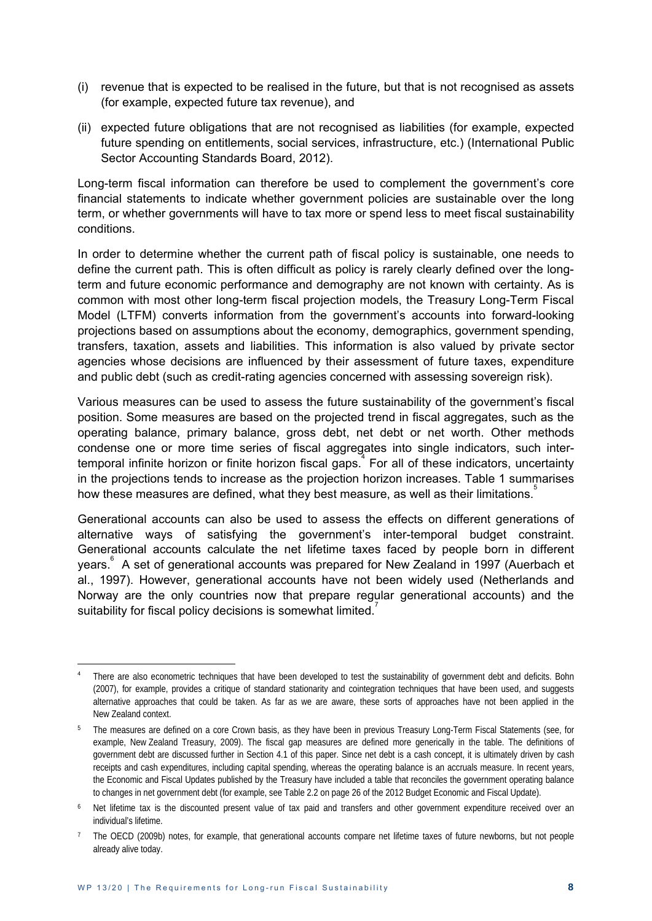(i) revenue that is expected to be realised in the future, but that is not recognised as assets (for example, expected future tax revenue), and

(ii) expected future obligations that are not recognised as liabilities (for example, expected future spending on entitlements, social services, infrastructure, etc.) (International Public Sector Accounting Standards Board, 2012).

Long-term fiscal information can therefore be used to complement the government's core financial statements to indicate whether government policies are sustainable over the long term, or whether governments will have to tax more or spend less to meet fiscal sustainability conditions.

In order to determine whether the current path of fiscal policy is sustainable, one needs to define the current path. This is often difficult as policy is rarely clearly defined over the long-term and future economic performance and demography are not known with certainty. As is common with most other long-term fiscal projection models, the Treasury Long-Term Fiscal Model (LTFM) converts information from the government's accounts into forward-looking projections based on assumptions about the economy, demographics, government spending, transfers, taxation, assets and liabilities. This information is also valued by private sector agencies whose decisions are influenced by their assessment of future taxes, expenditure and public debt (such as credit-rating agencies concerned with assessing sovereign risk).

Various measures can be used to assess the future sustainability of the government's fiscal position. Some measures are based on the projected trend in fiscal aggregates, such as the operating balance, primary balance, gross debt, net debt or net worth. Other methods condense one or more time series of fiscal aggregates into single indicators, such inter-temporal infinite horizon or finite horizon fiscal gaps.[4] For all of these indicators, uncertainty in the projections tends to increase as the projection horizon increases. Table 1 summarises how these measures are defined, what they best measure, as well as their limitations.[5]

Generational accounts can also be used to assess the effects on different generations of alternative ways of satisfying the government's inter-temporal budget constraint. Generational accounts calculate the net lifetime taxes faced by people born in different years.[6] A set of generational accounts was prepared for New Zealand in 1997 (Auerbach et al., 1997). However, generational accounts have not been widely used (Netherlands and Norway are the only countries now that prepare regular generational accounts) and the suitability for fiscal policy decisions is somewhat limited.[7]

---

[4] There are also econometric techniques that have been developed to test the sustainability of government debt and deficits. Bohn (2007), for example, provides a critique of standard stationarity and cointegration techniques that have been used, and suggests alternative approaches that could be taken. As far as we are aware, these sorts of approaches have not been applied in the New Zealand context.

[5] The measures are defined on a core Crown basis, as they have been in previous Treasury Long-Term Fiscal Statements (see, for example, New Zealand Treasury, 2009). The fiscal gap measures are defined more generically in the table. The definitions of government debt are discussed further in Section 4.1 of this paper. Since net debt is a cash concept, it is ultimately driven by cash receipts and cash expenditures, including capital spending, whereas the operating balance is an accruals measure. In recent years, the Economic and Fiscal Updates published by the Treasury have included a table that reconciles the government operating balance to changes in net government debt (for example, see Table 2.2 on page 26 of the 2012 Budget Economic and Fiscal Update).

[6] Net lifetime tax is the discounted present value of tax paid and transfers and other government expenditure received over an individual's lifetime.

[7] The OECD (2009b) notes, for example, that generational accounts compare net lifetime taxes of future newborns, but not people already alive today.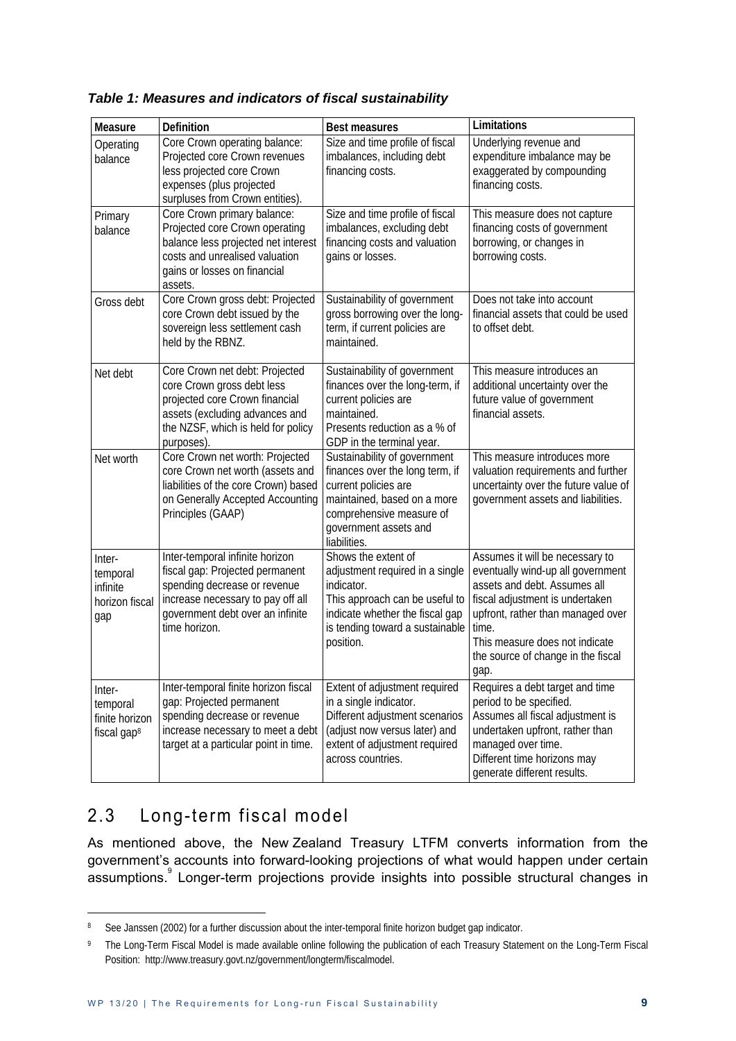*Table 1: Measures and indicators of fiscal sustainability*

| Measure | Definition | Best measures | Limitations |
|---|---|---|---|
| Operating balance | Core Crown operating balance: Projected core Crown revenues less projected core Crown expenses (plus projected surpluses from Crown entities). | Size and time profile of fiscal imbalances, including debt financing costs. | Underlying revenue and expenditure imbalance may be exaggerated by compounding financing costs. |
| Primary balance | Core Crown primary balance: Projected core Crown operating balance less projected net interest costs and unrealised valuation gains or losses on financial assets. | Size and time profile of fiscal imbalances, excluding debt financing costs and valuation gains or losses. | This measure does not capture financing costs of government borrowing, or changes in borrowing costs. |
| Gross debt | Core Crown gross debt: Projected core Crown debt issued by the sovereign less settlement cash held by the RBNZ. | Sustainability of government gross borrowing over the long-term, if current policies are maintained. | Does not take into account financial assets that could be used to offset debt. |
| Net debt | Core Crown net debt: Projected core Crown gross debt less projected core Crown financial assets (excluding advances and the NZSF, which is held for policy purposes). | Sustainability of government finances over the long-term, if current policies are maintained. Presents reduction as a % of GDP in the terminal year. | This measure introduces an additional uncertainty over the future value of government financial assets. |
| Net worth | Core Crown net worth: Projected core Crown net worth (assets and liabilities of the core Crown) based on Generally Accepted Accounting Principles (GAAP) | Sustainability of government finances over the long term, if current policies are maintained, based on a more comprehensive measure of government assets and liabilities. | This measure introduces more valuation requirements and further uncertainty over the future value of government assets and liabilities. |
| Inter-temporal infinite horizon fiscal gap | Inter-temporal infinite horizon fiscal gap: Projected permanent spending decrease or revenue increase necessary to pay off all government debt over an infinite time horizon. | Shows the extent of adjustment required in a single indicator. This approach can be useful to indicate whether the fiscal gap is tending toward a sustainable position. | Assumes it will be necessary to eventually wind-up all government assets and debt. Assumes all fiscal adjustment is undertaken upfront, rather than managed over time. This measure does not indicate the source of change in the fiscal gap. |
| Inter-temporal finite horizon fiscal gap[8] | Inter-temporal finite horizon fiscal gap: Projected permanent spending decrease or revenue increase necessary to meet a debt target at a particular point in time. | Extent of adjustment required in a single indicator. Different adjustment scenarios (adjust now versus later) and extent of adjustment required across countries. | Requires a debt target and time period to be specified. Assumes all fiscal adjustment is undertaken upfront, rather than managed over time. Different time horizons may generate different results. |

## 2.3 Long-term fiscal model

As mentioned above, the New Zealand Treasury LTFM converts information from the government's accounts into forward-looking projections of what would happen under certain assumptions.[9] Longer-term projections provide insights into possible structural changes in

[8] See Janssen (2002) for a further discussion about the inter-temporal finite horizon budget gap indicator.

[9] The Long-Term Fiscal Model is made available online following the publication of each Treasury Statement on the Long-Term Fiscal Position: http://www.treasury.govt.nz/government/longterm/fiscalmodel.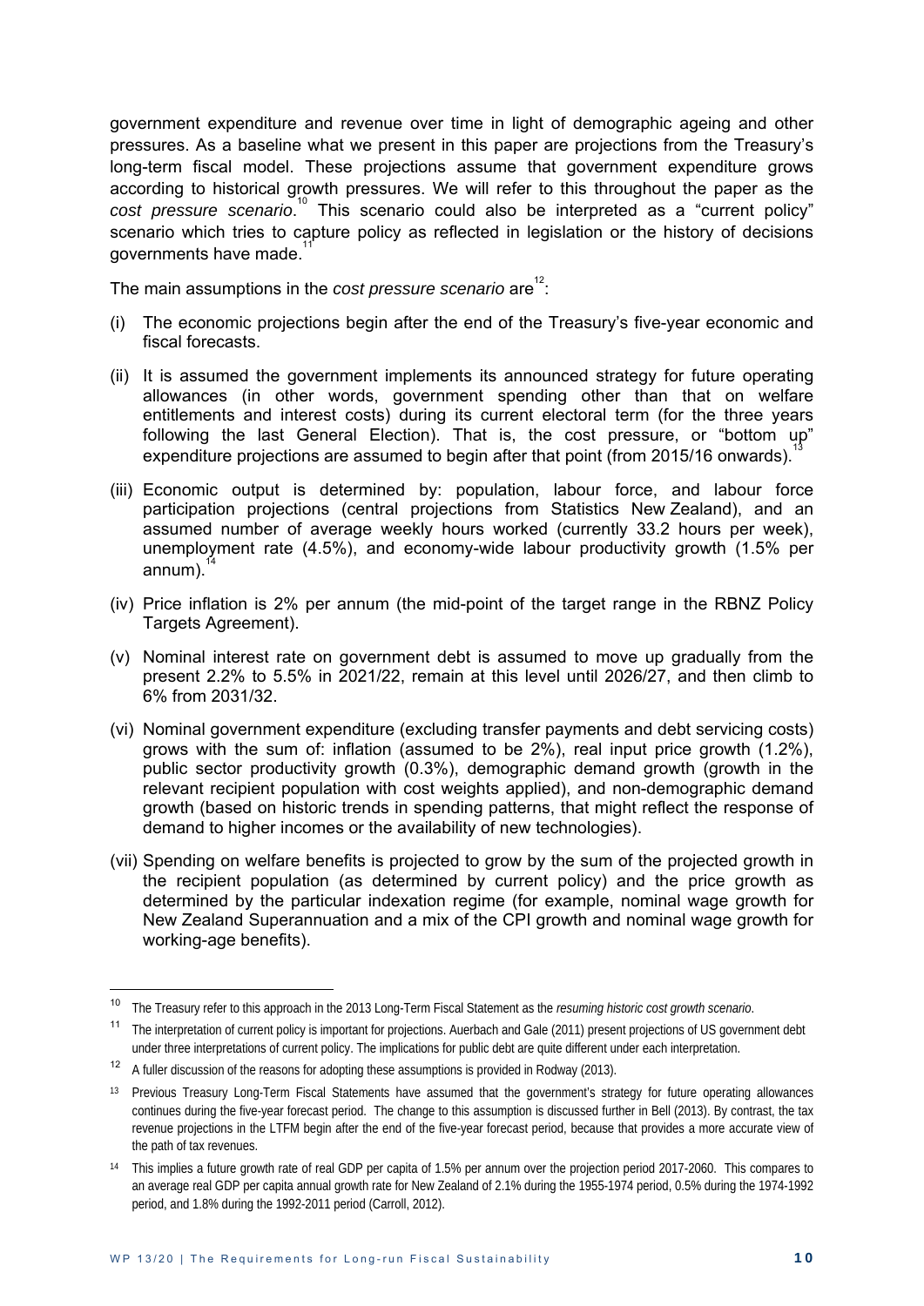government expenditure and revenue over time in light of demographic ageing and other pressures. As a baseline what we present in this paper are projections from the Treasury's long-term fiscal model. These projections assume that government expenditure grows according to historical growth pressures. We will refer to this throughout the paper as the *cost pressure scenario*.[10] This scenario could also be interpreted as a "current policy" scenario which tries to capture policy as reflected in legislation or the history of decisions governments have made.[11]

The main assumptions in the *cost pressure scenario* are[12]:

(i) The economic projections begin after the end of the Treasury's five-year economic and fiscal forecasts.

(ii) It is assumed the government implements its announced strategy for future operating allowances (in other words, government spending other than that on welfare entitlements and interest costs) during its current electoral term (for the three years following the last General Election). That is, the cost pressure, or "bottom up" expenditure projections are assumed to begin after that point (from 2015/16 onwards).[13]

(iii) Economic output is determined by: population, labour force, and labour force participation projections (central projections from Statistics New Zealand), and an assumed number of average weekly hours worked (currently 33.2 hours per week), unemployment rate (4.5%), and economy-wide labour productivity growth (1.5% per annum).[14]

(iv) Price inflation is 2% per annum (the mid-point of the target range in the RBNZ Policy Targets Agreement).

(v) Nominal interest rate on government debt is assumed to move up gradually from the present 2.2% to 5.5% in 2021/22, remain at this level until 2026/27, and then climb to 6% from 2031/32.

(vi) Nominal government expenditure (excluding transfer payments and debt servicing costs) grows with the sum of: inflation (assumed to be 2%), real input price growth (1.2%), public sector productivity growth (0.3%), demographic demand growth (growth in the relevant recipient population with cost weights applied), and non-demographic demand growth (based on historic trends in spending patterns, that might reflect the response of demand to higher incomes or the availability of new technologies).

(vii) Spending on welfare benefits is projected to grow by the sum of the projected growth in the recipient population (as determined by current policy) and the price growth as determined by the particular indexation regime (for example, nominal wage growth for New Zealand Superannuation and a mix of the CPI growth and nominal wage growth for working-age benefits).

---

[10] The Treasury refer to this approach in the 2013 Long-Term Fiscal Statement as the *resuming historic cost growth scenario*.

[11] The interpretation of current policy is important for projections. Auerbach and Gale (2011) present projections of US government debt under three interpretations of current policy. The implications for public debt are quite different under each interpretation.

[12] A fuller discussion of the reasons for adopting these assumptions is provided in Rodway (2013).

[13] Previous Treasury Long-Term Fiscal Statements have assumed that the government's strategy for future operating allowances continues during the five-year forecast period. The change to this assumption is discussed further in Bell (2013). By contrast, the tax revenue projections in the LTFM begin after the end of the five-year forecast period, because that provides a more accurate view of the path of tax revenues.

[14] This implies a future growth rate of real GDP per capita of 1.5% per annum over the projection period 2017-2060. This compares to an average real GDP per capita annual growth rate for New Zealand of 2.1% during the 1955-1974 period, 0.5% during the 1974-1992 period, and 1.8% during the 1992-2011 period (Carroll, 2012).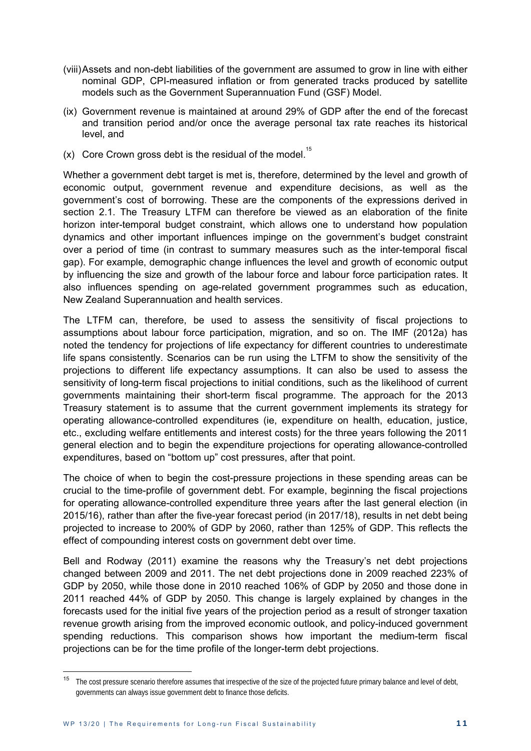(viii) Assets and non-debt liabilities of the government are assumed to grow in line with either nominal GDP, CPI-measured inflation or from generated tracks produced by satellite models such as the Government Superannuation Fund (GSF) Model.

(ix) Government revenue is maintained at around 29% of GDP after the end of the forecast and transition period and/or once the average personal tax rate reaches its historical level, and

(x) Core Crown gross debt is the residual of the model.[15]

Whether a government debt target is met is, therefore, determined by the level and growth of economic output, government revenue and expenditure decisions, as well as the government's cost of borrowing. These are the components of the expressions derived in section 2.1. The Treasury LTFM can therefore be viewed as an elaboration of the finite horizon inter-temporal budget constraint, which allows one to understand how population dynamics and other important influences impinge on the government's budget constraint over a period of time (in contrast to summary measures such as the inter-temporal fiscal gap). For example, demographic change influences the level and growth of economic output by influencing the size and growth of the labour force and labour force participation rates. It also influences spending on age-related government programmes such as education, New Zealand Superannuation and health services.

The LTFM can, therefore, be used to assess the sensitivity of fiscal projections to assumptions about labour force participation, migration, and so on. The IMF (2012a) has noted the tendency for projections of life expectancy for different countries to underestimate life spans consistently. Scenarios can be run using the LTFM to show the sensitivity of the projections to different life expectancy assumptions. It can also be used to assess the sensitivity of long-term fiscal projections to initial conditions, such as the likelihood of current governments maintaining their short-term fiscal programme. The approach for the 2013 Treasury statement is to assume that the current government implements its strategy for operating allowance-controlled expenditures (ie, expenditure on health, education, justice, etc., excluding welfare entitlements and interest costs) for the three years following the 2011 general election and to begin the expenditure projections for operating allowance-controlled expenditures, based on "bottom up" cost pressures, after that point.

The choice of when to begin the cost-pressure projections in these spending areas can be crucial to the time-profile of government debt. For example, beginning the fiscal projections for operating allowance-controlled expenditure three years after the last general election (in 2015/16), rather than after the five-year forecast period (in 2017/18), results in net debt being projected to increase to 200% of GDP by 2060, rather than 125% of GDP. This reflects the effect of compounding interest costs on government debt over time.

Bell and Rodway (2011) examine the reasons why the Treasury's net debt projections changed between 2009 and 2011. The net debt projections done in 2009 reached 223% of GDP by 2050, while those done in 2010 reached 106% of GDP by 2050 and those done in 2011 reached 44% of GDP by 2050. This change is largely explained by changes in the forecasts used for the initial five years of the projection period as a result of stronger taxation revenue growth arising from the improved economic outlook, and policy-induced government spending reductions. This comparison shows how important the medium-term fiscal projections can be for the time profile of the longer-term debt projections.

---

[15] The cost pressure scenario therefore assumes that irrespective of the size of the projected future primary balance and level of debt, governments can always issue government debt to finance those deficits.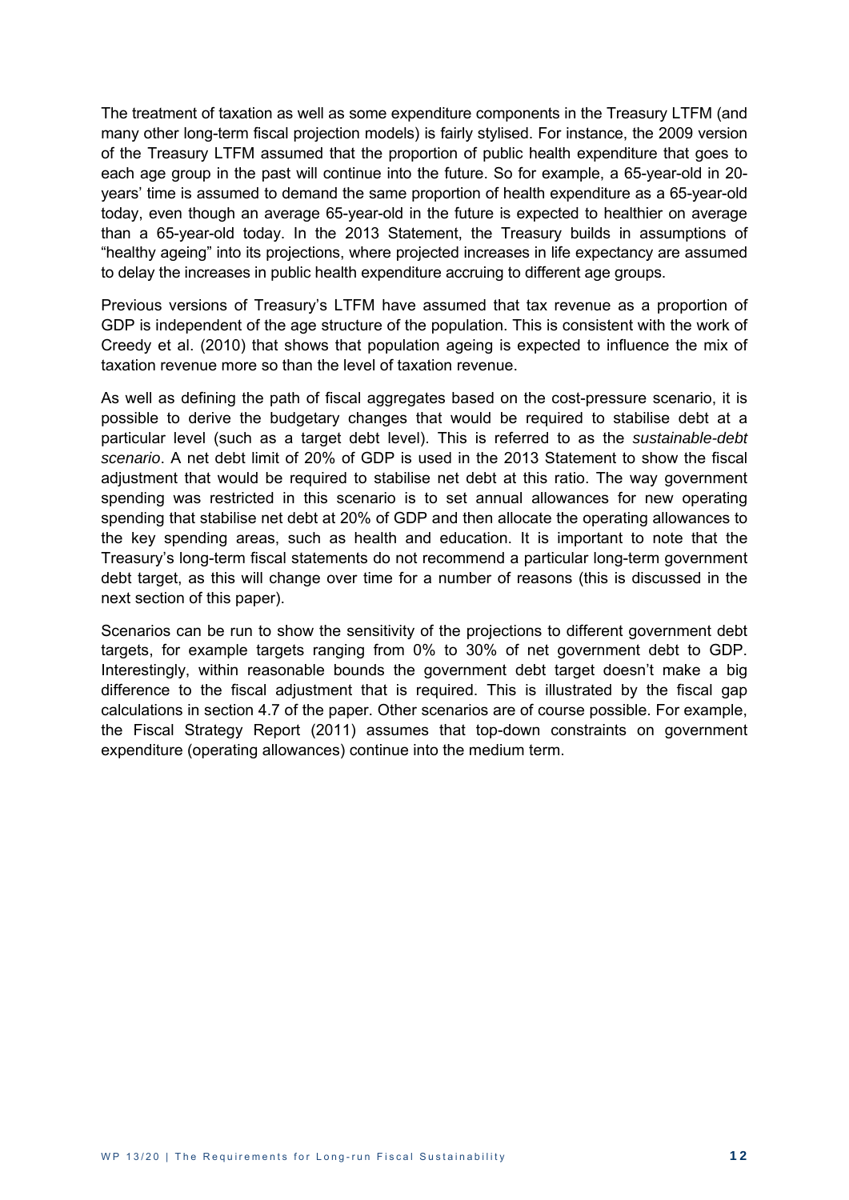The treatment of taxation as well as some expenditure components in the Treasury LTFM (and many other long-term fiscal projection models) is fairly stylised. For instance, the 2009 version of the Treasury LTFM assumed that the proportion of public health expenditure that goes to each age group in the past will continue into the future. So for example, a 65-year-old in 20-years' time is assumed to demand the same proportion of health expenditure as a 65-year-old today, even though an average 65-year-old in the future is expected to healthier on average than a 65-year-old today. In the 2013 Statement, the Treasury builds in assumptions of "healthy ageing" into its projections, where projected increases in life expectancy are assumed to delay the increases in public health expenditure accruing to different age groups.

Previous versions of Treasury's LTFM have assumed that tax revenue as a proportion of GDP is independent of the age structure of the population. This is consistent with the work of Creedy et al. (2010) that shows that population ageing is expected to influence the mix of taxation revenue more so than the level of taxation revenue.

As well as defining the path of fiscal aggregates based on the cost-pressure scenario, it is possible to derive the budgetary changes that would be required to stabilise debt at a particular level (such as a target debt level). This is referred to as the *sustainable-debt scenario*. A net debt limit of 20% of GDP is used in the 2013 Statement to show the fiscal adjustment that would be required to stabilise net debt at this ratio. The way government spending was restricted in this scenario is to set annual allowances for new operating spending that stabilise net debt at 20% of GDP and then allocate the operating allowances to the key spending areas, such as health and education. It is important to note that the Treasury's long-term fiscal statements do not recommend a particular long-term government debt target, as this will change over time for a number of reasons (this is discussed in the next section of this paper).

Scenarios can be run to show the sensitivity of the projections to different government debt targets, for example targets ranging from 0% to 30% of net government debt to GDP. Interestingly, within reasonable bounds the government debt target doesn't make a big difference to the fiscal adjustment that is required. This is illustrated by the fiscal gap calculations in section 4.7 of the paper. Other scenarios are of course possible. For example, the Fiscal Strategy Report (2011) assumes that top-down constraints on government expenditure (operating allowances) continue into the medium term.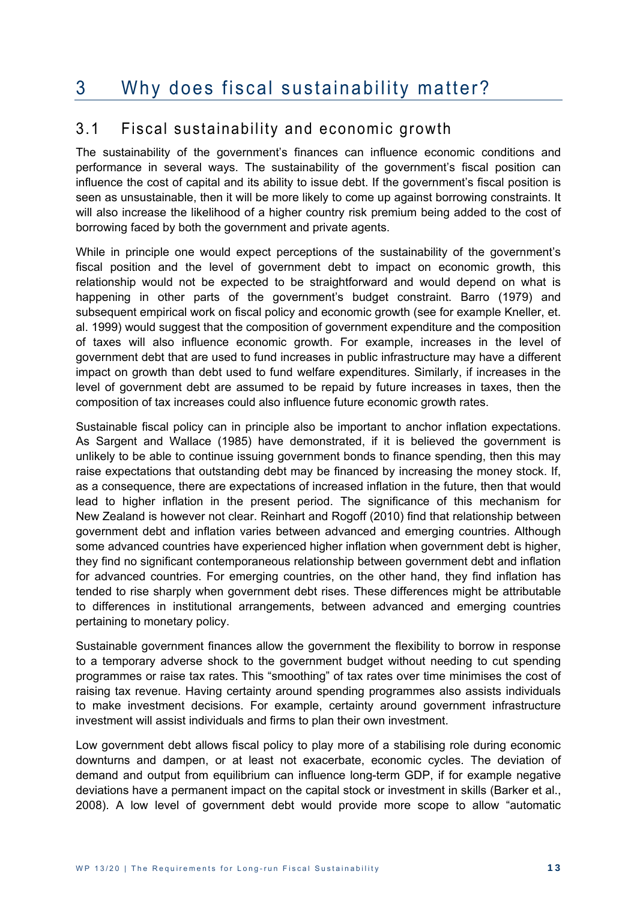# 3 Why does fiscal sustainability matter?

## 3.1 Fiscal sustainability and economic growth

The sustainability of the government's finances can influence economic conditions and performance in several ways. The sustainability of the government's fiscal position can influence the cost of capital and its ability to issue debt. If the government's fiscal position is seen as unsustainable, then it will be more likely to come up against borrowing constraints. It will also increase the likelihood of a higher country risk premium being added to the cost of borrowing faced by both the government and private agents.

While in principle one would expect perceptions of the sustainability of the government's fiscal position and the level of government debt to impact on economic growth, this relationship would not be expected to be straightforward and would depend on what is happening in other parts of the government's budget constraint. Barro (1979) and subsequent empirical work on fiscal policy and economic growth (see for example Kneller, et. al. 1999) would suggest that the composition of government expenditure and the composition of taxes will also influence economic growth. For example, increases in the level of government debt that are used to fund increases in public infrastructure may have a different impact on growth than debt used to fund welfare expenditures. Similarly, if increases in the level of government debt are assumed to be repaid by future increases in taxes, then the composition of tax increases could also influence future economic growth rates.

Sustainable fiscal policy can in principle also be important to anchor inflation expectations. As Sargent and Wallace (1985) have demonstrated, if it is believed the government is unlikely to be able to continue issuing government bonds to finance spending, then this may raise expectations that outstanding debt may be financed by increasing the money stock. If, as a consequence, there are expectations of increased inflation in the future, then that would lead to higher inflation in the present period. The significance of this mechanism for New Zealand is however not clear. Reinhart and Rogoff (2010) find that relationship between government debt and inflation varies between advanced and emerging countries. Although some advanced countries have experienced higher inflation when government debt is higher, they find no significant contemporaneous relationship between government debt and inflation for advanced countries. For emerging countries, on the other hand, they find inflation has tended to rise sharply when government debt rises. These differences might be attributable to differences in institutional arrangements, between advanced and emerging countries pertaining to monetary policy.

Sustainable government finances allow the government the flexibility to borrow in response to a temporary adverse shock to the government budget without needing to cut spending programmes or raise tax rates. This "smoothing" of tax rates over time minimises the cost of raising tax revenue. Having certainty around spending programmes also assists individuals to make investment decisions. For example, certainty around government infrastructure investment will assist individuals and firms to plan their own investment.

Low government debt allows fiscal policy to play more of a stabilising role during economic downturns and dampen, or at least not exacerbate, economic cycles. The deviation of demand and output from equilibrium can influence long-term GDP, if for example negative deviations have a permanent impact on the capital stock or investment in skills (Barker et al., 2008). A low level of government debt would provide more scope to allow "automatic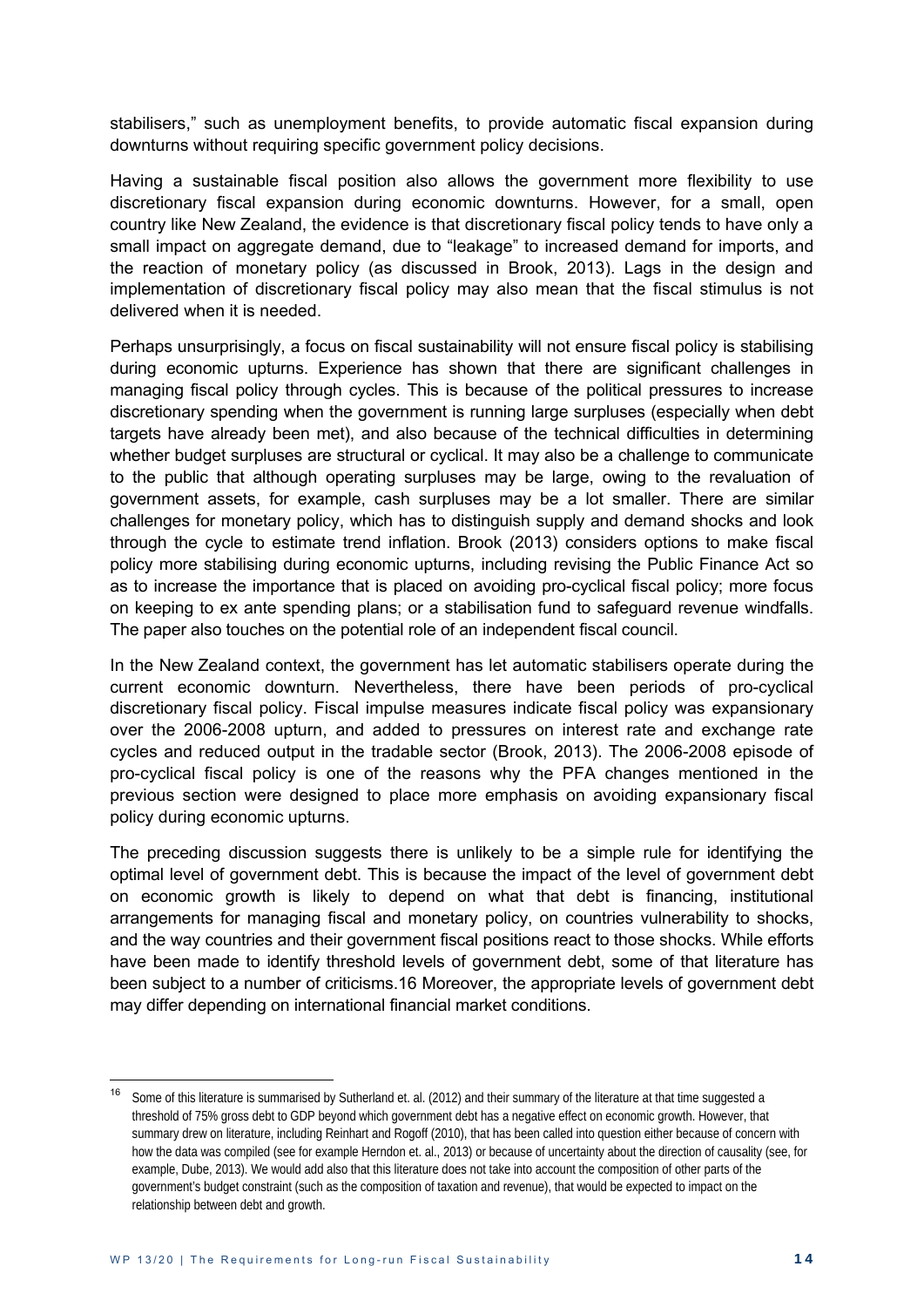stabilisers," such as unemployment benefits, to provide automatic fiscal expansion during downturns without requiring specific government policy decisions.

Having a sustainable fiscal position also allows the government more flexibility to use discretionary fiscal expansion during economic downturns. However, for a small, open country like New Zealand, the evidence is that discretionary fiscal policy tends to have only a small impact on aggregate demand, due to "leakage" to increased demand for imports, and the reaction of monetary policy (as discussed in Brook, 2013). Lags in the design and implementation of discretionary fiscal policy may also mean that the fiscal stimulus is not delivered when it is needed.

Perhaps unsurprisingly, a focus on fiscal sustainability will not ensure fiscal policy is stabilising during economic upturns. Experience has shown that there are significant challenges in managing fiscal policy through cycles. This is because of the political pressures to increase discretionary spending when the government is running large surpluses (especially when debt targets have already been met), and also because of the technical difficulties in determining whether budget surpluses are structural or cyclical. It may also be a challenge to communicate to the public that although operating surpluses may be large, owing to the revaluation of government assets, for example, cash surpluses may be a lot smaller. There are similar challenges for monetary policy, which has to distinguish supply and demand shocks and look through the cycle to estimate trend inflation. Brook (2013) considers options to make fiscal policy more stabilising during economic upturns, including revising the Public Finance Act so as to increase the importance that is placed on avoiding pro-cyclical fiscal policy; more focus on keeping to ex ante spending plans; or a stabilisation fund to safeguard revenue windfalls. The paper also touches on the potential role of an independent fiscal council.

In the New Zealand context, the government has let automatic stabilisers operate during the current economic downturn. Nevertheless, there have been periods of pro-cyclical discretionary fiscal policy. Fiscal impulse measures indicate fiscal policy was expansionary over the 2006-2008 upturn, and added to pressures on interest rate and exchange rate cycles and reduced output in the tradable sector (Brook, 2013). The 2006-2008 episode of pro-cyclical fiscal policy is one of the reasons why the PFA changes mentioned in the previous section were designed to place more emphasis on avoiding expansionary fiscal policy during economic upturns.

The preceding discussion suggests there is unlikely to be a simple rule for identifying the optimal level of government debt. This is because the impact of the level of government debt on economic growth is likely to depend on what that debt is financing, institutional arrangements for managing fiscal and monetary policy, on countries vulnerability to shocks, and the way countries and their government fiscal positions react to those shocks. While efforts have been made to identify threshold levels of government debt, some of that literature has been subject to a number of criticisms.[16] Moreover, the appropriate levels of government debt may differ depending on international financial market conditions.

[16] Some of this literature is summarised by Sutherland et. al. (2012) and their summary of the literature at that time suggested a threshold of 75% gross debt to GDP beyond which government debt has a negative effect on economic growth. However, that summary drew on literature, including Reinhart and Rogoff (2010), that has been called into question either because of concern with how the data was compiled (see for example Herndon et. al., 2013) or because of uncertainty about the direction of causality (see, for example, Dube, 2013). We would add also that this literature does not take into account the composition of other parts of the government's budget constraint (such as the composition of taxation and revenue), that would be expected to impact on the relationship between debt and growth.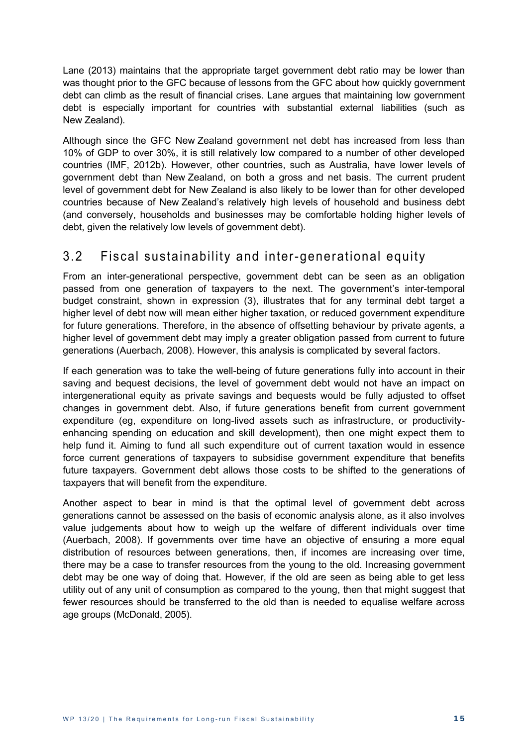Lane (2013) maintains that the appropriate target government debt ratio may be lower than was thought prior to the GFC because of lessons from the GFC about how quickly government debt can climb as the result of financial crises. Lane argues that maintaining low government debt is especially important for countries with substantial external liabilities (such as New Zealand).

Although since the GFC New Zealand government net debt has increased from less than 10% of GDP to over 30%, it is still relatively low compared to a number of other developed countries (IMF, 2012b). However, other countries, such as Australia, have lower levels of government debt than New Zealand, on both a gross and net basis. The current prudent level of government debt for New Zealand is also likely to be lower than for other developed countries because of New Zealand's relatively high levels of household and business debt (and conversely, households and businesses may be comfortable holding higher levels of debt, given the relatively low levels of government debt).

## 3.2 Fiscal sustainability and inter-generational equity

From an inter-generational perspective, government debt can be seen as an obligation passed from one generation of taxpayers to the next. The government's inter-temporal budget constraint, shown in expression (3), illustrates that for any terminal debt target a higher level of debt now will mean either higher taxation, or reduced government expenditure for future generations. Therefore, in the absence of offsetting behaviour by private agents, a higher level of government debt may imply a greater obligation passed from current to future generations (Auerbach, 2008). However, this analysis is complicated by several factors.

If each generation was to take the well-being of future generations fully into account in their saving and bequest decisions, the level of government debt would not have an impact on intergenerational equity as private savings and bequests would be fully adjusted to offset changes in government debt. Also, if future generations benefit from current government expenditure (eg, expenditure on long-lived assets such as infrastructure, or productivity-enhancing spending on education and skill development), then one might expect them to help fund it. Aiming to fund all such expenditure out of current taxation would in essence force current generations of taxpayers to subsidise government expenditure that benefits future taxpayers. Government debt allows those costs to be shifted to the generations of taxpayers that will benefit from the expenditure.

Another aspect to bear in mind is that the optimal level of government debt across generations cannot be assessed on the basis of economic analysis alone, as it also involves value judgements about how to weigh up the welfare of different individuals over time (Auerbach, 2008). If governments over time have an objective of ensuring a more equal distribution of resources between generations, then, if incomes are increasing over time, there may be a case to transfer resources from the young to the old. Increasing government debt may be one way of doing that. However, if the old are seen as being able to get less utility out of any unit of consumption as compared to the young, then that might suggest that fewer resources should be transferred to the old than is needed to equalise welfare across age groups (McDonald, 2005).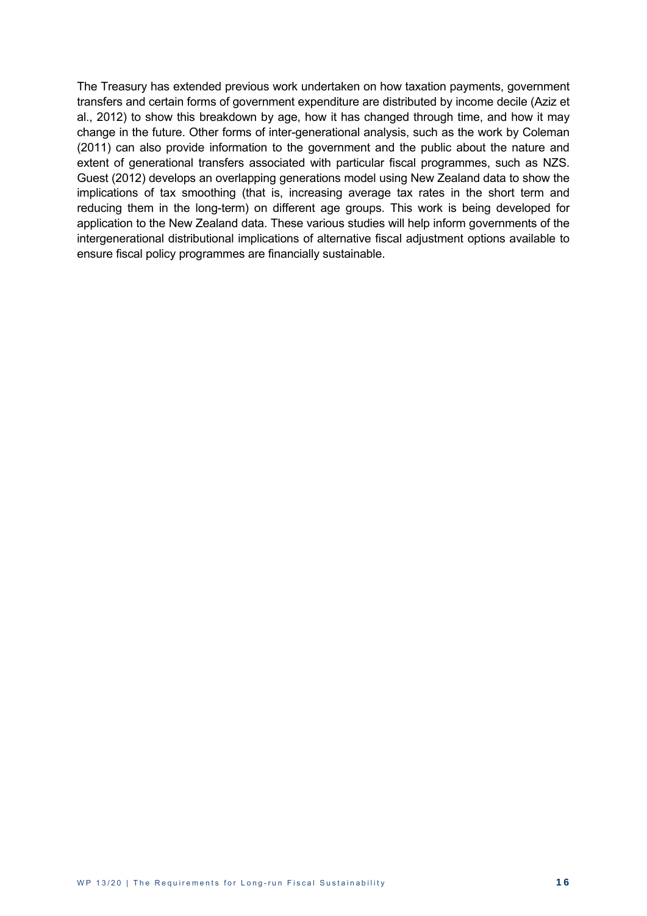The Treasury has extended previous work undertaken on how taxation payments, government transfers and certain forms of government expenditure are distributed by income decile (Aziz et al., 2012) to show this breakdown by age, how it has changed through time, and how it may change in the future. Other forms of inter-generational analysis, such as the work by Coleman (2011) can also provide information to the government and the public about the nature and extent of generational transfers associated with particular fiscal programmes, such as NZS. Guest (2012) develops an overlapping generations model using New Zealand data to show the implications of tax smoothing (that is, increasing average tax rates in the short term and reducing them in the long-term) on different age groups. This work is being developed for application to the New Zealand data. These various studies will help inform governments of the intergenerational distributional implications of alternative fiscal adjustment options available to ensure fiscal policy programmes are financially sustainable.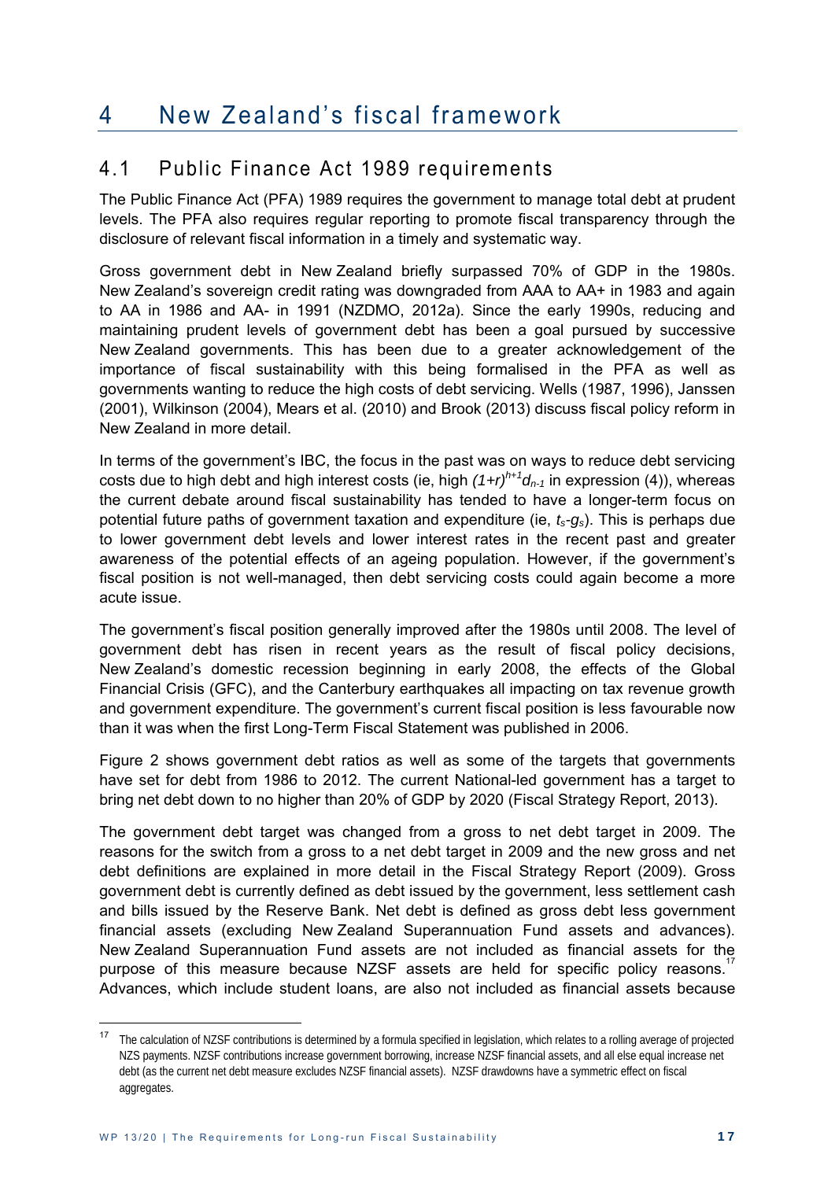# 4 New Zealand's fiscal framework

## 4.1 Public Finance Act 1989 requirements

The Public Finance Act (PFA) 1989 requires the government to manage total debt at prudent levels. The PFA also requires regular reporting to promote fiscal transparency through the disclosure of relevant fiscal information in a timely and systematic way.

Gross government debt in New Zealand briefly surpassed 70% of GDP in the 1980s. New Zealand's sovereign credit rating was downgraded from AAA to AA+ in 1983 and again to AA in 1986 and AA- in 1991 (NZDMO, 2012a). Since the early 1990s, reducing and maintaining prudent levels of government debt has been a goal pursued by successive New Zealand governments. This has been due to a greater acknowledgement of the importance of fiscal sustainability with this being formalised in the PFA as well as governments wanting to reduce the high costs of debt servicing. Wells (1987, 1996), Janssen (2001), Wilkinson (2004), Mears et al. (2010) and Brook (2013) discuss fiscal policy reform in New Zealand in more detail.

In terms of the government's IBC, the focus in the past was on ways to reduce debt servicing costs due to high debt and high interest costs (ie, high $(1+r)^{h+1}d_{n-1}$ in expression (4)), whereas the current debate around fiscal sustainability has tended to have a longer-term focus on potential future paths of government taxation and expenditure (ie, $t_s$-$g_s$). This is perhaps due to lower government debt levels and lower interest rates in the recent past and greater awareness of the potential effects of an ageing population. However, if the government's fiscal position is not well-managed, then debt servicing costs could again become a more acute issue.

The government's fiscal position generally improved after the 1980s until 2008. The level of government debt has risen in recent years as the result of fiscal policy decisions, New Zealand's domestic recession beginning in early 2008, the effects of the Global Financial Crisis (GFC), and the Canterbury earthquakes all impacting on tax revenue growth and government expenditure. The government's current fiscal position is less favourable now than it was when the first Long-Term Fiscal Statement was published in 2006.

Figure 2 shows government debt ratios as well as some of the targets that governments have set for debt from 1986 to 2012. The current National-led government has a target to bring net debt down to no higher than 20% of GDP by 2020 (Fiscal Strategy Report, 2013).

The government debt target was changed from a gross to net debt target in 2009. The reasons for the switch from a gross to a net debt target in 2009 and the new gross and net debt definitions are explained in more detail in the Fiscal Strategy Report (2009). Gross government debt is currently defined as debt issued by the government, less settlement cash and bills issued by the Reserve Bank. Net debt is defined as gross debt less government financial assets (excluding New Zealand Superannuation Fund assets and advances). New Zealand Superannuation Fund assets are not included as financial assets for the purpose of this measure because NZSF assets are held for specific policy reasons.[17] Advances, which include student loans, are also not included as financial assets because

[17] The calculation of NZSF contributions is determined by a formula specified in legislation, which relates to a rolling average of projected NZS payments. NZSF contributions increase government borrowing, increase NZSF financial assets, and all else equal increase net debt (as the current net debt measure excludes NZSF financial assets). NZSF drawdowns have a symmetric effect on fiscal aggregates.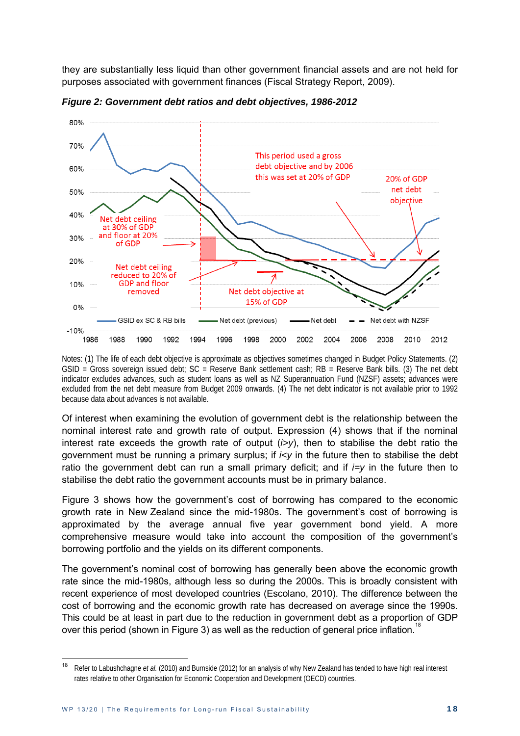they are substantially less liquid than other government financial assets and are not held for purposes associated with government finances (Fiscal Strategy Report, 2009).

***Figure 2: Government debt ratios and debt objectives, 1986-2012***

Notes: (1) The life of each debt objective is approximate as objectives sometimes changed in Budget Policy Statements. (2) GSID = Gross sovereign issued debt; SC = Reserve Bank settlement cash; RB = Reserve Bank bills. (3) The net debt indicator excludes advances, such as student loans as well as NZ Superannuation Fund (NZSF) assets; advances were excluded from the net debt measure from Budget 2009 onwards. (4) The net debt indicator is not available prior to 1992 because data about advances is not available.

Of interest when examining the evolution of government debt is the relationship between the nominal interest rate and growth rate of output. Expression (4) shows that if the nominal interest rate exceeds the growth rate of output ($i>y$), then to stabilise the debt ratio the government must be running a primary surplus; if $i<y$ in the future then to stabilise the debt ratio the government debt can run a small primary deficit; and if $i=y$ in the future then to stabilise the debt ratio the government accounts must be in primary balance.

Figure 3 shows how the government's cost of borrowing has compared to the economic growth rate in New Zealand since the mid-1980s. The government's cost of borrowing is approximated by the average annual five year government bond yield. A more comprehensive measure would take into account the composition of the government's borrowing portfolio and the yields on its different components.

The government's nominal cost of borrowing has generally been above the economic growth rate since the mid-1980s, although less so during the 2000s. This is broadly consistent with recent experience of most developed countries (Escolano, 2010). The difference between the cost of borrowing and the economic growth rate has decreased on average since the 1990s. This could be at least in part due to the reduction in government debt as a proportion of GDP over this period (shown in Figure 3) as well as the reduction of general price inflation.[18]

[18] Refer to Labushchagne *et al.* (2010) and Burnside (2012) for an analysis of why New Zealand has tended to have high real interest rates relative to other Organisation for Economic Cooperation and Development (OECD) countries.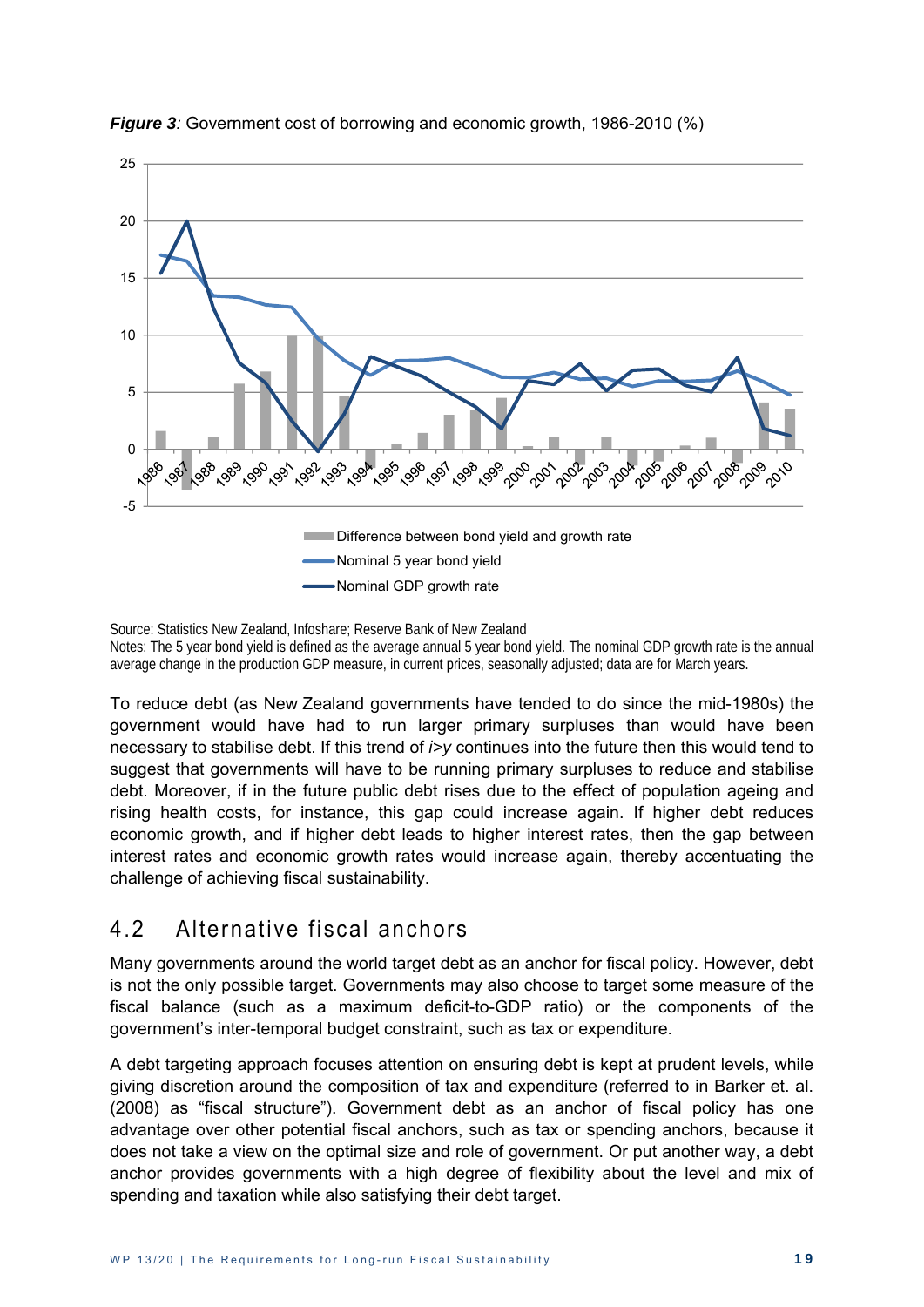***Figure 3**: Government cost of borrowing and economic growth, 1986-2010 (%)*

Source: Statistics New Zealand, Infoshare; Reserve Bank of New Zealand
Notes: The 5 year bond yield is defined as the average annual 5 year bond yield. The nominal GDP growth rate is the annual average change in the production GDP measure, in current prices, seasonally adjusted; data are for March years.

To reduce debt (as New Zealand governments have tended to do since the mid-1980s) the government would have had to run larger primary surpluses than would have been necessary to stabilise debt. If this trend of $i>y$ continues into the future then this would tend to suggest that governments will have to be running primary surpluses to reduce and stabilise debt. Moreover, if in the future public debt rises due to the effect of population ageing and rising health costs, for instance, this gap could increase again. If higher debt reduces economic growth, and if higher debt leads to higher interest rates, then the gap between interest rates and economic growth rates would increase again, thereby accentuating the challenge of achieving fiscal sustainability.

## 4.2 Alternative fiscal anchors

Many governments around the world target debt as an anchor for fiscal policy. However, debt is not the only possible target. Governments may also choose to target some measure of the fiscal balance (such as a maximum deficit-to-GDP ratio) or the components of the government's inter-temporal budget constraint, such as tax or expenditure.

A debt targeting approach focuses attention on ensuring debt is kept at prudent levels, while giving discretion around the composition of tax and expenditure (referred to in Barker et. al. (2008) as "fiscal structure"). Government debt as an anchor of fiscal policy has one advantage over other potential fiscal anchors, such as tax or spending anchors, because it does not take a view on the optimal size and role of government. Or put another way, a debt anchor provides governments with a high degree of flexibility about the level and mix of spending and taxation while also satisfying their debt target.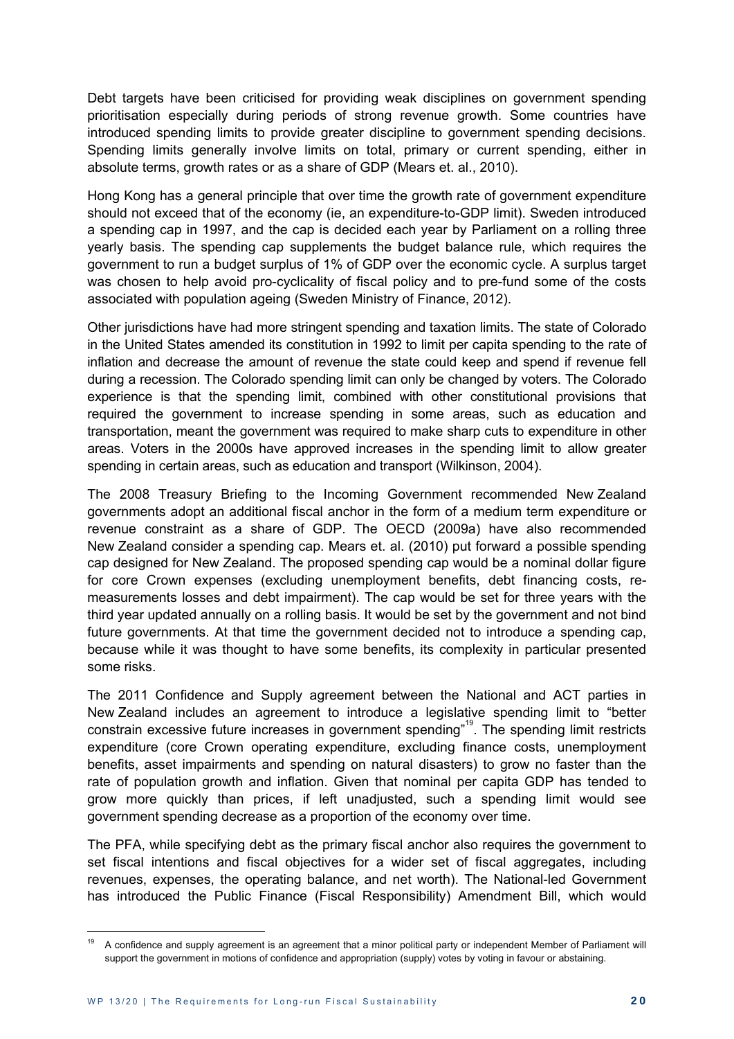Debt targets have been criticised for providing weak disciplines on government spending prioritisation especially during periods of strong revenue growth. Some countries have introduced spending limits to provide greater discipline to government spending decisions. Spending limits generally involve limits on total, primary or current spending, either in absolute terms, growth rates or as a share of GDP (Mears et. al., 2010).

Hong Kong has a general principle that over time the growth rate of government expenditure should not exceed that of the economy (ie, an expenditure-to-GDP limit). Sweden introduced a spending cap in 1997, and the cap is decided each year by Parliament on a rolling three yearly basis. The spending cap supplements the budget balance rule, which requires the government to run a budget surplus of 1% of GDP over the economic cycle. A surplus target was chosen to help avoid pro-cyclicality of fiscal policy and to pre-fund some of the costs associated with population ageing (Sweden Ministry of Finance, 2012).

Other jurisdictions have had more stringent spending and taxation limits. The state of Colorado in the United States amended its constitution in 1992 to limit per capita spending to the rate of inflation and decrease the amount of revenue the state could keep and spend if revenue fell during a recession. The Colorado spending limit can only be changed by voters. The Colorado experience is that the spending limit, combined with other constitutional provisions that required the government to increase spending in some areas, such as education and transportation, meant the government was required to make sharp cuts to expenditure in other areas. Voters in the 2000s have approved increases in the spending limit to allow greater spending in certain areas, such as education and transport (Wilkinson, 2004).

The 2008 Treasury Briefing to the Incoming Government recommended New Zealand governments adopt an additional fiscal anchor in the form of a medium term expenditure or revenue constraint as a share of GDP. The OECD (2009a) have also recommended New Zealand consider a spending cap. Mears et. al. (2010) put forward a possible spending cap designed for New Zealand. The proposed spending cap would be a nominal dollar figure for core Crown expenses (excluding unemployment benefits, debt financing costs, re-measurements losses and debt impairment). The cap would be set for three years with the third year updated annually on a rolling basis. It would be set by the government and not bind future governments. At that time the government decided not to introduce a spending cap, because while it was thought to have some benefits, its complexity in particular presented some risks.

The 2011 Confidence and Supply agreement between the National and ACT parties in New Zealand includes an agreement to introduce a legislative spending limit to "better constrain excessive future increases in government spending"[19]. The spending limit restricts expenditure (core Crown operating expenditure, excluding finance costs, unemployment benefits, asset impairments and spending on natural disasters) to grow no faster than the rate of population growth and inflation. Given that nominal per capita GDP has tended to grow more quickly than prices, if left unadjusted, such a spending limit would see government spending decrease as a proportion of the economy over time.

The PFA, while specifying debt as the primary fiscal anchor also requires the government to set fiscal intentions and fiscal objectives for a wider set of fiscal aggregates, including revenues, expenses, the operating balance, and net worth). The National-led Government has introduced the Public Finance (Fiscal Responsibility) Amendment Bill, which would

[19] A confidence and supply agreement is an agreement that a minor political party or independent Member of Parliament will support the government in motions of confidence and appropriation (supply) votes by voting in favour or abstaining.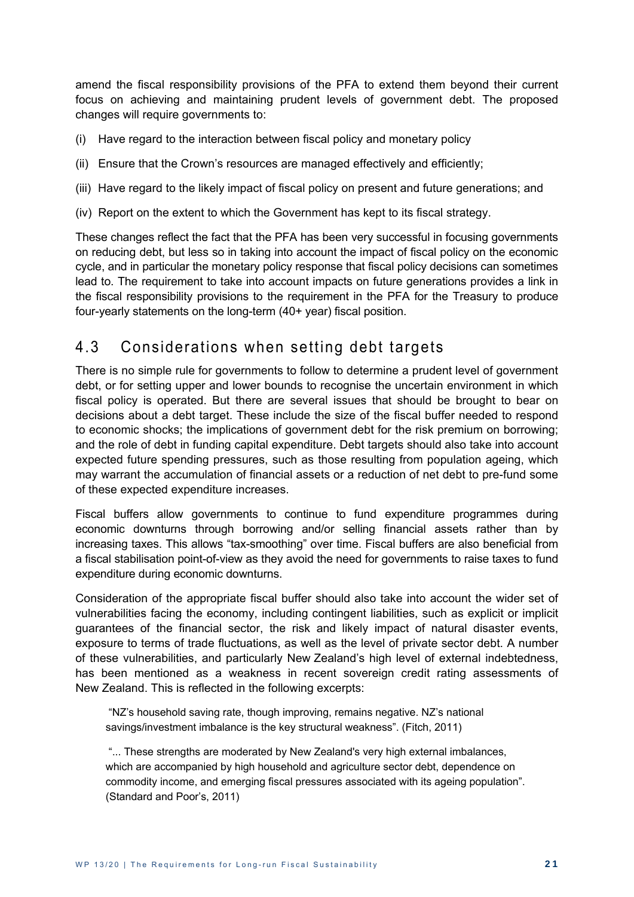amend the fiscal responsibility provisions of the PFA to extend them beyond their current focus on achieving and maintaining prudent levels of government debt. The proposed changes will require governments to:

(i) Have regard to the interaction between fiscal policy and monetary policy

(ii) Ensure that the Crown's resources are managed effectively and efficiently;

(iii) Have regard to the likely impact of fiscal policy on present and future generations; and

(iv) Report on the extent to which the Government has kept to its fiscal strategy.

These changes reflect the fact that the PFA has been very successful in focusing governments on reducing debt, but less so in taking into account the impact of fiscal policy on the economic cycle, and in particular the monetary policy response that fiscal policy decisions can sometimes lead to. The requirement to take into account impacts on future generations provides a link in the fiscal responsibility provisions to the requirement in the PFA for the Treasury to produce four-yearly statements on the long-term (40+ year) fiscal position.

## 4.3 Considerations when setting debt targets

There is no simple rule for governments to follow to determine a prudent level of government debt, or for setting upper and lower bounds to recognise the uncertain environment in which fiscal policy is operated. But there are several issues that should be brought to bear on decisions about a debt target. These include the size of the fiscal buffer needed to respond to economic shocks; the implications of government debt for the risk premium on borrowing; and the role of debt in funding capital expenditure. Debt targets should also take into account expected future spending pressures, such as those resulting from population ageing, which may warrant the accumulation of financial assets or a reduction of net debt to pre-fund some of these expected expenditure increases.

Fiscal buffers allow governments to continue to fund expenditure programmes during economic downturns through borrowing and/or selling financial assets rather than by increasing taxes. This allows "tax-smoothing" over time. Fiscal buffers are also beneficial from a fiscal stabilisation point-of-view as they avoid the need for governments to raise taxes to fund expenditure during economic downturns.

Consideration of the appropriate fiscal buffer should also take into account the wider set of vulnerabilities facing the economy, including contingent liabilities, such as explicit or implicit guarantees of the financial sector, the risk and likely impact of natural disaster events, exposure to terms of trade fluctuations, as well as the level of private sector debt. A number of these vulnerabilities, and particularly New Zealand's high level of external indebtedness, has been mentioned as a weakness in recent sovereign credit rating assessments of New Zealand. This is reflected in the following excerpts:

> "NZ's household saving rate, though improving, remains negative. NZ's national savings/investment imbalance is the key structural weakness". (Fitch, 2011)

> "... These strengths are moderated by New Zealand's very high external imbalances, which are accompanied by high household and agriculture sector debt, dependence on commodity income, and emerging fiscal pressures associated with its ageing population". (Standard and Poor's, 2011)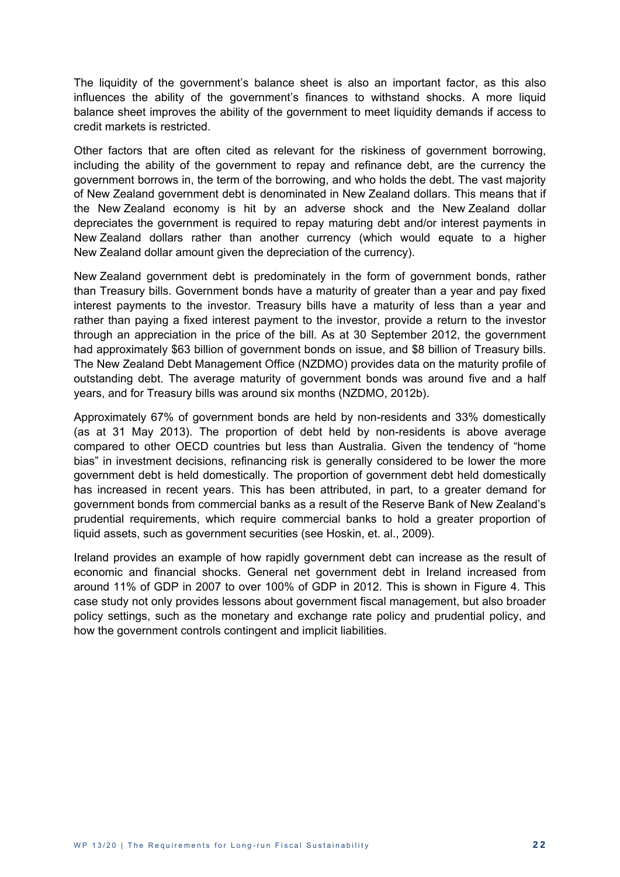The liquidity of the government's balance sheet is also an important factor, as this also influences the ability of the government's finances to withstand shocks. A more liquid balance sheet improves the ability of the government to meet liquidity demands if access to credit markets is restricted.

Other factors that are often cited as relevant for the riskiness of government borrowing, including the ability of the government to repay and refinance debt, are the currency the government borrows in, the term of the borrowing, and who holds the debt. The vast majority of New Zealand government debt is denominated in New Zealand dollars. This means that if the New Zealand economy is hit by an adverse shock and the New Zealand dollar depreciates the government is required to repay maturing debt and/or interest payments in New Zealand dollars rather than another currency (which would equate to a higher New Zealand dollar amount given the depreciation of the currency).

New Zealand government debt is predominately in the form of government bonds, rather than Treasury bills. Government bonds have a maturity of greater than a year and pay fixed interest payments to the investor. Treasury bills have a maturity of less than a year and rather than paying a fixed interest payment to the investor, provide a return to the investor through an appreciation in the price of the bill. As at 30 September 2012, the government had approximately $63 billion of government bonds on issue, and $8 billion of Treasury bills. The New Zealand Debt Management Office (NZDMO) provides data on the maturity profile of outstanding debt. The average maturity of government bonds was around five and a half years, and for Treasury bills was around six months (NZDMO, 2012b).

Approximately 67% of government bonds are held by non-residents and 33% domestically (as at 31 May 2013). The proportion of debt held by non-residents is above average compared to other OECD countries but less than Australia. Given the tendency of "home bias" in investment decisions, refinancing risk is generally considered to be lower the more government debt is held domestically. The proportion of government debt held domestically has increased in recent years. This has been attributed, in part, to a greater demand for government bonds from commercial banks as a result of the Reserve Bank of New Zealand's prudential requirements, which require commercial banks to hold a greater proportion of liquid assets, such as government securities (see Hoskin, et. al., 2009).

Ireland provides an example of how rapidly government debt can increase as the result of economic and financial shocks. General net government debt in Ireland increased from around 11% of GDP in 2007 to over 100% of GDP in 2012. This is shown in Figure 4. This case study not only provides lessons about government fiscal management, but also broader policy settings, such as the monetary and exchange rate policy and prudential policy, and how the government controls contingent and implicit liabilities.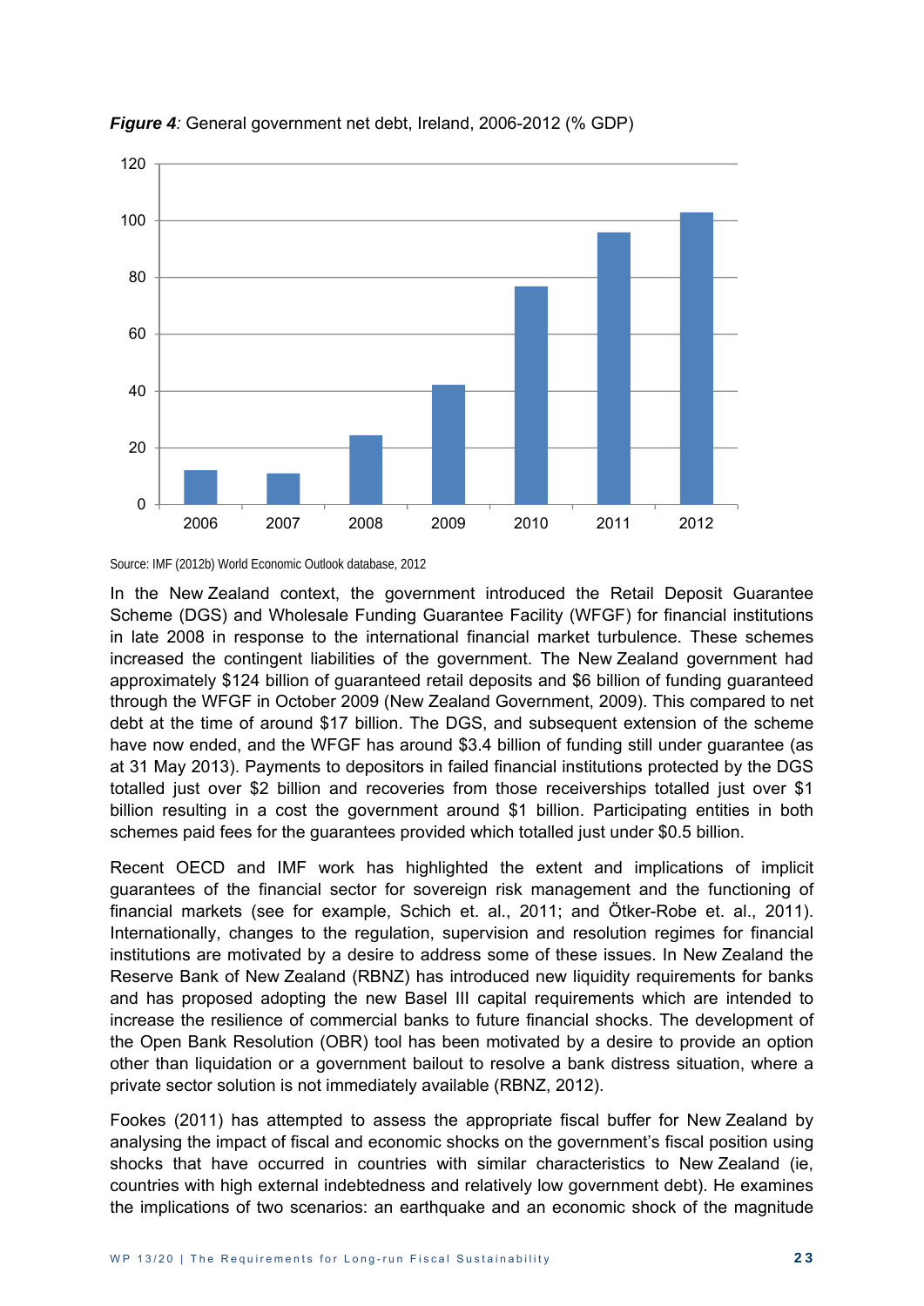***Figure 4**:* General government net debt, Ireland, 2006-2012 (% GDP)

Source: IMF (2012b) World Economic Outlook database, 2012

In the New Zealand context, the government introduced the Retail Deposit Guarantee Scheme (DGS) and Wholesale Funding Guarantee Facility (WFGF) for financial institutions in late 2008 in response to the international financial market turbulence. These schemes increased the contingent liabilities of the government. The New Zealand government had approximately $124 billion of guaranteed retail deposits and $6 billion of funding guaranteed through the WFGF in October 2009 (New Zealand Government, 2009). This compared to net debt at the time of around $17 billion. The DGS, and subsequent extension of the scheme have now ended, and the WFGF has around $3.4 billion of funding still under guarantee (as at 31 May 2013). Payments to depositors in failed financial institutions protected by the DGS totalled just over $2 billion and recoveries from those receiverships totalled just over $1 billion resulting in a cost the government around $1 billion. Participating entities in both schemes paid fees for the guarantees provided which totalled just under $0.5 billion.

Recent OECD and IMF work has highlighted the extent and implications of implicit guarantees of the financial sector for sovereign risk management and the functioning of financial markets (see for example, Schich et. al., 2011; and Ötker-Robe et. al., 2011). Internationally, changes to the regulation, supervision and resolution regimes for financial institutions are motivated by a desire to address some of these issues. In New Zealand the Reserve Bank of New Zealand (RBNZ) has introduced new liquidity requirements for banks and has proposed adopting the new Basel III capital requirements which are intended to increase the resilience of commercial banks to future financial shocks. The development of the Open Bank Resolution (OBR) tool has been motivated by a desire to provide an option other than liquidation or a government bailout to resolve a bank distress situation, where a private sector solution is not immediately available (RBNZ, 2012).

Fookes (2011) has attempted to assess the appropriate fiscal buffer for New Zealand by analysing the impact of fiscal and economic shocks on the government's fiscal position using shocks that have occurred in countries with similar characteristics to New Zealand (ie, countries with high external indebtedness and relatively low government debt). He examines the implications of two scenarios: an earthquake and an economic shock of the magnitude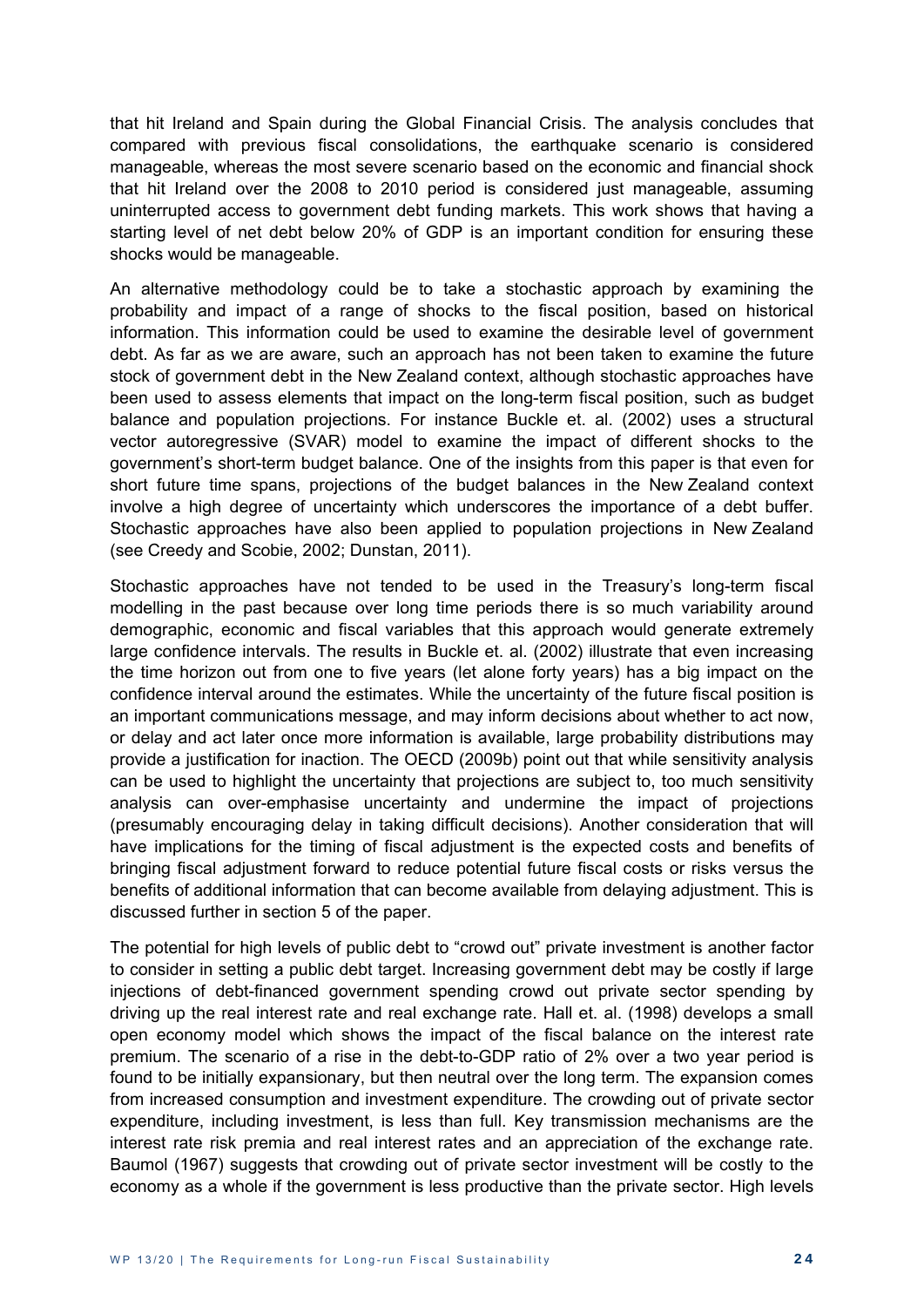that hit Ireland and Spain during the Global Financial Crisis. The analysis concludes that compared with previous fiscal consolidations, the earthquake scenario is considered manageable, whereas the most severe scenario based on the economic and financial shock that hit Ireland over the 2008 to 2010 period is considered just manageable, assuming uninterrupted access to government debt funding markets. This work shows that having a starting level of net debt below 20% of GDP is an important condition for ensuring these shocks would be manageable.

An alternative methodology could be to take a stochastic approach by examining the probability and impact of a range of shocks to the fiscal position, based on historical information. This information could be used to examine the desirable level of government debt. As far as we are aware, such an approach has not been taken to examine the future stock of government debt in the New Zealand context, although stochastic approaches have been used to assess elements that impact on the long-term fiscal position, such as budget balance and population projections. For instance Buckle et. al. (2002) uses a structural vector autoregressive (SVAR) model to examine the impact of different shocks to the government's short-term budget balance. One of the insights from this paper is that even for short future time spans, projections of the budget balances in the New Zealand context involve a high degree of uncertainty which underscores the importance of a debt buffer. Stochastic approaches have also been applied to population projections in New Zealand (see Creedy and Scobie, 2002; Dunstan, 2011).

Stochastic approaches have not tended to be used in the Treasury's long-term fiscal modelling in the past because over long time periods there is so much variability around demographic, economic and fiscal variables that this approach would generate extremely large confidence intervals. The results in Buckle et. al. (2002) illustrate that even increasing the time horizon out from one to five years (let alone forty years) has a big impact on the confidence interval around the estimates. While the uncertainty of the future fiscal position is an important communications message, and may inform decisions about whether to act now, or delay and act later once more information is available, large probability distributions may provide a justification for inaction. The OECD (2009b) point out that while sensitivity analysis can be used to highlight the uncertainty that projections are subject to, too much sensitivity analysis can over-emphasise uncertainty and undermine the impact of projections (presumably encouraging delay in taking difficult decisions). Another consideration that will have implications for the timing of fiscal adjustment is the expected costs and benefits of bringing fiscal adjustment forward to reduce potential future fiscal costs or risks versus the benefits of additional information that can become available from delaying adjustment. This is discussed further in section 5 of the paper.

The potential for high levels of public debt to "crowd out" private investment is another factor to consider in setting a public debt target. Increasing government debt may be costly if large injections of debt-financed government spending crowd out private sector spending by driving up the real interest rate and real exchange rate. Hall et. al. (1998) develops a small open economy model which shows the impact of the fiscal balance on the interest rate premium. The scenario of a rise in the debt-to-GDP ratio of 2% over a two year period is found to be initially expansionary, but then neutral over the long term. The expansion comes from increased consumption and investment expenditure. The crowding out of private sector expenditure, including investment, is less than full. Key transmission mechanisms are the interest rate risk premia and real interest rates and an appreciation of the exchange rate. Baumol (1967) suggests that crowding out of private sector investment will be costly to the economy as a whole if the government is less productive than the private sector. High levels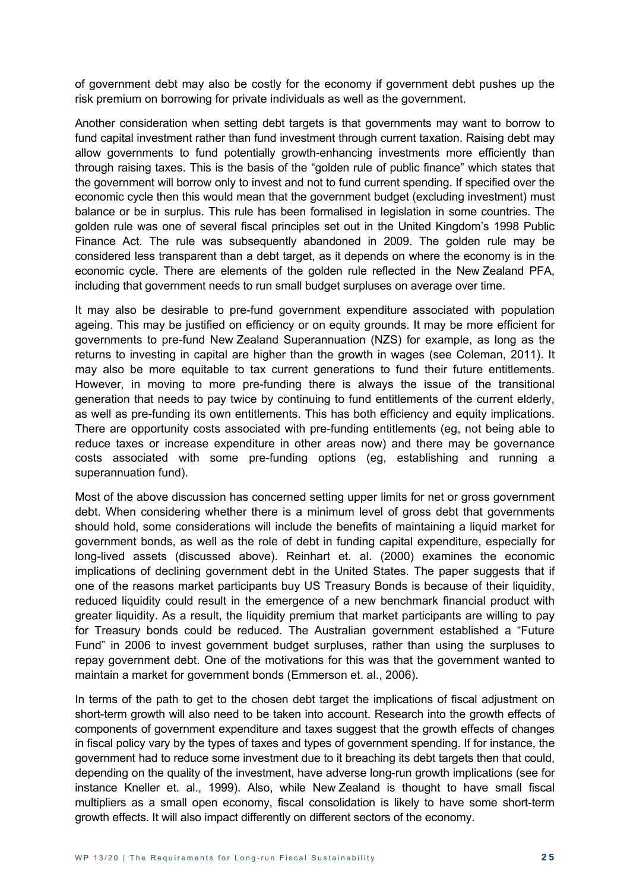of government debt may also be costly for the economy if government debt pushes up the risk premium on borrowing for private individuals as well as the government.

Another consideration when setting debt targets is that governments may want to borrow to fund capital investment rather than fund investment through current taxation. Raising debt may allow governments to fund potentially growth-enhancing investments more efficiently than through raising taxes. This is the basis of the "golden rule of public finance" which states that the government will borrow only to invest and not to fund current spending. If specified over the economic cycle then this would mean that the government budget (excluding investment) must balance or be in surplus. This rule has been formalised in legislation in some countries. The golden rule was one of several fiscal principles set out in the United Kingdom's 1998 Public Finance Act. The rule was subsequently abandoned in 2009. The golden rule may be considered less transparent than a debt target, as it depends on where the economy is in the economic cycle. There are elements of the golden rule reflected in the New Zealand PFA, including that government needs to run small budget surpluses on average over time.

It may also be desirable to pre-fund government expenditure associated with population ageing. This may be justified on efficiency or on equity grounds. It may be more efficient for governments to pre-fund New Zealand Superannuation (NZS) for example, as long as the returns to investing in capital are higher than the growth in wages (see Coleman, 2011). It may also be more equitable to tax current generations to fund their future entitlements. However, in moving to more pre-funding there is always the issue of the transitional generation that needs to pay twice by continuing to fund entitlements of the current elderly, as well as pre-funding its own entitlements. This has both efficiency and equity implications. There are opportunity costs associated with pre-funding entitlements (eg, not being able to reduce taxes or increase expenditure in other areas now) and there may be governance costs associated with some pre-funding options (eg, establishing and running a superannuation fund).

Most of the above discussion has concerned setting upper limits for net or gross government debt. When considering whether there is a minimum level of gross debt that governments should hold, some considerations will include the benefits of maintaining a liquid market for government bonds, as well as the role of debt in funding capital expenditure, especially for long-lived assets (discussed above). Reinhart et. al. (2000) examines the economic implications of declining government debt in the United States. The paper suggests that if one of the reasons market participants buy US Treasury Bonds is because of their liquidity, reduced liquidity could result in the emergence of a new benchmark financial product with greater liquidity. As a result, the liquidity premium that market participants are willing to pay for Treasury bonds could be reduced. The Australian government established a "Future Fund" in 2006 to invest government budget surpluses, rather than using the surpluses to repay government debt. One of the motivations for this was that the government wanted to maintain a market for government bonds (Emmerson et. al., 2006).

In terms of the path to get to the chosen debt target the implications of fiscal adjustment on short-term growth will also need to be taken into account. Research into the growth effects of components of government expenditure and taxes suggest that the growth effects of changes in fiscal policy vary by the types of taxes and types of government spending. If for instance, the government had to reduce some investment due to it breaching its debt targets then that could, depending on the quality of the investment, have adverse long-run growth implications (see for instance Kneller et. al., 1999). Also, while New Zealand is thought to have small fiscal multipliers as a small open economy, fiscal consolidation is likely to have some short-term growth effects. It will also impact differently on different sectors of the economy.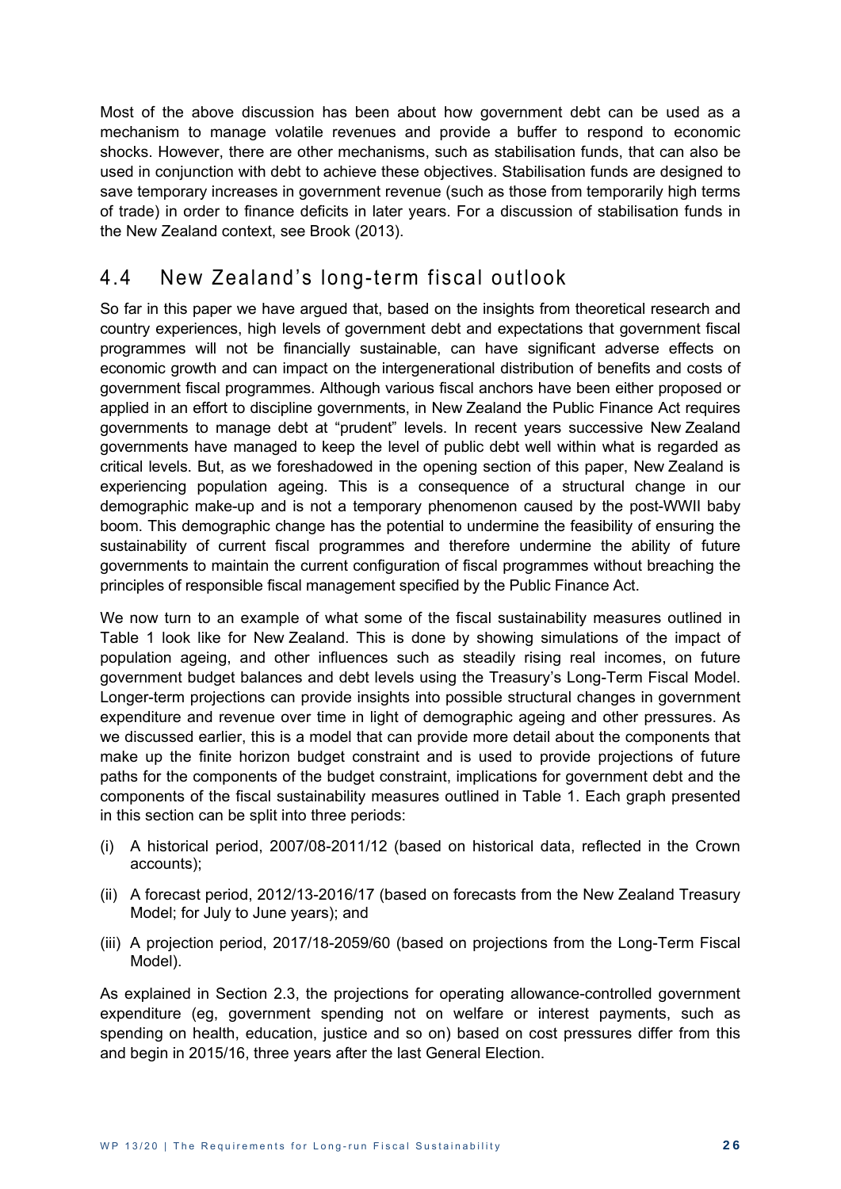Most of the above discussion has been about how government debt can be used as a mechanism to manage volatile revenues and provide a buffer to respond to economic shocks. However, there are other mechanisms, such as stabilisation funds, that can also be used in conjunction with debt to achieve these objectives. Stabilisation funds are designed to save temporary increases in government revenue (such as those from temporarily high terms of trade) in order to finance deficits in later years. For a discussion of stabilisation funds in the New Zealand context, see Brook (2013).

## 4.4 New Zealand's long-term fiscal outlook

So far in this paper we have argued that, based on the insights from theoretical research and country experiences, high levels of government debt and expectations that government fiscal programmes will not be financially sustainable, can have significant adverse effects on economic growth and can impact on the intergenerational distribution of benefits and costs of government fiscal programmes. Although various fiscal anchors have been either proposed or applied in an effort to discipline governments, in New Zealand the Public Finance Act requires governments to manage debt at "prudent" levels. In recent years successive New Zealand governments have managed to keep the level of public debt well within what is regarded as critical levels. But, as we foreshadowed in the opening section of this paper, New Zealand is experiencing population ageing. This is a consequence of a structural change in our demographic make-up and is not a temporary phenomenon caused by the post-WWII baby boom. This demographic change has the potential to undermine the feasibility of ensuring the sustainability of current fiscal programmes and therefore undermine the ability of future governments to maintain the current configuration of fiscal programmes without breaching the principles of responsible fiscal management specified by the Public Finance Act.

We now turn to an example of what some of the fiscal sustainability measures outlined in Table 1 look like for New Zealand. This is done by showing simulations of the impact of population ageing, and other influences such as steadily rising real incomes, on future government budget balances and debt levels using the Treasury's Long-Term Fiscal Model. Longer-term projections can provide insights into possible structural changes in government expenditure and revenue over time in light of demographic ageing and other pressures. As we discussed earlier, this is a model that can provide more detail about the components that make up the finite horizon budget constraint and is used to provide projections of future paths for the components of the budget constraint, implications for government debt and the components of the fiscal sustainability measures outlined in Table 1. Each graph presented in this section can be split into three periods:

(i) A historical period, 2007/08-2011/12 (based on historical data, reflected in the Crown accounts);

(ii) A forecast period, 2012/13-2016/17 (based on forecasts from the New Zealand Treasury Model; for July to June years); and

(iii) A projection period, 2017/18-2059/60 (based on projections from the Long-Term Fiscal Model).

As explained in Section 2.3, the projections for operating allowance-controlled government expenditure (eg, government spending not on welfare or interest payments, such as spending on health, education, justice and so on) based on cost pressures differ from this and begin in 2015/16, three years after the last General Election.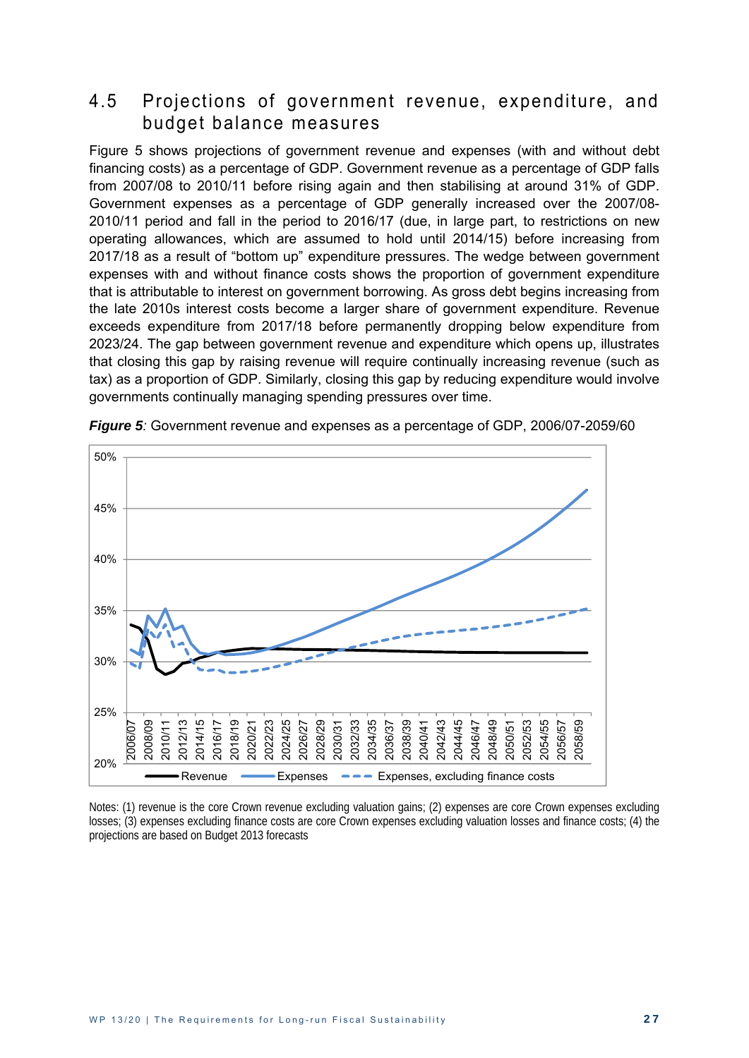## 4.5 Projections of government revenue, expenditure, and budget balance measures

Figure 5 shows projections of government revenue and expenses (with and without debt financing costs) as a percentage of GDP. Government revenue as a percentage of GDP falls from 2007/08 to 2010/11 before rising again and then stabilising at around 31% of GDP. Government expenses as a percentage of GDP generally increased over the 2007/08-2010/11 period and fall in the period to 2016/17 (due, in large part, to restrictions on new operating allowances, which are assumed to hold until 2014/15) before increasing from 2017/18 as a result of "bottom up" expenditure pressures. The wedge between government expenses with and without finance costs shows the proportion of government expenditure that is attributable to interest on government borrowing. As gross debt begins increasing from the late 2010s interest costs become a larger share of government expenditure. Revenue exceeds expenditure from 2017/18 before permanently dropping below expenditure from 2023/24. The gap between government revenue and expenditure which opens up, illustrates that closing this gap by raising revenue will require continually increasing revenue (such as tax) as a proportion of GDP. Similarly, closing this gap by reducing expenditure would involve governments continually managing spending pressures over time.

***Figure 5**:* Government revenue and expenses as a percentage of GDP, 2006/07-2059/60

Notes: (1) revenue is the core Crown revenue excluding valuation gains; (2) expenses are core Crown expenses excluding losses; (3) expenses excluding finance costs are core Crown expenses excluding valuation losses and finance costs; (4) the projections are based on Budget 2013 forecasts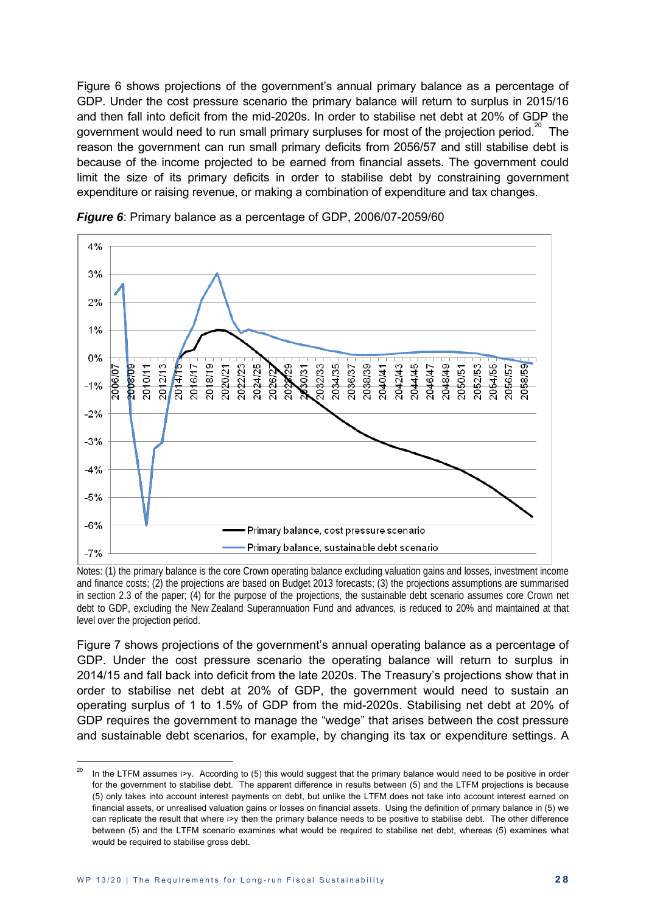Figure 6 shows projections of the government's annual primary balance as a percentage of GDP. Under the cost pressure scenario the primary balance will return to surplus in 2015/16 and then fall into deficit from the mid-2020s. In order to stabilise net debt at 20% of GDP the government would need to run small primary surpluses for most of the projection period.[20] The reason the government can run small primary deficits from 2056/57 and still stabilise debt is because of the income projected to be earned from financial assets. The government could limit the size of its primary deficits in order to stabilise debt by constraining government expenditure or raising revenue, or making a combination of expenditure and tax changes.

***Figure 6***: Primary balance as a percentage of GDP, 2006/07-2059/60

Notes: (1) the primary balance is the core Crown operating balance excluding valuation gains and losses, investment income and finance costs; (2) the projections are based on Budget 2013 forecasts; (3) the projections assumptions are summarised in section 2.3 of the paper; (4) for the purpose of the projections, the sustainable debt scenario assumes core Crown net debt to GDP, excluding the New Zealand Superannuation Fund and advances, is reduced to 20% and maintained at that level over the projection period.

Figure 7 shows projections of the government's annual operating balance as a percentage of GDP. Under the cost pressure scenario the operating balance will return to surplus in 2014/15 and fall back into deficit from the late 2020s. The Treasury's projections show that in order to stabilise net debt at 20% of GDP, the government would need to sustain an operating surplus of 1 to 1.5% of GDP from the mid-2020s. Stabilising net debt at 20% of GDP requires the government to manage the "wedge" that arises between the cost pressure and sustainable debt scenarios, for example, by changing its tax or expenditure settings. A

---

[20] In the LTFM assumes $i>y$. According to (5) this would suggest that the primary balance would need to be positive in order for the government to stabilise debt. The apparent difference in results between (5) and the LTFM projections is because (5) only takes into account interest payments on debt, but unlike the LTFM does not take into account interest earned on financial assets, or unrealised valuation gains or losses on financial assets. Using the definition of primary balance in (5) we can replicate the result that where $i>y$ then the primary balance needs to be positive to stabilise debt. The other difference between (5) and the LTFM scenario examines what would be required to stabilise net debt, whereas (5) examines what would be required to stabilise gross debt.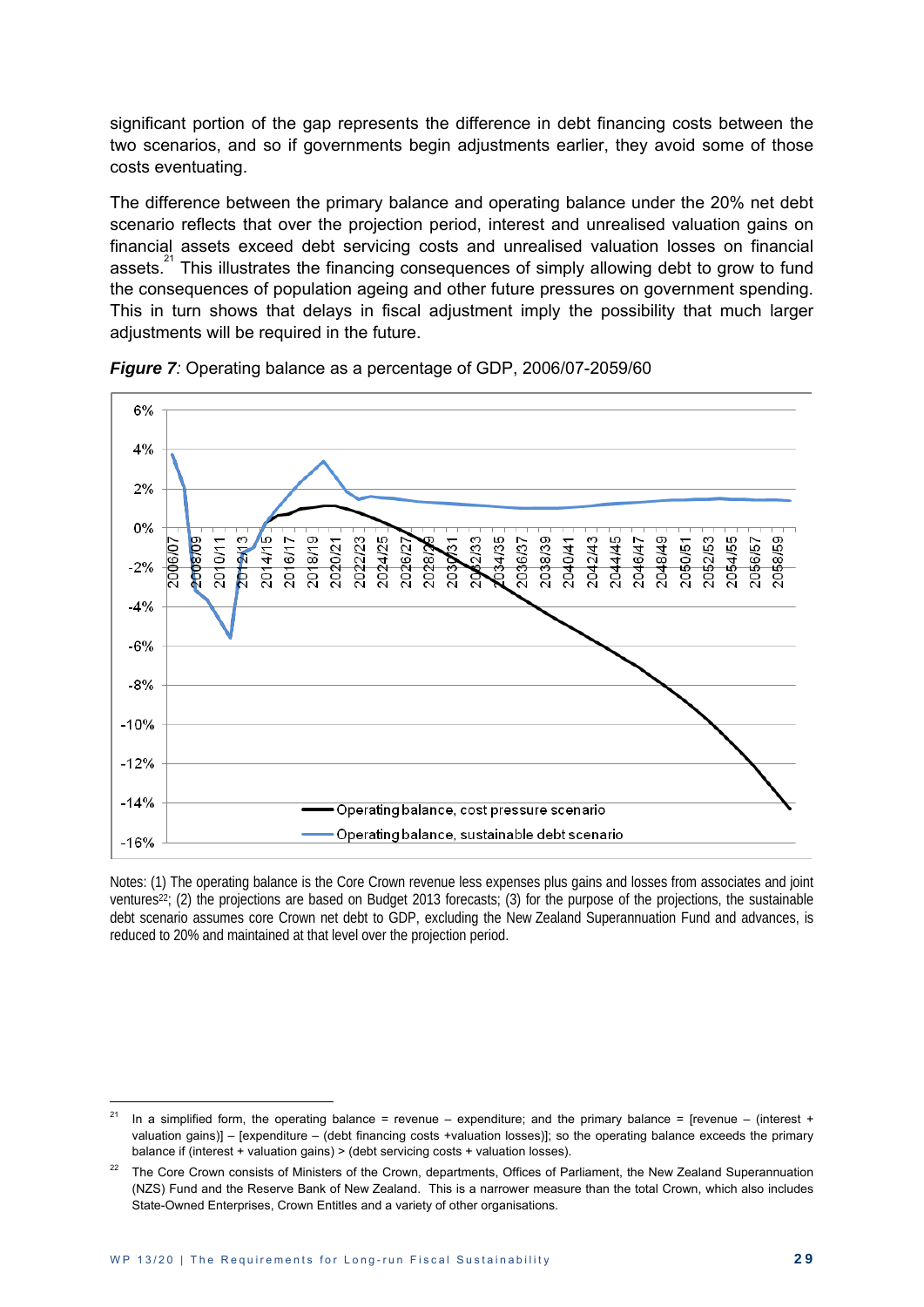significant portion of the gap represents the difference in debt financing costs between the two scenarios, and so if governments begin adjustments earlier, they avoid some of those costs eventuating.

The difference between the primary balance and operating balance under the 20% net debt scenario reflects that over the projection period, interest and unrealised valuation gains on financial assets exceed debt servicing costs and unrealised valuation losses on financial assets.[21] This illustrates the financing consequences of simply allowing debt to grow to fund the consequences of population ageing and other future pressures on government spending. This in turn shows that delays in fiscal adjustment imply the possibility that much larger adjustments will be required in the future.

***Figure 7**:* Operating balance as a percentage of GDP, 2006/07-2059/60

Notes: (1) The operating balance is the Core Crown revenue less expenses plus gains and losses from associates and joint ventures[22]; (2) the projections are based on Budget 2013 forecasts; (3) for the purpose of the projections, the sustainable debt scenario assumes core Crown net debt to GDP, excluding the New Zealand Superannuation Fund and advances, is reduced to 20% and maintained at that level over the projection period.

---

[21] In a simplified form, the operating balance = revenue – expenditure; and the primary balance = [revenue – (interest + valuation gains)] – [expenditure – (debt financing costs +valuation losses)]; so the operating balance exceeds the primary balance if (interest + valuation gains) > (debt servicing costs + valuation losses).

[22] The Core Crown consists of Ministers of the Crown, departments, Offices of Parliament, the New Zealand Superannuation (NZS) Fund and the Reserve Bank of New Zealand. This is a narrower measure than the total Crown, which also includes State-Owned Enterprises, Crown Entities and a variety of other organisations.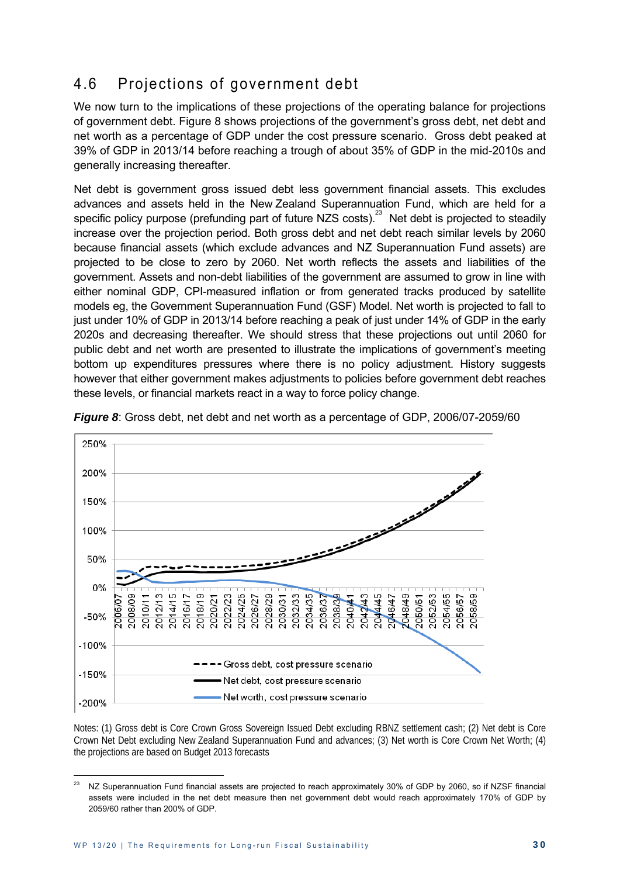## 4.6 Projections of government debt

We now turn to the implications of these projections of the operating balance for projections of government debt. Figure 8 shows projections of the government's gross debt, net debt and net worth as a percentage of GDP under the cost pressure scenario. Gross debt peaked at 39% of GDP in 2013/14 before reaching a trough of about 35% of GDP in the mid-2010s and generally increasing thereafter.

Net debt is government gross issued debt less government financial assets. This excludes advances and assets held in the New Zealand Superannuation Fund, which are held for a specific policy purpose (prefunding part of future NZS costs).[23] Net debt is projected to steadily increase over the projection period. Both gross debt and net debt reach similar levels by 2060 because financial assets (which exclude advances and NZ Superannuation Fund assets) are projected to be close to zero by 2060. Net worth reflects the assets and liabilities of the government. Assets and non-debt liabilities of the government are assumed to grow in line with either nominal GDP, CPI-measured inflation or from generated tracks produced by satellite models eg, the Government Superannuation Fund (GSF) Model. Net worth is projected to fall to just under 10% of GDP in 2013/14 before reaching a peak of just under 14% of GDP in the early 2020s and decreasing thereafter. We should stress that these projections out until 2060 for public debt and net worth are presented to illustrate the implications of government's meeting bottom up expenditures pressures where there is no policy adjustment. History suggests however that either government makes adjustments to policies before government debt reaches these levels, or financial markets react in a way to force policy change.

***Figure 8***: Gross debt, net debt and net worth as a percentage of GDP, 2006/07-2059/60

Notes: (1) Gross debt is Core Crown Gross Sovereign Issued Debt excluding RBNZ settlement cash; (2) Net debt is Core Crown Net Debt excluding New Zealand Superannuation Fund and advances; (3) Net worth is Core Crown Net Worth; (4) the projections are based on Budget 2013 forecasts

[23] NZ Superannuation Fund financial assets are projected to reach approximately 30% of GDP by 2060, so if NZSF financial assets were included in the net debt measure then net government debt would reach approximately 170% of GDP by 2059/60 rather than 200% of GDP.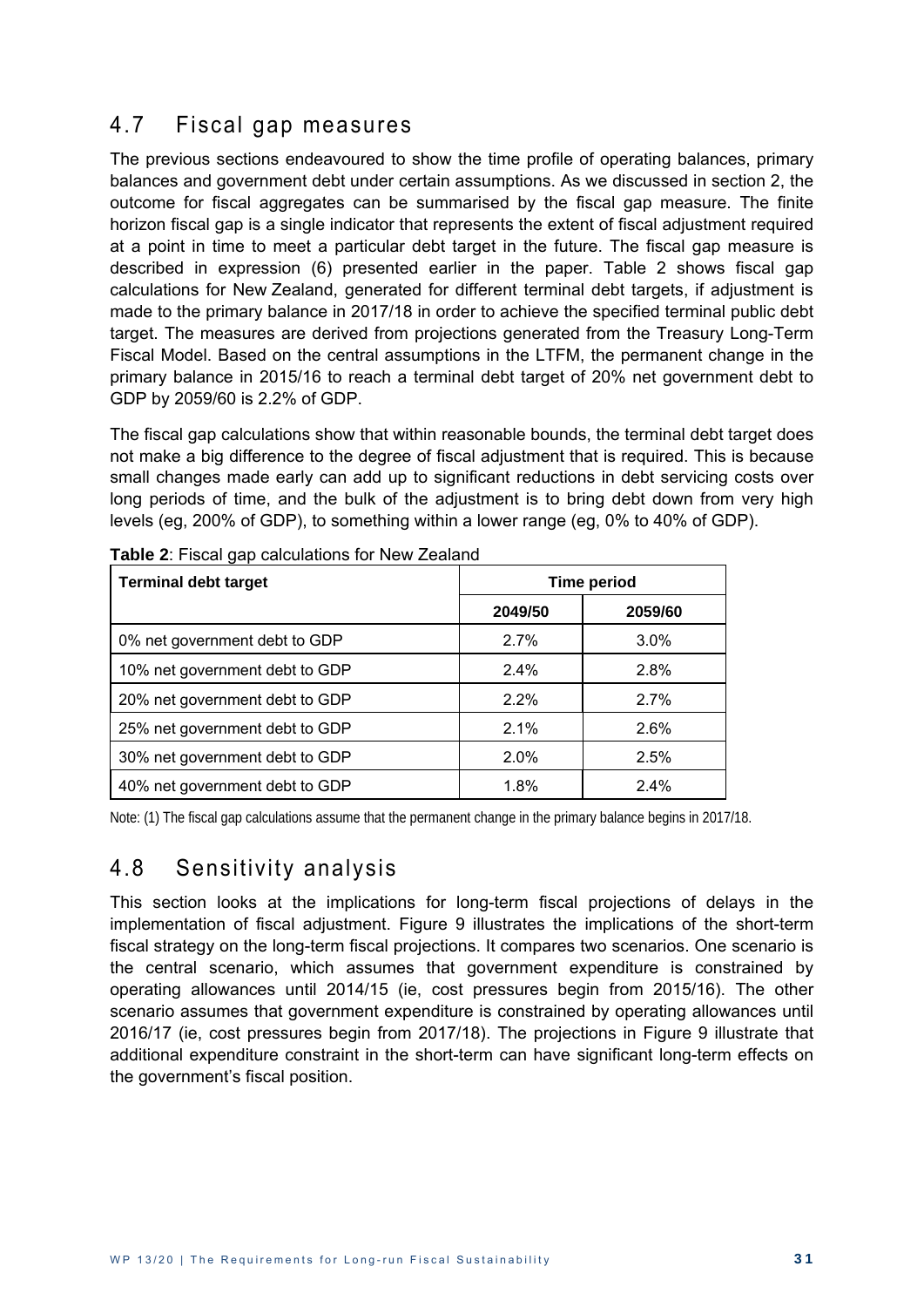## 4.7 Fiscal gap measures

The previous sections endeavoured to show the time profile of operating balances, primary balances and government debt under certain assumptions. As we discussed in section 2, the outcome for fiscal aggregates can be summarised by the fiscal gap measure. The finite horizon fiscal gap is a single indicator that represents the extent of fiscal adjustment required at a point in time to meet a particular debt target in the future. The fiscal gap measure is described in expression (6) presented earlier in the paper. Table 2 shows fiscal gap calculations for New Zealand, generated for different terminal debt targets, if adjustment is made to the primary balance in 2017/18 in order to achieve the specified terminal public debt target. The measures are derived from projections generated from the Treasury Long-Term Fiscal Model. Based on the central assumptions in the LTFM, the permanent change in the primary balance in 2015/16 to reach a terminal debt target of 20% net government debt to GDP by 2059/60 is 2.2% of GDP.

The fiscal gap calculations show that within reasonable bounds, the terminal debt target does not make a big difference to the degree of fiscal adjustment that is required. This is because small changes made early can add up to significant reductions in debt servicing costs over long periods of time, and the bulk of the adjustment is to bring debt down from very high levels (eg, 200% of GDP), to something within a lower range (eg, 0% to 40% of GDP).

**Table 2**: Fiscal gap calculations for New Zealand

| Terminal debt target | Time period | |
|---|---|---|
| | 2049/50 | 2059/60 |
| 0% net government debt to GDP | 2.7% | 3.0% |
| 10% net government debt to GDP | 2.4% | 2.8% |
| 20% net government debt to GDP | 2.2% | 2.7% |
| 25% net government debt to GDP | 2.1% | 2.6% |
| 30% net government debt to GDP | 2.0% | 2.5% |
| 40% net government debt to GDP | 1.8% | 2.4% |

Note: (1) The fiscal gap calculations assume that the permanent change in the primary balance begins in 2017/18.

## 4.8 Sensitivity analysis

This section looks at the implications for long-term fiscal projections of delays in the implementation of fiscal adjustment. Figure 9 illustrates the implications of the short-term fiscal strategy on the long-term fiscal projections. It compares two scenarios. One scenario is the central scenario, which assumes that government expenditure is constrained by operating allowances until 2014/15 (ie, cost pressures begin from 2015/16). The other scenario assumes that government expenditure is constrained by operating allowances until 2016/17 (ie, cost pressures begin from 2017/18). The projections in Figure 9 illustrate that additional expenditure constraint in the short-term can have significant long-term effects on the government's fiscal position.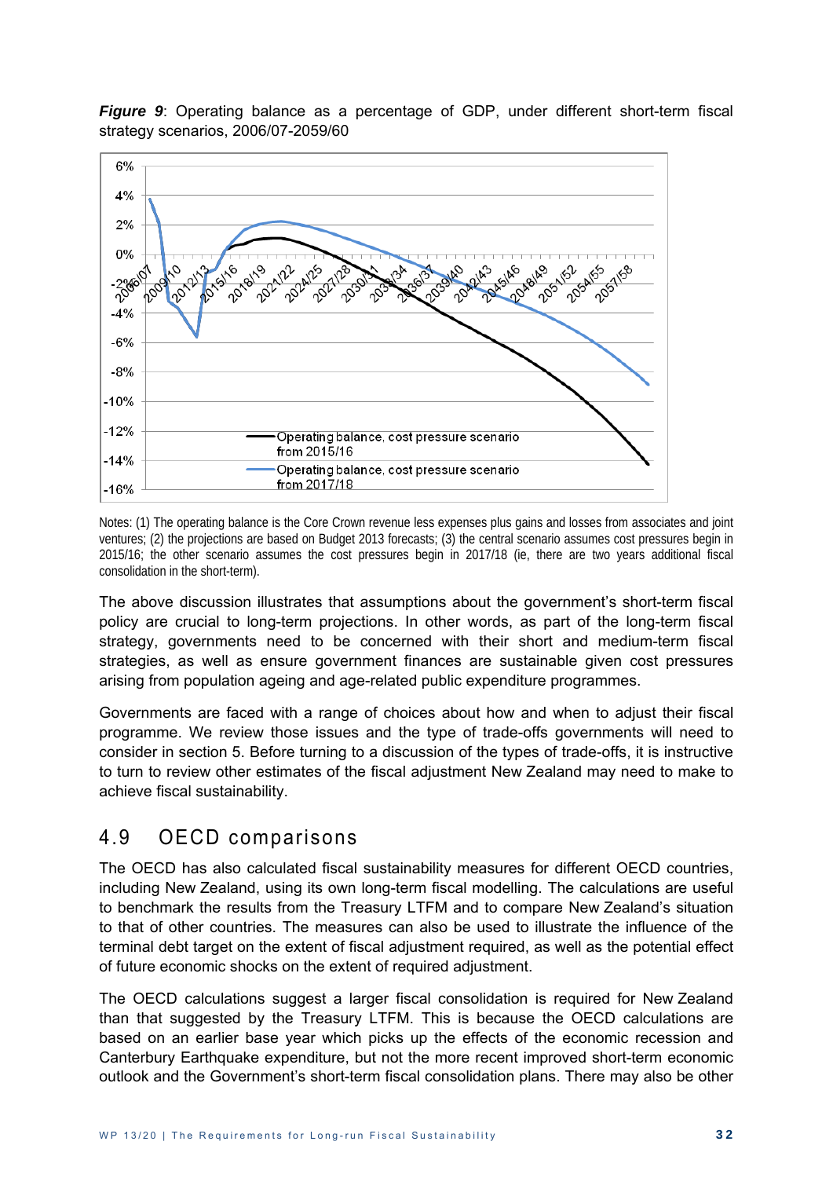***Figure 9***: Operating balance as a percentage of GDP, under different short-term fiscal strategy scenarios, 2006/07-2059/60

Notes: (1) The operating balance is the Core Crown revenue less expenses plus gains and losses from associates and joint ventures; (2) the projections are based on Budget 2013 forecasts; (3) the central scenario assumes cost pressures begin in 2015/16; the other scenario assumes the cost pressures begin in 2017/18 (ie, there are two years additional fiscal consolidation in the short-term).

The above discussion illustrates that assumptions about the government's short-term fiscal policy are crucial to long-term projections. In other words, as part of the long-term fiscal strategy, governments need to be concerned with their short and medium-term fiscal strategies, as well as ensure government finances are sustainable given cost pressures arising from population ageing and age-related public expenditure programmes.

Governments are faced with a range of choices about how and when to adjust their fiscal programme. We review those issues and the type of trade-offs governments will need to consider in section 5. Before turning to a discussion of the types of trade-offs, it is instructive to turn to review other estimates of the fiscal adjustment New Zealand may need to make to achieve fiscal sustainability.

## 4.9 OECD comparisons

The OECD has also calculated fiscal sustainability measures for different OECD countries, including New Zealand, using its own long-term fiscal modelling. The calculations are useful to benchmark the results from the Treasury LTFM and to compare New Zealand's situation to that of other countries. The measures can also be used to illustrate the influence of the terminal debt target on the extent of fiscal adjustment required, as well as the potential effect of future economic shocks on the extent of required adjustment.

The OECD calculations suggest a larger fiscal consolidation is required for New Zealand than that suggested by the Treasury LTFM. This is because the OECD calculations are based on an earlier base year which picks up the effects of the economic recession and Canterbury Earthquake expenditure, but not the more recent improved short-term economic outlook and the Government's short-term fiscal consolidation plans. There may also be other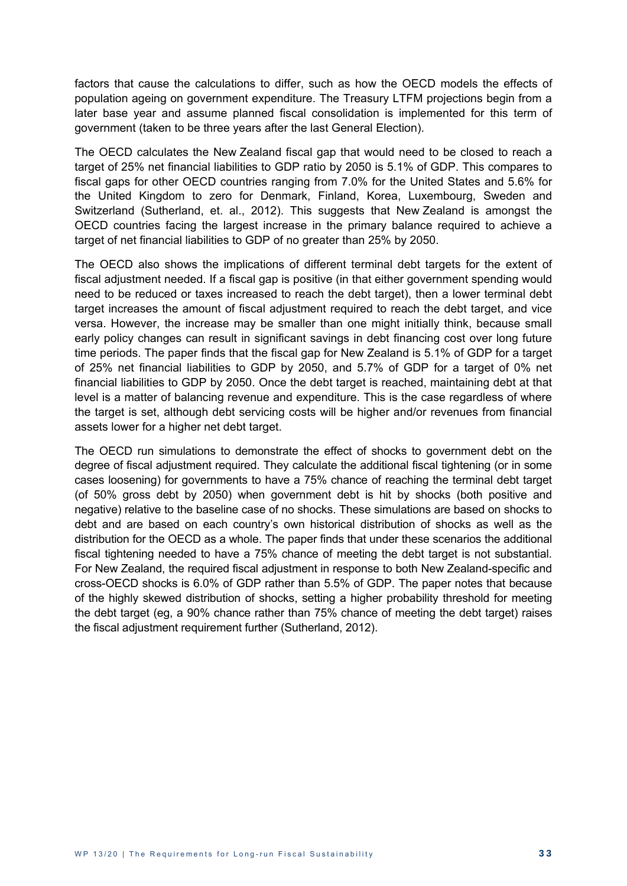factors that cause the calculations to differ, such as how the OECD models the effects of population ageing on government expenditure. The Treasury LTFM projections begin from a later base year and assume planned fiscal consolidation is implemented for this term of government (taken to be three years after the last General Election).

The OECD calculates the New Zealand fiscal gap that would need to be closed to reach a target of 25% net financial liabilities to GDP ratio by 2050 is 5.1% of GDP. This compares to fiscal gaps for other OECD countries ranging from 7.0% for the United States and 5.6% for the United Kingdom to zero for Denmark, Finland, Korea, Luxembourg, Sweden and Switzerland (Sutherland, et. al., 2012). This suggests that New Zealand is amongst the OECD countries facing the largest increase in the primary balance required to achieve a target of net financial liabilities to GDP of no greater than 25% by 2050.

The OECD also shows the implications of different terminal debt targets for the extent of fiscal adjustment needed. If a fiscal gap is positive (in that either government spending would need to be reduced or taxes increased to reach the debt target), then a lower terminal debt target increases the amount of fiscal adjustment required to reach the debt target, and vice versa. However, the increase may be smaller than one might initially think, because small early policy changes can result in significant savings in debt financing cost over long future time periods. The paper finds that the fiscal gap for New Zealand is 5.1% of GDP for a target of 25% net financial liabilities to GDP by 2050, and 5.7% of GDP for a target of 0% net financial liabilities to GDP by 2050. Once the debt target is reached, maintaining debt at that level is a matter of balancing revenue and expenditure. This is the case regardless of where the target is set, although debt servicing costs will be higher and/or revenues from financial assets lower for a higher net debt target.

The OECD run simulations to demonstrate the effect of shocks to government debt on the degree of fiscal adjustment required. They calculate the additional fiscal tightening (or in some cases loosening) for governments to have a 75% chance of reaching the terminal debt target (of 50% gross debt by 2050) when government debt is hit by shocks (both positive and negative) relative to the baseline case of no shocks. These simulations are based on shocks to debt and are based on each country's own historical distribution of shocks as well as the distribution for the OECD as a whole. The paper finds that under these scenarios the additional fiscal tightening needed to have a 75% chance of meeting the debt target is not substantial. For New Zealand, the required fiscal adjustment in response to both New Zealand-specific and cross-OECD shocks is 6.0% of GDP rather than 5.5% of GDP. The paper notes that because of the highly skewed distribution of shocks, setting a higher probability threshold for meeting the debt target (eg, a 90% chance rather than 75% chance of meeting the debt target) raises the fiscal adjustment requirement further (Sutherland, 2012).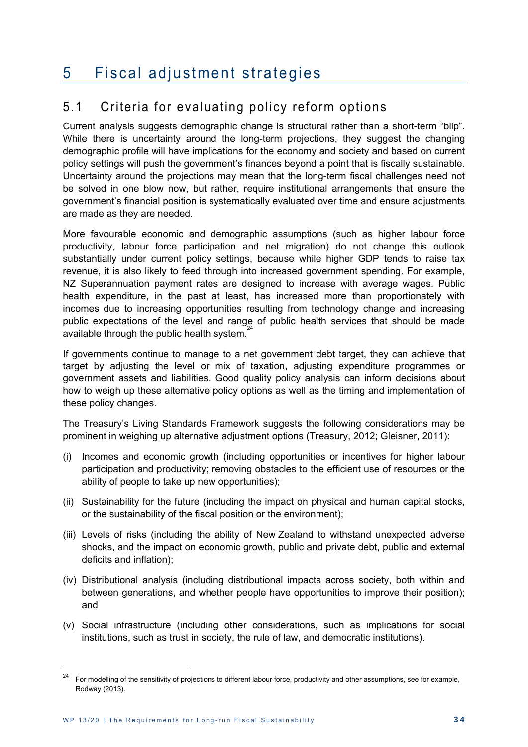# 5 Fiscal adjustment strategies

## 5.1 Criteria for evaluating policy reform options

Current analysis suggests demographic change is structural rather than a short-term "blip". While there is uncertainty around the long-term projections, they suggest the changing demographic profile will have implications for the economy and society and based on current policy settings will push the government's finances beyond a point that is fiscally sustainable. Uncertainty around the projections may mean that the long-term fiscal challenges need not be solved in one blow now, but rather, require institutional arrangements that ensure the government's financial position is systematically evaluated over time and ensure adjustments are made as they are needed.

More favourable economic and demographic assumptions (such as higher labour force productivity, labour force participation and net migration) do not change this outlook substantially under current policy settings, because while higher GDP tends to raise tax revenue, it is also likely to feed through into increased government spending. For example, NZ Superannuation payment rates are designed to increase with average wages. Public health expenditure, in the past at least, has increased more than proportionately with incomes due to increasing opportunities resulting from technology change and increasing public expectations of the level and range of public health services that should be made available through the public health system.[24]

If governments continue to manage to a net government debt target, they can achieve that target by adjusting the level or mix of taxation, adjusting expenditure programmes or government assets and liabilities. Good quality policy analysis can inform decisions about how to weigh up these alternative policy options as well as the timing and implementation of these policy changes.

The Treasury's Living Standards Framework suggests the following considerations may be prominent in weighing up alternative adjustment options (Treasury, 2012; Gleisner, 2011):

(i) Incomes and economic growth (including opportunities or incentives for higher labour participation and productivity; removing obstacles to the efficient use of resources or the ability of people to take up new opportunities);

(ii) Sustainability for the future (including the impact on physical and human capital stocks, or the sustainability of the fiscal position or the environment);

(iii) Levels of risks (including the ability of New Zealand to withstand unexpected adverse shocks, and the impact on economic growth, public and private debt, public and external deficits and inflation);

(iv) Distributional analysis (including distributional impacts across society, both within and between generations, and whether people have opportunities to improve their position); and

(v) Social infrastructure (including other considerations, such as implications for social institutions, such as trust in society, the rule of law, and democratic institutions).

---

[24] For modelling of the sensitivity of projections to different labour force, productivity and other assumptions, see for example, Rodway (2013).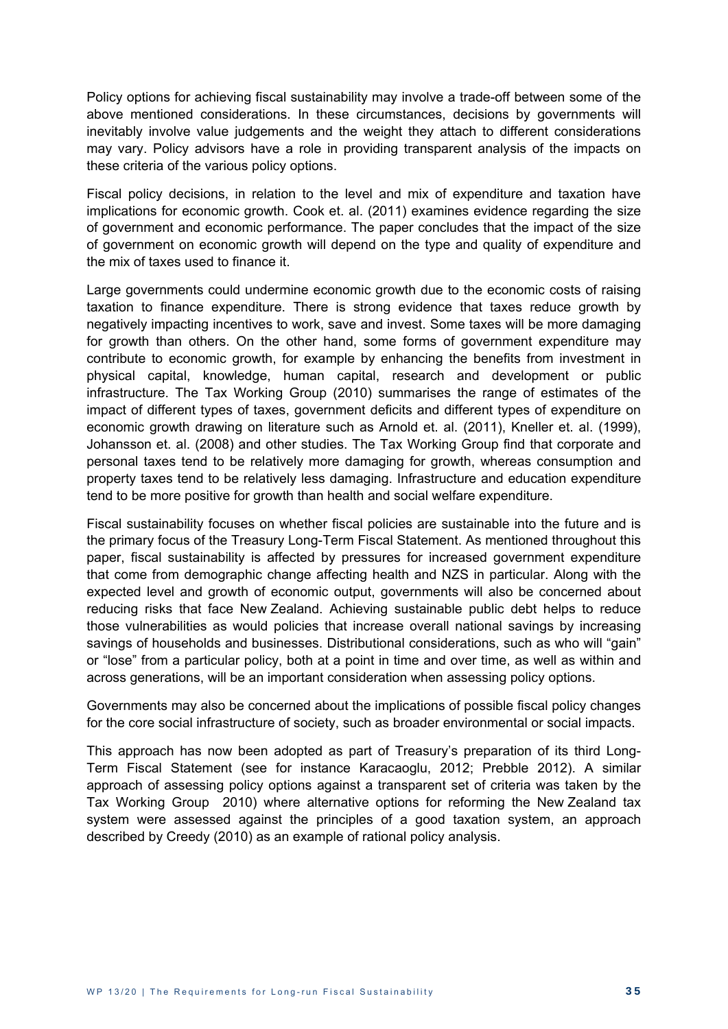Policy options for achieving fiscal sustainability may involve a trade-off between some of the above mentioned considerations. In these circumstances, decisions by governments will inevitably involve value judgements and the weight they attach to different considerations may vary. Policy advisors have a role in providing transparent analysis of the impacts on these criteria of the various policy options.

Fiscal policy decisions, in relation to the level and mix of expenditure and taxation have implications for economic growth. Cook et. al. (2011) examines evidence regarding the size of government and economic performance. The paper concludes that the impact of the size of government on economic growth will depend on the type and quality of expenditure and the mix of taxes used to finance it.

Large governments could undermine economic growth due to the economic costs of raising taxation to finance expenditure. There is strong evidence that taxes reduce growth by negatively impacting incentives to work, save and invest. Some taxes will be more damaging for growth than others. On the other hand, some forms of government expenditure may contribute to economic growth, for example by enhancing the benefits from investment in physical capital, knowledge, human capital, research and development or public infrastructure. The Tax Working Group (2010) summarises the range of estimates of the impact of different types of taxes, government deficits and different types of expenditure on economic growth drawing on literature such as Arnold et. al. (2011), Kneller et. al. (1999), Johansson et. al. (2008) and other studies. The Tax Working Group find that corporate and personal taxes tend to be relatively more damaging for growth, whereas consumption and property taxes tend to be relatively less damaging. Infrastructure and education expenditure tend to be more positive for growth than health and social welfare expenditure.

Fiscal sustainability focuses on whether fiscal policies are sustainable into the future and is the primary focus of the Treasury Long-Term Fiscal Statement. As mentioned throughout this paper, fiscal sustainability is affected by pressures for increased government expenditure that come from demographic change affecting health and NZS in particular. Along with the expected level and growth of economic output, governments will also be concerned about reducing risks that face New Zealand. Achieving sustainable public debt helps to reduce those vulnerabilities as would policies that increase overall national savings by increasing savings of households and businesses. Distributional considerations, such as who will "gain" or "lose" from a particular policy, both at a point in time and over time, as well as within and across generations, will be an important consideration when assessing policy options.

Governments may also be concerned about the implications of possible fiscal policy changes for the core social infrastructure of society, such as broader environmental or social impacts.

This approach has now been adopted as part of Treasury's preparation of its third Long-Term Fiscal Statement (see for instance Karacaoglu, 2012; Prebble 2012). A similar approach of assessing policy options against a transparent set of criteria was taken by the Tax Working Group 2010) where alternative options for reforming the New Zealand tax system were assessed against the principles of a good taxation system, an approach described by Creedy (2010) as an example of rational policy analysis.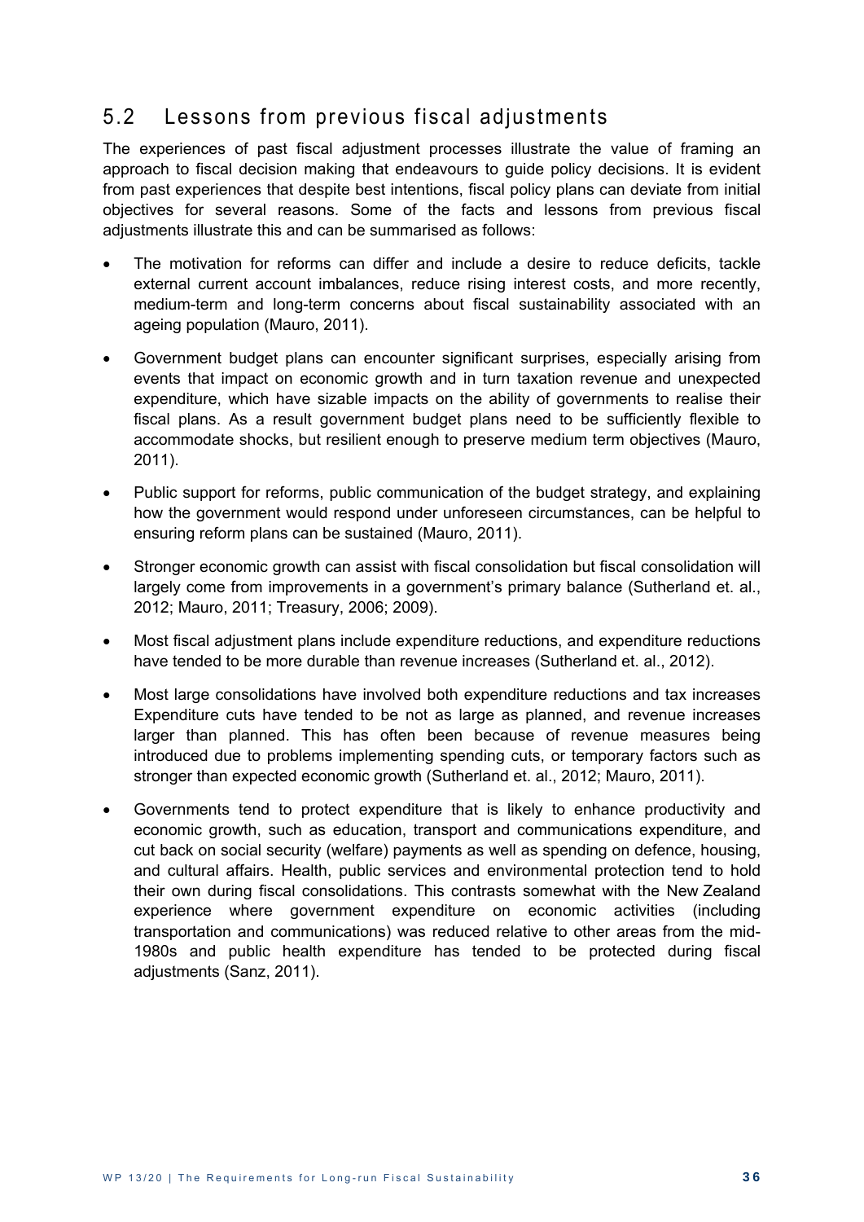## 5.2 Lessons from previous fiscal adjustments

The experiences of past fiscal adjustment processes illustrate the value of framing an approach to fiscal decision making that endeavours to guide policy decisions. It is evident from past experiences that despite best intentions, fiscal policy plans can deviate from initial objectives for several reasons. Some of the facts and lessons from previous fiscal adjustments illustrate this and can be summarised as follows:

- The motivation for reforms can differ and include a desire to reduce deficits, tackle external current account imbalances, reduce rising interest costs, and more recently, medium-term and long-term concerns about fiscal sustainability associated with an ageing population (Mauro, 2011).
- Government budget plans can encounter significant surprises, especially arising from events that impact on economic growth and in turn taxation revenue and unexpected expenditure, which have sizable impacts on the ability of governments to realise their fiscal plans. As a result government budget plans need to be sufficiently flexible to accommodate shocks, but resilient enough to preserve medium term objectives (Mauro, 2011).
- Public support for reforms, public communication of the budget strategy, and explaining how the government would respond under unforeseen circumstances, can be helpful to ensuring reform plans can be sustained (Mauro, 2011).
- Stronger economic growth can assist with fiscal consolidation but fiscal consolidation will largely come from improvements in a government's primary balance (Sutherland et. al., 2012; Mauro, 2011; Treasury, 2006; 2009).
- Most fiscal adjustment plans include expenditure reductions, and expenditure reductions have tended to be more durable than revenue increases (Sutherland et. al., 2012).
- Most large consolidations have involved both expenditure reductions and tax increases Expenditure cuts have tended to be not as large as planned, and revenue increases larger than planned. This has often been because of revenue measures being introduced due to problems implementing spending cuts, or temporary factors such as stronger than expected economic growth (Sutherland et. al., 2012; Mauro, 2011).
- Governments tend to protect expenditure that is likely to enhance productivity and economic growth, such as education, transport and communications expenditure, and cut back on social security (welfare) payments as well as spending on defence, housing, and cultural affairs. Health, public services and environmental protection tend to hold their own during fiscal consolidations. This contrasts somewhat with the New Zealand experience where government expenditure on economic activities (including transportation and communications) was reduced relative to other areas from the mid-1980s and public health expenditure has tended to be protected during fiscal adjustments (Sanz, 2011).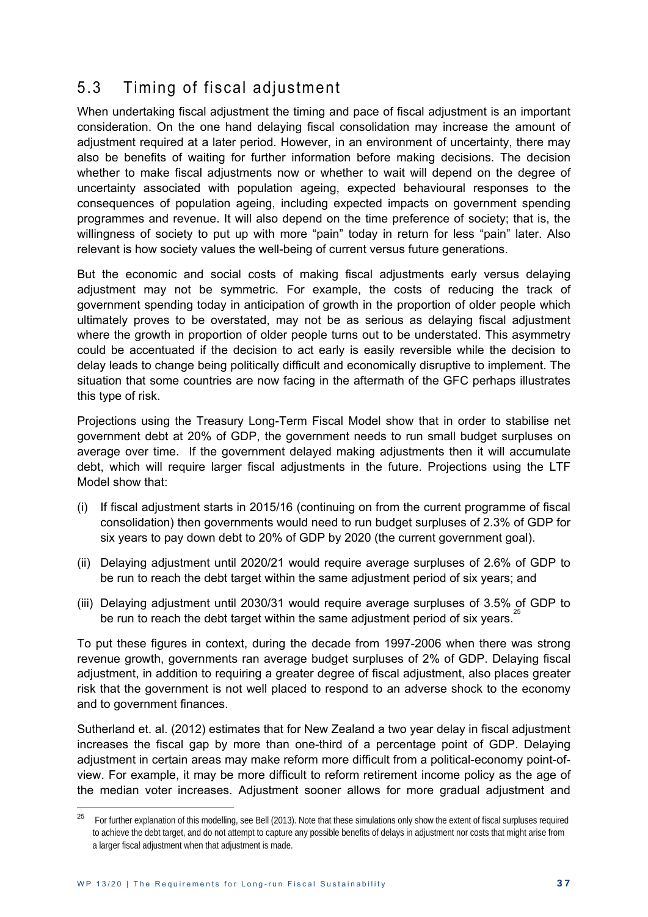## 5.3 Timing of fiscal adjustment

When undertaking fiscal adjustment the timing and pace of fiscal adjustment is an important consideration. On the one hand delaying fiscal consolidation may increase the amount of adjustment required at a later period. However, in an environment of uncertainty, there may also be benefits of waiting for further information before making decisions. The decision whether to make fiscal adjustments now or whether to wait will depend on the degree of uncertainty associated with population ageing, expected behavioural responses to the consequences of population ageing, including expected impacts on government spending programmes and revenue. It will also depend on the time preference of society; that is, the willingness of society to put up with more "pain" today in return for less "pain" later. Also relevant is how society values the well-being of current versus future generations.

But the economic and social costs of making fiscal adjustments early versus delaying adjustment may not be symmetric. For example, the costs of reducing the track of government spending today in anticipation of growth in the proportion of older people which ultimately proves to be overstated, may not be as serious as delaying fiscal adjustment where the growth in proportion of older people turns out to be understated. This asymmetry could be accentuated if the decision to act early is easily reversible while the decision to delay leads to change being politically difficult and economically disruptive to implement. The situation that some countries are now facing in the aftermath of the GFC perhaps illustrates this type of risk.

Projections using the Treasury Long-Term Fiscal Model show that in order to stabilise net government debt at 20% of GDP, the government needs to run small budget surpluses on average over time. If the government delayed making adjustments then it will accumulate debt, which will require larger fiscal adjustments in the future. Projections using the LTF Model show that:

(i) If fiscal adjustment starts in 2015/16 (continuing on from the current programme of fiscal consolidation) then governments would need to run budget surpluses of 2.3% of GDP for six years to pay down debt to 20% of GDP by 2020 (the current government goal).

(ii) Delaying adjustment until 2020/21 would require average surpluses of 2.6% of GDP to be run to reach the debt target within the same adjustment period of six years; and

(iii) Delaying adjustment until 2030/31 would require average surpluses of 3.5% of GDP to be run to reach the debt target within the same adjustment period of six years.[25]

To put these figures in context, during the decade from 1997-2006 when there was strong revenue growth, governments ran average budget surpluses of 2% of GDP. Delaying fiscal adjustment, in addition to requiring a greater degree of fiscal adjustment, also places greater risk that the government is not well placed to respond to an adverse shock to the economy and to government finances.

Sutherland et. al. (2012) estimates that for New Zealand a two year delay in fiscal adjustment increases the fiscal gap by more than one-third of a percentage point of GDP. Delaying adjustment in certain areas may make reform more difficult from a political-economy point-of-view. For example, it may be more difficult to reform retirement income policy as the age of the median voter increases. Adjustment sooner allows for more gradual adjustment and

[25] For further explanation of this modelling, see Bell (2013). Note that these simulations only show the extent of fiscal surpluses required to achieve the debt target, and do not attempt to capture any possible benefits of delays in adjustment nor costs that might arise from a larger fiscal adjustment when that adjustment is made.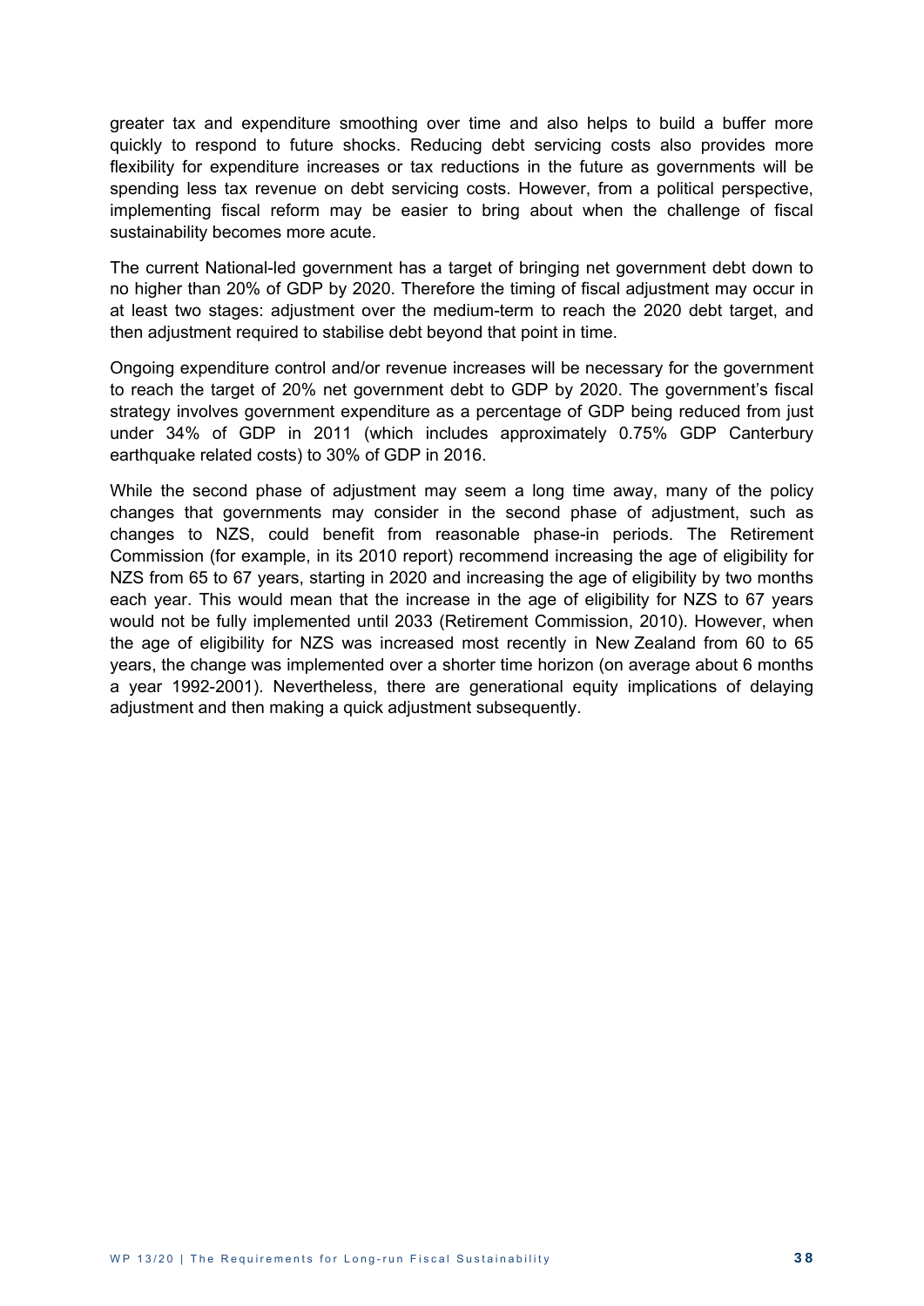greater tax and expenditure smoothing over time and also helps to build a buffer more quickly to respond to future shocks. Reducing debt servicing costs also provides more flexibility for expenditure increases or tax reductions in the future as governments will be spending less tax revenue on debt servicing costs. However, from a political perspective, implementing fiscal reform may be easier to bring about when the challenge of fiscal sustainability becomes more acute.

The current National-led government has a target of bringing net government debt down to no higher than 20% of GDP by 2020. Therefore the timing of fiscal adjustment may occur in at least two stages: adjustment over the medium-term to reach the 2020 debt target, and then adjustment required to stabilise debt beyond that point in time.

Ongoing expenditure control and/or revenue increases will be necessary for the government to reach the target of 20% net government debt to GDP by 2020. The government's fiscal strategy involves government expenditure as a percentage of GDP being reduced from just under 34% of GDP in 2011 (which includes approximately 0.75% GDP Canterbury earthquake related costs) to 30% of GDP in 2016.

While the second phase of adjustment may seem a long time away, many of the policy changes that governments may consider in the second phase of adjustment, such as changes to NZS, could benefit from reasonable phase-in periods. The Retirement Commission (for example, in its 2010 report) recommend increasing the age of eligibility for NZS from 65 to 67 years, starting in 2020 and increasing the age of eligibility by two months each year. This would mean that the increase in the age of eligibility for NZS to 67 years would not be fully implemented until 2033 (Retirement Commission, 2010). However, when the age of eligibility for NZS was increased most recently in New Zealand from 60 to 65 years, the change was implemented over a shorter time horizon (on average about 6 months a year 1992-2001). Nevertheless, there are generational equity implications of delaying adjustment and then making a quick adjustment subsequently.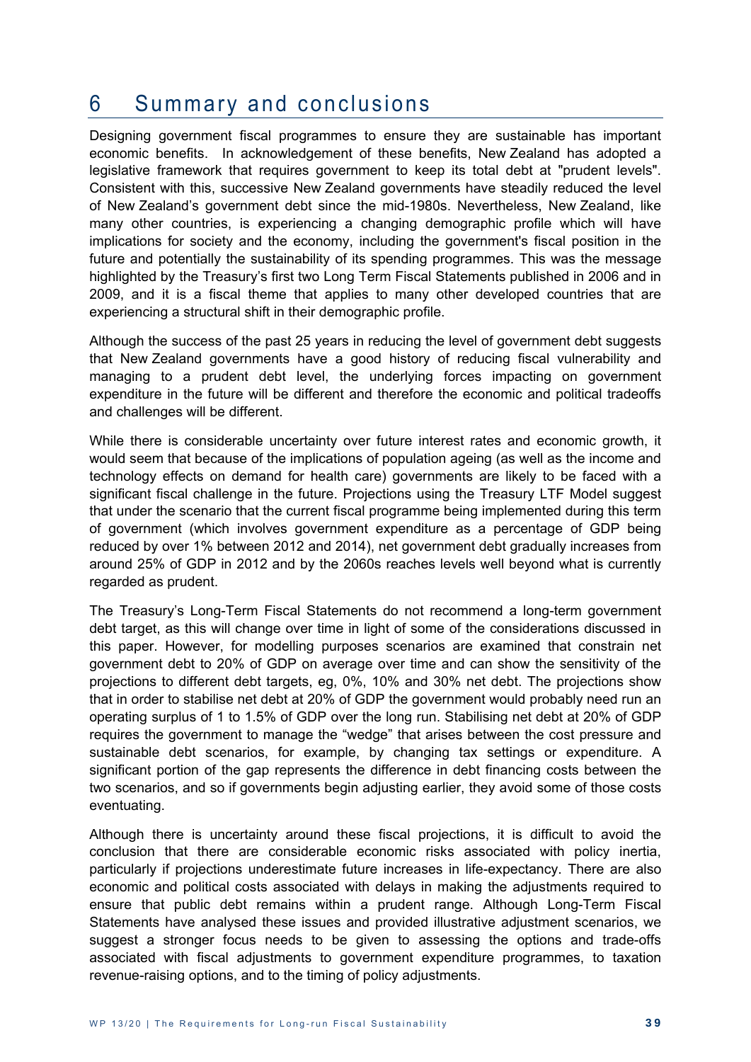# 6 Summary and conclusions

Designing government fiscal programmes to ensure they are sustainable has important economic benefits. In acknowledgement of these benefits, New Zealand has adopted a legislative framework that requires government to keep its total debt at "prudent levels". Consistent with this, successive New Zealand governments have steadily reduced the level of New Zealand's government debt since the mid-1980s. Nevertheless, New Zealand, like many other countries, is experiencing a changing demographic profile which will have implications for society and the economy, including the government's fiscal position in the future and potentially the sustainability of its spending programmes. This was the message highlighted by the Treasury's first two Long Term Fiscal Statements published in 2006 and in 2009, and it is a fiscal theme that applies to many other developed countries that are experiencing a structural shift in their demographic profile.

Although the success of the past 25 years in reducing the level of government debt suggests that New Zealand governments have a good history of reducing fiscal vulnerability and managing to a prudent debt level, the underlying forces impacting on government expenditure in the future will be different and therefore the economic and political tradeoffs and challenges will be different.

While there is considerable uncertainty over future interest rates and economic growth, it would seem that because of the implications of population ageing (as well as the income and technology effects on demand for health care) governments are likely to be faced with a significant fiscal challenge in the future. Projections using the Treasury LTF Model suggest that under the scenario that the current fiscal programme being implemented during this term of government (which involves government expenditure as a percentage of GDP being reduced by over 1% between 2012 and 2014), net government debt gradually increases from around 25% of GDP in 2012 and by the 2060s reaches levels well beyond what is currently regarded as prudent.

The Treasury's Long-Term Fiscal Statements do not recommend a long-term government debt target, as this will change over time in light of some of the considerations discussed in this paper. However, for modelling purposes scenarios are examined that constrain net government debt to 20% of GDP on average over time and can show the sensitivity of the projections to different debt targets, eg, 0%, 10% and 30% net debt. The projections show that in order to stabilise net debt at 20% of GDP the government would probably need run an operating surplus of 1 to 1.5% of GDP over the long run. Stabilising net debt at 20% of GDP requires the government to manage the "wedge" that arises between the cost pressure and sustainable debt scenarios, for example, by changing tax settings or expenditure. A significant portion of the gap represents the difference in debt financing costs between the two scenarios, and so if governments begin adjusting earlier, they avoid some of those costs eventuating.

Although there is uncertainty around these fiscal projections, it is difficult to avoid the conclusion that there are considerable economic risks associated with policy inertia, particularly if projections underestimate future increases in life-expectancy. There are also economic and political costs associated with delays in making the adjustments required to ensure that public debt remains within a prudent range. Although Long-Term Fiscal Statements have analysed these issues and provided illustrative adjustment scenarios, we suggest a stronger focus needs to be given to assessing the options and trade-offs associated with fiscal adjustments to government expenditure programmes, to taxation revenue-raising options, and to the timing of policy adjustments.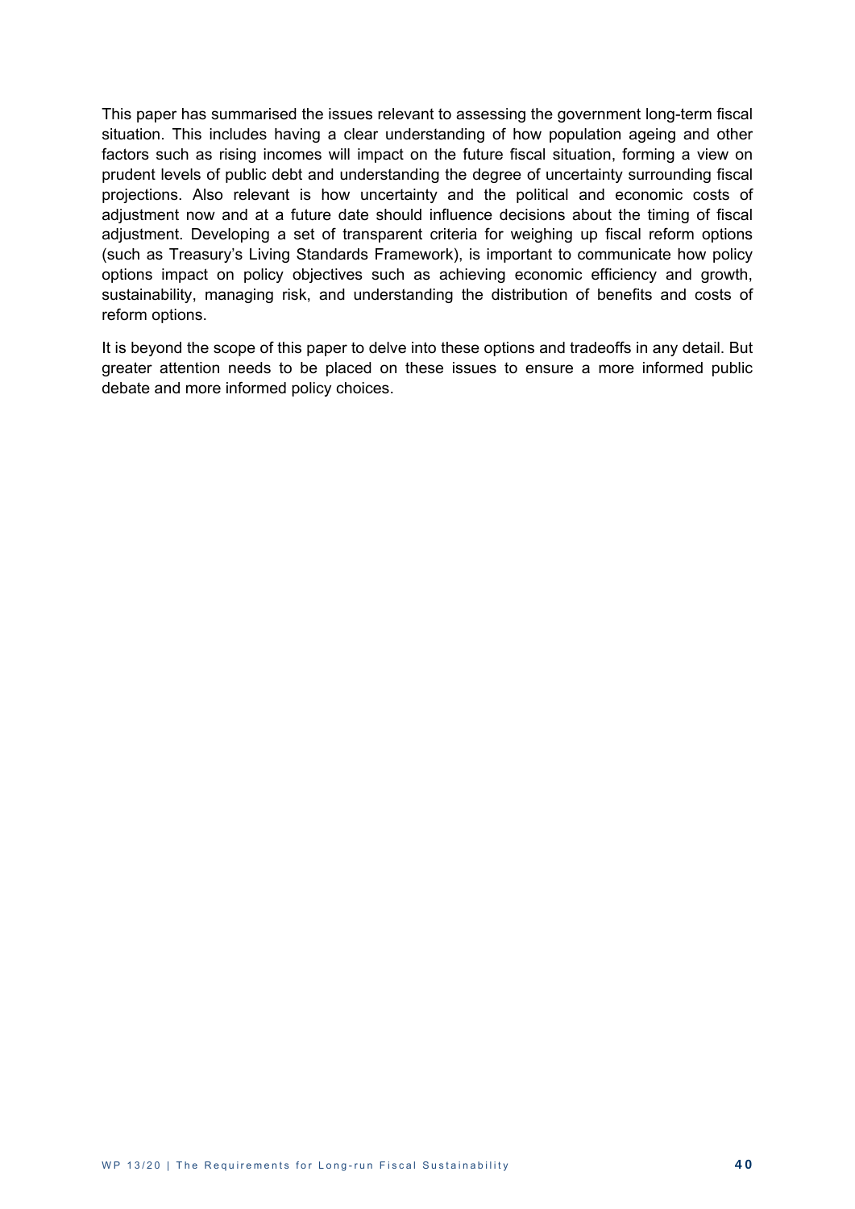This paper has summarised the issues relevant to assessing the government long-term fiscal situation. This includes having a clear understanding of how population ageing and other factors such as rising incomes will impact on the future fiscal situation, forming a view on prudent levels of public debt and understanding the degree of uncertainty surrounding fiscal projections. Also relevant is how uncertainty and the political and economic costs of adjustment now and at a future date should influence decisions about the timing of fiscal adjustment. Developing a set of transparent criteria for weighing up fiscal reform options (such as Treasury's Living Standards Framework), is important to communicate how policy options impact on policy objectives such as achieving economic efficiency and growth, sustainability, managing risk, and understanding the distribution of benefits and costs of reform options.

It is beyond the scope of this paper to delve into these options and tradeoffs in any detail. But greater attention needs to be placed on these issues to ensure a more informed public debate and more informed policy choices.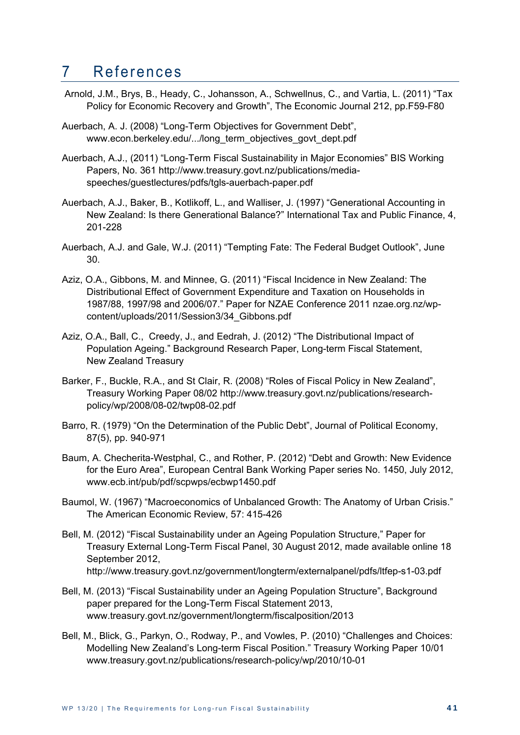# 7 References

Arnold, J.M., Brys, B., Heady, C., Johansson, A., Schwellnus, C., and Vartia, L. (2011) "Tax Policy for Economic Recovery and Growth", The Economic Journal 212, pp.F59-F80

Auerbach, A. J. (2008) "Long-Term Objectives for Government Debt", www.econ.berkeley.edu/.../long_term_objectives_govt_dept.pdf

Auerbach, A.J., (2011) "Long-Term Fiscal Sustainability in Major Economies" BIS Working Papers, No. 361 http://www.treasury.govt.nz/publications/media-speeches/guestlectures/pdfs/tgls-auerbach-paper.pdf

Auerbach, A.J., Baker, B., Kotlikoff, L., and Walliser, J. (1997) "Generational Accounting in New Zealand: Is there Generational Balance?" International Tax and Public Finance, 4, 201-228

Auerbach, A.J. and Gale, W.J. (2011) "Tempting Fate: The Federal Budget Outlook", June 30.

Aziz, O.A., Gibbons, M. and Minnee, G. (2011) "Fiscal Incidence in New Zealand: The Distributional Effect of Government Expenditure and Taxation on Households in 1987/88, 1997/98 and 2006/07." Paper for NZAE Conference 2011 nzae.org.nz/wp-content/uploads/2011/Session3/34_Gibbons.pdf

Aziz, O.A., Ball, C., Creedy, J., and Eedrah, J. (2012) "The Distributional Impact of Population Ageing." Background Research Paper, Long-term Fiscal Statement, New Zealand Treasury

Barker, F., Buckle, R.A., and St Clair, R. (2008) "Roles of Fiscal Policy in New Zealand", Treasury Working Paper 08/02 http://www.treasury.govt.nz/publications/research-policy/wp/2008/08-02/twp08-02.pdf

Barro, R. (1979) "On the Determination of the Public Debt", Journal of Political Economy, 87(5), pp. 940-971

Baum, A. Checherita-Westphal, C., and Rother, P. (2012) "Debt and Growth: New Evidence for the Euro Area", European Central Bank Working Paper series No. 1450, July 2012, www.ecb.int/pub/pdf/scpwps/ecbwp1450.pdf

Baumol, W. (1967) "Macroeconomics of Unbalanced Growth: The Anatomy of Urban Crisis." The American Economic Review, 57: 415-426

Bell, M. (2012) "Fiscal Sustainability under an Ageing Population Structure," Paper for Treasury External Long-Term Fiscal Panel, 30 August 2012, made available online 18 September 2012, http://www.treasury.govt.nz/government/longterm/externalpanel/pdfs/ltfep-s1-03.pdf

Bell, M. (2013) "Fiscal Sustainability under an Ageing Population Structure", Background paper prepared for the Long-Term Fiscal Statement 2013, www.treasury.govt.nz/government/longterm/fiscalposition/2013

Bell, M., Blick, G., Parkyn, O., Rodway, P., and Vowles, P. (2010) "Challenges and Choices: Modelling New Zealand's Long-term Fiscal Position." Treasury Working Paper 10/01 www.treasury.govt.nz/publications/research-policy/wp/2010/10-01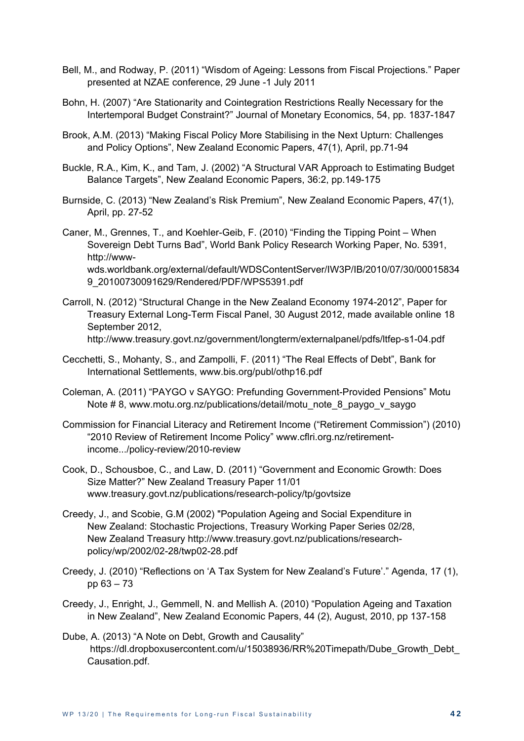Bell, M., and Rodway, P. (2011) "Wisdom of Ageing: Lessons from Fiscal Projections." Paper presented at NZAE conference, 29 June -1 July 2011

Bohn, H. (2007) "Are Stationarity and Cointegration Restrictions Really Necessary for the Intertemporal Budget Constraint?" Journal of Monetary Economics, 54, pp. 1837-1847

Brook, A.M. (2013) "Making Fiscal Policy More Stabilising in the Next Upturn: Challenges and Policy Options", New Zealand Economic Papers, 47(1), April, pp.71-94

Buckle, R.A., Kim, K., and Tam, J. (2002) "A Structural VAR Approach to Estimating Budget Balance Targets", New Zealand Economic Papers, 36:2, pp.149-175

Burnside, C. (2013) "New Zealand's Risk Premium", New Zealand Economic Papers, 47(1), April, pp. 27-52

Caner, M., Grennes, T., and Koehler-Geib, F. (2010) "Finding the Tipping Point – When Sovereign Debt Turns Bad", World Bank Policy Research Working Paper, No. 5391, http://www-wds.worldbank.org/external/default/WDSContentServer/IW3P/IB/2010/07/30/000158349_20100730091629/Rendered/PDF/WPS5391.pdf

Carroll, N. (2012) "Structural Change in the New Zealand Economy 1974-2012", Paper for Treasury External Long-Term Fiscal Panel, 30 August 2012, made available online 18 September 2012, http://www.treasury.govt.nz/government/longterm/externalpanel/pdfs/ltfep-s1-04.pdf

Cecchetti, S., Mohanty, S., and Zampolli, F. (2011) "The Real Effects of Debt", Bank for International Settlements, www.bis.org/publ/othp16.pdf

Coleman, A. (2011) "PAYGO v SAYGO: Prefunding Government-Provided Pensions" Motu Note # 8, www.motu.org.nz/publications/detail/motu_note_8_paygo_v_saygo

Commission for Financial Literacy and Retirement Income ("Retirement Commission") (2010) "2010 Review of Retirement Income Policy" www.cflri.org.nz/retirement-income.../policy-review/2010-review

Cook, D., Schousboe, C., and Law, D. (2011) "Government and Economic Growth: Does Size Matter?" New Zealand Treasury Paper 11/01 www.treasury.govt.nz/publications/research-policy/tp/govtsize

Creedy, J., and Scobie, G.M (2002) "Population Ageing and Social Expenditure in New Zealand: Stochastic Projections, Treasury Working Paper Series 02/28, New Zealand Treasury http://www.treasury.govt.nz/publications/research-policy/wp/2002/02-28/twp02-28.pdf

Creedy, J. (2010) "Reflections on 'A Tax System for New Zealand's Future'." Agenda, 17 (1), pp 63 – 73

Creedy, J., Enright, J., Gemmell, N. and Mellish A. (2010) "Population Ageing and Taxation in New Zealand", New Zealand Economic Papers, 44 (2), August, 2010, pp 137-158

Dube, A. (2013) "A Note on Debt, Growth and Causality" https://dl.dropboxusercontent.com/u/15038936/RR%20Timepath/Dube_Growth_Debt_Causation.pdf.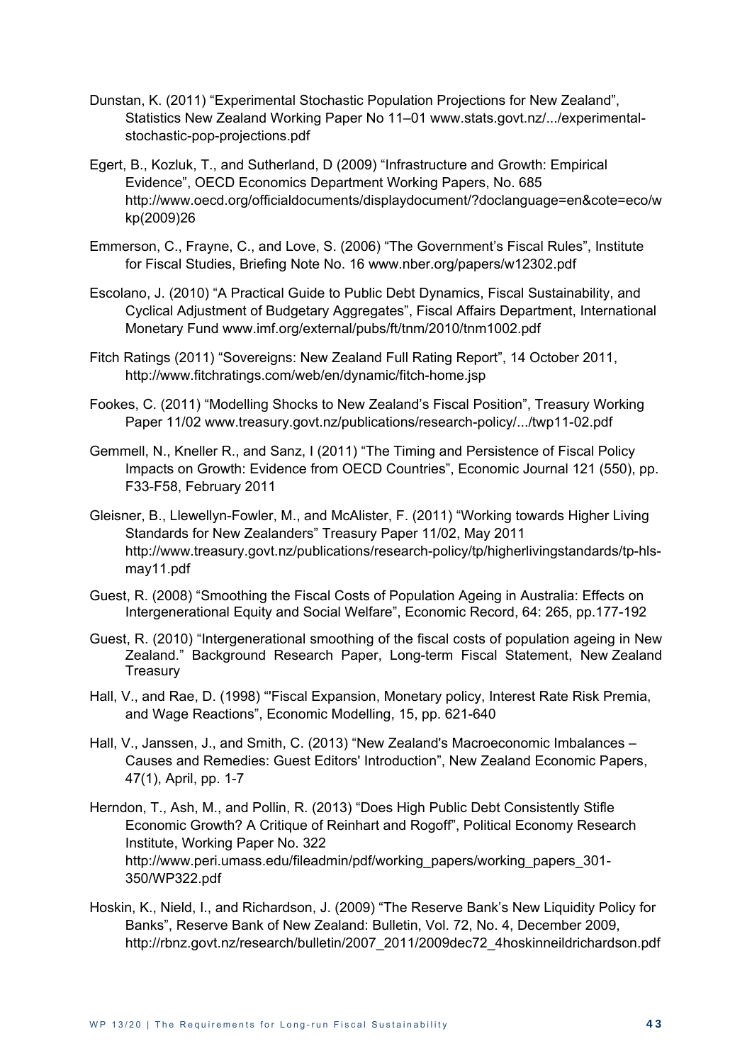Dunstan, K. (2011) “Experimental Stochastic Population Projections for New Zealand”, Statistics New Zealand Working Paper No 11–01 www.stats.govt.nz/.../experimental-stochastic-pop-projections.pdf

Egert, B., Kozluk, T., and Sutherland, D (2009) “Infrastructure and Growth: Empirical Evidence”, OECD Economics Department Working Papers, No. 685 http://www.oecd.org/officialdocuments/displaydocument/?doclanguage=en&cote=eco/wkp(2009)26

Emmerson, C., Frayne, C., and Love, S. (2006) “The Government’s Fiscal Rules”, Institute for Fiscal Studies, Briefing Note No. 16 www.nber.org/papers/w12302.pdf

Escolano, J. (2010) “A Practical Guide to Public Debt Dynamics, Fiscal Sustainability, and Cyclical Adjustment of Budgetary Aggregates”, Fiscal Affairs Department, International Monetary Fund www.imf.org/external/pubs/ft/tnm/2010/tnm1002.pdf

Fitch Ratings (2011) “Sovereigns: New Zealand Full Rating Report”, 14 October 2011, http://www.fitchratings.com/web/en/dynamic/fitch-home.jsp

Fookes, C. (2011) “Modelling Shocks to New Zealand’s Fiscal Position”, Treasury Working Paper 11/02 www.treasury.govt.nz/publications/research-policy/.../twp11-02.pdf

Gemmell, N., Kneller R., and Sanz, I (2011) “The Timing and Persistence of Fiscal Policy Impacts on Growth: Evidence from OECD Countries”, Economic Journal 121 (550), pp. F33-F58, February 2011

Gleisner, B., Llewellyn-Fowler, M., and McAlister, F. (2011) “Working towards Higher Living Standards for New Zealanders” Treasury Paper 11/02, May 2011 http://www.treasury.govt.nz/publications/research-policy/tp/higherlivingstandards/tp-hls-may11.pdf

Guest, R. (2008) “Smoothing the Fiscal Costs of Population Ageing in Australia: Effects on Intergenerational Equity and Social Welfare”, Economic Record, 64: 265, pp.177-192

Guest, R. (2010) “Intergenerational smoothing of the fiscal costs of population ageing in New Zealand.” Background Research Paper, Long-term Fiscal Statement, New Zealand Treasury

Hall, V., and Rae, D. (1998) “'Fiscal Expansion, Monetary policy, Interest Rate Risk Premia, and Wage Reactions”, Economic Modelling, 15, pp. 621-640

Hall, V., Janssen, J., and Smith, C. (2013) “New Zealand's Macroeconomic Imbalances – Causes and Remedies: Guest Editors' Introduction”, New Zealand Economic Papers, 47(1), April, pp. 1-7

Herndon, T., Ash, M., and Pollin, R. (2013) “Does High Public Debt Consistently Stifle Economic Growth? A Critique of Reinhart and Rogoff”, Political Economy Research Institute, Working Paper No. 322 http://www.peri.umass.edu/fileadmin/pdf/working_papers/working_papers_301-350/WP322.pdf

Hoskin, K., Nield, I., and Richardson, J. (2009) “The Reserve Bank’s New Liquidity Policy for Banks”, Reserve Bank of New Zealand: Bulletin, Vol. 72, No. 4, December 2009, http://rbnz.govt.nz/research/bulletin/2007_2011/2009dec72_4hoskinneildrichardson.pdf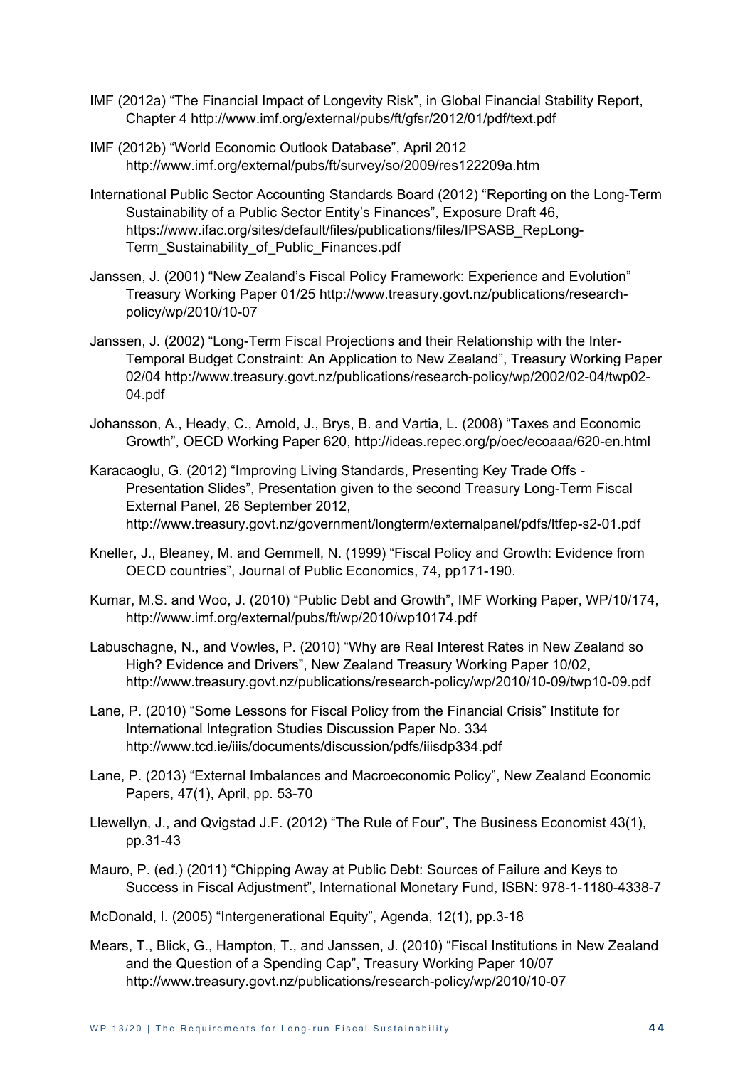IMF (2012a) "The Financial Impact of Longevity Risk", in Global Financial Stability Report, Chapter 4 http://www.imf.org/external/pubs/ft/gfsr/2012/01/pdf/text.pdf

IMF (2012b) "World Economic Outlook Database", April 2012 http://www.imf.org/external/pubs/ft/survey/so/2009/res122209a.htm

International Public Sector Accounting Standards Board (2012) "Reporting on the Long-Term Sustainability of a Public Sector Entity's Finances", Exposure Draft 46, https://www.ifac.org/sites/default/files/publications/files/IPSASB_RepLong-Term_Sustainability_of_Public_Finances.pdf

Janssen, J. (2001) "New Zealand's Fiscal Policy Framework: Experience and Evolution" Treasury Working Paper 01/25 http://www.treasury.govt.nz/publications/research-policy/wp/2010/10-07

Janssen, J. (2002) "Long-Term Fiscal Projections and their Relationship with the Inter-Temporal Budget Constraint: An Application to New Zealand", Treasury Working Paper 02/04 http://www.treasury.govt.nz/publications/research-policy/wp/2002/02-04/twp02-04.pdf

Johansson, A., Heady, C., Arnold, J., Brys, B. and Vartia, L. (2008) "Taxes and Economic Growth", OECD Working Paper 620, http://ideas.repec.org/p/oec/ecoaaa/620-en.html

Karacaoglu, G. (2012) "Improving Living Standards, Presenting Key Trade Offs - Presentation Slides", Presentation given to the second Treasury Long-Term Fiscal External Panel, 26 September 2012, http://www.treasury.govt.nz/government/longterm/externalpanel/pdfs/ltfep-s2-01.pdf

Kneller, J., Bleaney, M. and Gemmell, N. (1999) "Fiscal Policy and Growth: Evidence from OECD countries", Journal of Public Economics, 74, pp171-190.

Kumar, M.S. and Woo, J. (2010) "Public Debt and Growth", IMF Working Paper, WP/10/174, http://www.imf.org/external/pubs/ft/wp/2010/wp10174.pdf

Labuschagne, N., and Vowles, P. (2010) "Why are Real Interest Rates in New Zealand so High? Evidence and Drivers", New Zealand Treasury Working Paper 10/02, http://www.treasury.govt.nz/publications/research-policy/wp/2010/10-09/twp10-09.pdf

Lane, P. (2010) "Some Lessons for Fiscal Policy from the Financial Crisis" Institute for International Integration Studies Discussion Paper No. 334 http://www.tcd.ie/iiis/documents/discussion/pdfs/iiisdp334.pdf

Lane, P. (2013) "External Imbalances and Macroeconomic Policy", New Zealand Economic Papers, 47(1), April, pp. 53-70

Llewellyn, J., and Qvigstad J.F. (2012) "The Rule of Four", The Business Economist 43(1), pp.31-43

Mauro, P. (ed.) (2011) "Chipping Away at Public Debt: Sources of Failure and Keys to Success in Fiscal Adjustment", International Monetary Fund, ISBN: 978-1-1180-4338-7

McDonald, I. (2005) "Intergenerational Equity", Agenda, 12(1), pp.3-18

Mears, T., Blick, G., Hampton, T., and Janssen, J. (2010) "Fiscal Institutions in New Zealand and the Question of a Spending Cap", Treasury Working Paper 10/07 http://www.treasury.govt.nz/publications/research-policy/wp/2010/10-07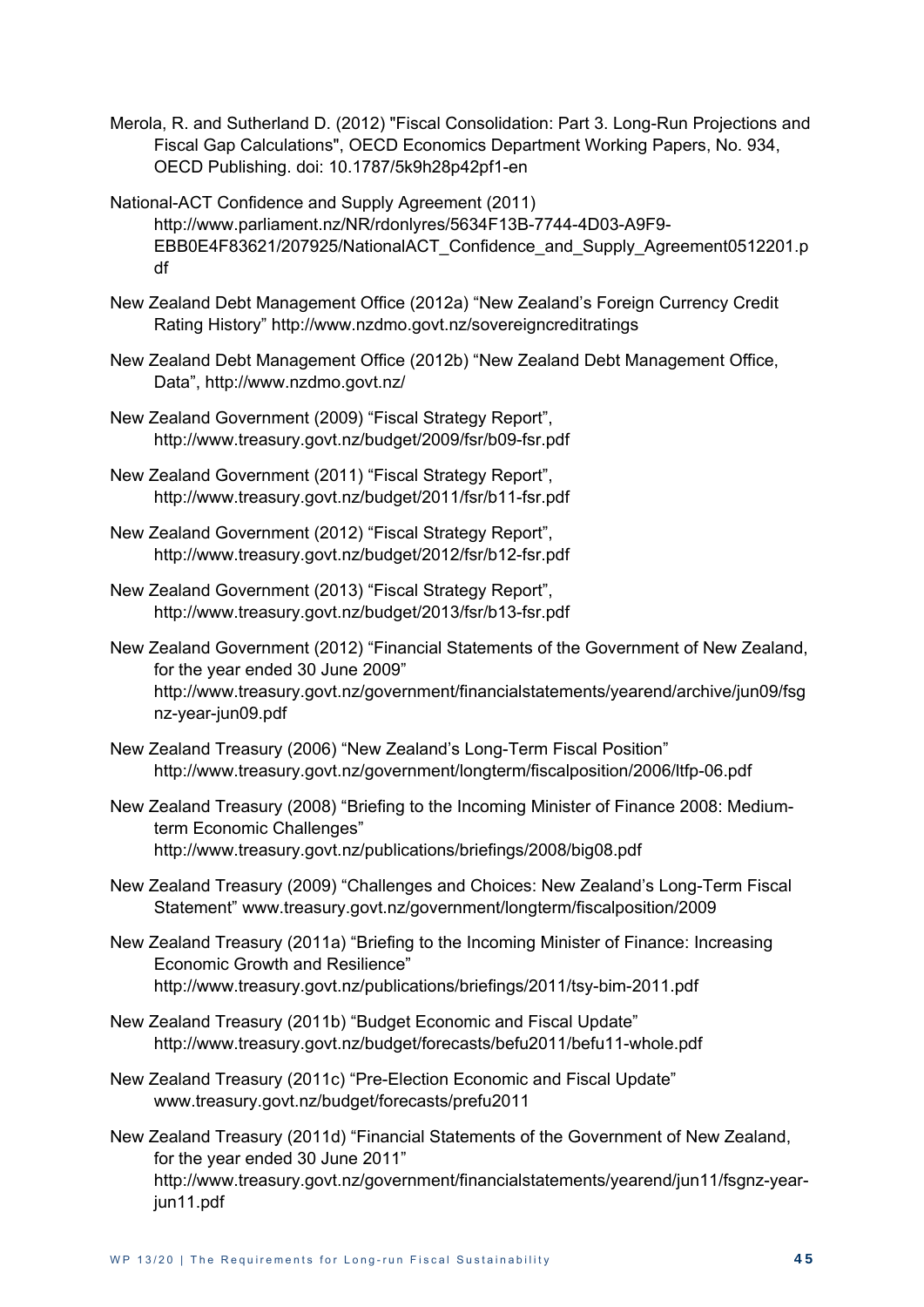Merola, R. and Sutherland D. (2012) "Fiscal Consolidation: Part 3. Long-Run Projections and Fiscal Gap Calculations", OECD Economics Department Working Papers, No. 934, OECD Publishing. doi: 10.1787/5k9h28p42pf1-en

National-ACT Confidence and Supply Agreement (2011) http://www.parliament.nz/NR/rdonlyres/5634F13B-7744-4D03-A9F9-EBB0E4F83621/207925/NationalACT_Confidence_and_Supply_Agreement0512201.pdf

New Zealand Debt Management Office (2012a) "New Zealand's Foreign Currency Credit Rating History" http://www.nzdmo.govt.nz/sovereigncreditratings

New Zealand Debt Management Office (2012b) "New Zealand Debt Management Office, Data", http://www.nzdmo.govt.nz/

New Zealand Government (2009) "Fiscal Strategy Report", http://www.treasury.govt.nz/budget/2009/fsr/b09-fsr.pdf

New Zealand Government (2011) "Fiscal Strategy Report", http://www.treasury.govt.nz/budget/2011/fsr/b11-fsr.pdf

New Zealand Government (2012) "Fiscal Strategy Report", http://www.treasury.govt.nz/budget/2012/fsr/b12-fsr.pdf

New Zealand Government (2013) "Fiscal Strategy Report", http://www.treasury.govt.nz/budget/2013/fsr/b13-fsr.pdf

New Zealand Government (2012) "Financial Statements of the Government of New Zealand, for the year ended 30 June 2009" http://www.treasury.govt.nz/government/financialstatements/yearend/archive/jun09/fsgnz-year-jun09.pdf

New Zealand Treasury (2006) "New Zealand's Long-Term Fiscal Position" http://www.treasury.govt.nz/government/longterm/fiscalposition/2006/ltfp-06.pdf

New Zealand Treasury (2008) "Briefing to the Incoming Minister of Finance 2008: Medium-term Economic Challenges" http://www.treasury.govt.nz/publications/briefings/2008/big08.pdf

New Zealand Treasury (2009) "Challenges and Choices: New Zealand's Long-Term Fiscal Statement" www.treasury.govt.nz/government/longterm/fiscalposition/2009

New Zealand Treasury (2011a) "Briefing to the Incoming Minister of Finance: Increasing Economic Growth and Resilience" http://www.treasury.govt.nz/publications/briefings/2011/tsy-bim-2011.pdf

New Zealand Treasury (2011b) "Budget Economic and Fiscal Update" http://www.treasury.govt.nz/budget/forecasts/befu2011/befu11-whole.pdf

New Zealand Treasury (2011c) "Pre-Election Economic and Fiscal Update" www.treasury.govt.nz/budget/forecasts/prefu2011

New Zealand Treasury (2011d) "Financial Statements of the Government of New Zealand, for the year ended 30 June 2011" http://www.treasury.govt.nz/government/financialstatements/yearend/jun11/fsgnz-year-jun11.pdf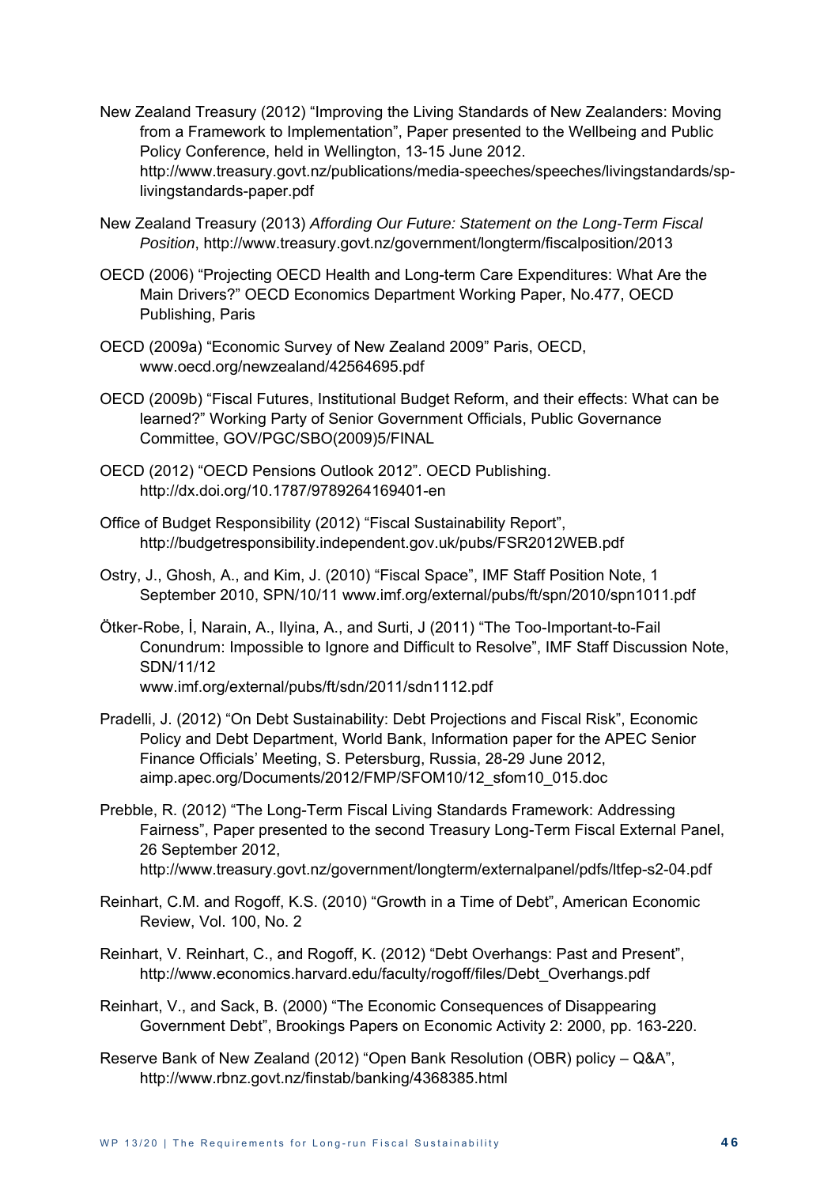New Zealand Treasury (2012) "Improving the Living Standards of New Zealanders: Moving from a Framework to Implementation", Paper presented to the Wellbeing and Public Policy Conference, held in Wellington, 13-15 June 2012. http://www.treasury.govt.nz/publications/media-speeches/speeches/livingstandards/sp-livingstandards-paper.pdf

New Zealand Treasury (2013) *Affording Our Future: Statement on the Long-Term Fiscal Position*, http://www.treasury.govt.nz/government/longterm/fiscalposition/2013

OECD (2006) "Projecting OECD Health and Long-term Care Expenditures: What Are the Main Drivers?" OECD Economics Department Working Paper, No.477, OECD Publishing, Paris

OECD (2009a) "Economic Survey of New Zealand 2009" Paris, OECD, www.oecd.org/newzealand/42564695.pdf

OECD (2009b) "Fiscal Futures, Institutional Budget Reform, and their effects: What can be learned?" Working Party of Senior Government Officials, Public Governance Committee, GOV/PGC/SBO(2009)5/FINAL

OECD (2012) "OECD Pensions Outlook 2012". OECD Publishing. http://dx.doi.org/10.1787/9789264169401-en

Office of Budget Responsibility (2012) "Fiscal Sustainability Report", http://budgetresponsibility.independent.gov.uk/pubs/FSR2012WEB.pdf

Ostry, J., Ghosh, A., and Kim, J. (2010) "Fiscal Space", IMF Staff Position Note, 1 September 2010, SPN/10/11 www.imf.org/external/pubs/ft/spn/2010/spn1011.pdf

Ötker-Robe, İ, Narain, A., Ilyina, A., and Surti, J (2011) "The Too-Important-to-Fail Conundrum: Impossible to Ignore and Difficult to Resolve", IMF Staff Discussion Note, SDN/11/12 www.imf.org/external/pubs/ft/sdn/2011/sdn1112.pdf

Pradelli, J. (2012) "On Debt Sustainability: Debt Projections and Fiscal Risk", Economic Policy and Debt Department, World Bank, Information paper for the APEC Senior Finance Officials' Meeting, S. Petersburg, Russia, 28-29 June 2012, aimp.apec.org/Documents/2012/FMP/SFOM10/12_sfom10_015.doc

Prebble, R. (2012) "The Long-Term Fiscal Living Standards Framework: Addressing Fairness", Paper presented to the second Treasury Long-Term Fiscal External Panel, 26 September 2012, http://www.treasury.govt.nz/government/longterm/externalpanel/pdfs/ltfep-s2-04.pdf

Reinhart, C.M. and Rogoff, K.S. (2010) "Growth in a Time of Debt", American Economic Review, Vol. 100, No. 2

Reinhart, V. Reinhart, C., and Rogoff, K. (2012) "Debt Overhangs: Past and Present", http://www.economics.harvard.edu/faculty/rogoff/files/Debt_Overhangs.pdf

Reinhart, V., and Sack, B. (2000) "The Economic Consequences of Disappearing Government Debt", Brookings Papers on Economic Activity 2: 2000, pp. 163-220.

Reserve Bank of New Zealand (2012) "Open Bank Resolution (OBR) policy – Q&A", http://www.rbnz.govt.nz/finstab/banking/4368385.html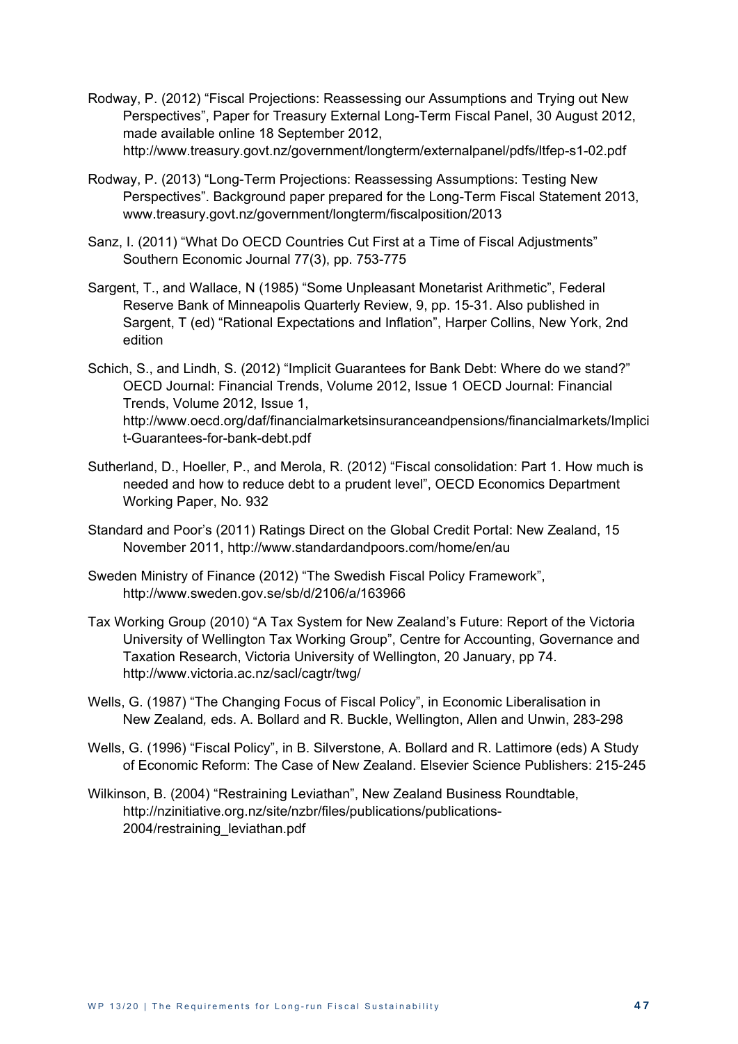Rodway, P. (2012) “Fiscal Projections: Reassessing our Assumptions and Trying out New Perspectives”, Paper for Treasury External Long-Term Fiscal Panel, 30 August 2012, made available online 18 September 2012, http://www.treasury.govt.nz/government/longterm/externalpanel/pdfs/ltfep-s1-02.pdf

Rodway, P. (2013) “Long-Term Projections: Reassessing Assumptions: Testing New Perspectives”. Background paper prepared for the Long-Term Fiscal Statement 2013, www.treasury.govt.nz/government/longterm/fiscalposition/2013

Sanz, I. (2011) “What Do OECD Countries Cut First at a Time of Fiscal Adjustments” Southern Economic Journal 77(3), pp. 753-775

Sargent, T., and Wallace, N (1985) “Some Unpleasant Monetarist Arithmetic”, Federal Reserve Bank of Minneapolis Quarterly Review, 9, pp. 15-31. Also published in Sargent, T (ed) “Rational Expectations and Inflation”, Harper Collins, New York, 2nd edition

Schich, S., and Lindh, S. (2012) “Implicit Guarantees for Bank Debt: Where do we stand?” OECD Journal: Financial Trends, Volume 2012, Issue 1 OECD Journal: Financial Trends, Volume 2012, Issue 1, http://www.oecd.org/daf/financialmarketsinsuranceandpensions/financialmarkets/Implicit-Guarantees-for-bank-debt.pdf

Sutherland, D., Hoeller, P., and Merola, R. (2012) “Fiscal consolidation: Part 1. How much is needed and how to reduce debt to a prudent level”, OECD Economics Department Working Paper, No. 932

Standard and Poor’s (2011) Ratings Direct on the Global Credit Portal: New Zealand, 15 November 2011, http://www.standardandpoors.com/home/en/au

Sweden Ministry of Finance (2012) “The Swedish Fiscal Policy Framework”, http://www.sweden.gov.se/sb/d/2106/a/163966

Tax Working Group (2010) “A Tax System for New Zealand’s Future: Report of the Victoria University of Wellington Tax Working Group”, Centre for Accounting, Governance and Taxation Research, Victoria University of Wellington, 20 January, pp 74. http://www.victoria.ac.nz/sacl/cagtr/twg/

Wells, G. (1987) “The Changing Focus of Fiscal Policy”, in Economic Liberalisation in New Zealand*,* eds. A. Bollard and R. Buckle, Wellington, Allen and Unwin, 283-298

Wells, G. (1996) “Fiscal Policy”, in B. Silverstone, A. Bollard and R. Lattimore (eds) A Study of Economic Reform: The Case of New Zealand. Elsevier Science Publishers: 215-245

Wilkinson, B. (2004) “Restraining Leviathan”, New Zealand Business Roundtable, http://nzinitiative.org.nz/site/nzbr/files/publications/publications-2004/restraining_leviathan.pdf